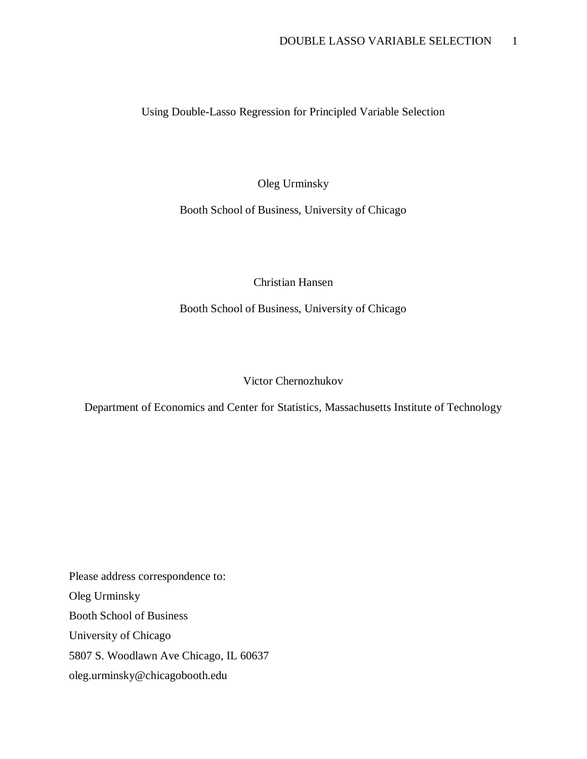# Using Double-Lasso Regression for Principled Variable Selection

Oleg Urminsky

Booth School of Business, University of Chicago

Christian Hansen

Booth School of Business, University of Chicago

Victor Chernozhukov

Department of Economics and Center for Statistics, Massachusetts Institute of Technology

Please address correspondence to:
Oleg Urminsky
Booth School of Business
University of Chicago
5807 S. Woodlawn Ave Chicago, IL 60637
oleg.urminsky@chicagobooth.edu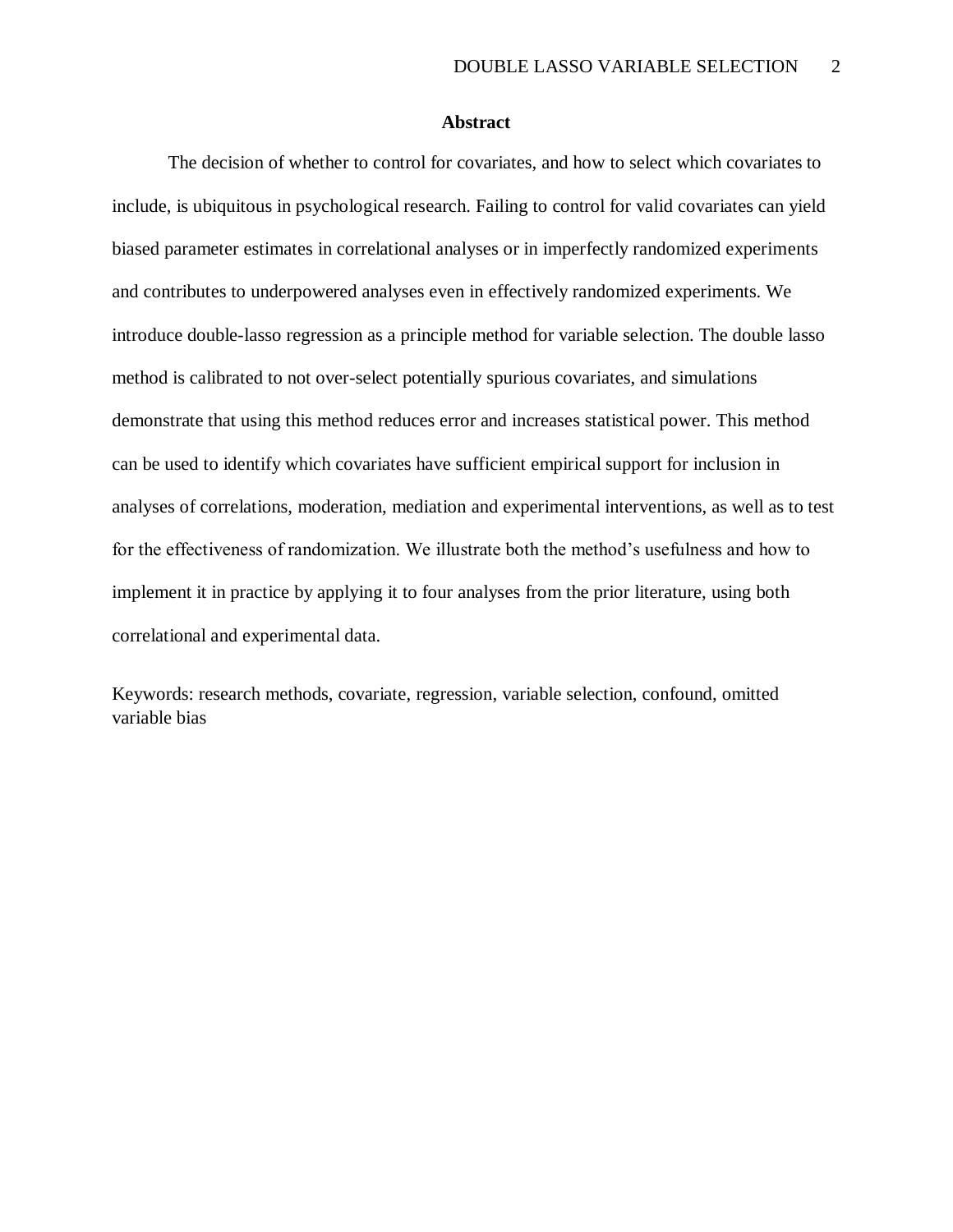# Abstract

The decision of whether to control for covariates, and how to select which covariates to include, is ubiquitous in psychological research. Failing to control for valid covariates can yield biased parameter estimates in correlational analyses or in imperfectly randomized experiments and contributes to underpowered analyses even in effectively randomized experiments. We introduce double-lasso regression as a principle method for variable selection. The double lasso method is calibrated to not over-select potentially spurious covariates, and simulations demonstrate that using this method reduces error and increases statistical power. This method can be used to identify which covariates have sufficient empirical support for inclusion in analyses of correlations, moderation, mediation and experimental interventions, as well as to test for the effectiveness of randomization. We illustrate both the method's usefulness and how to implement it in practice by applying it to four analyses from the prior literature, using both correlational and experimental data.

Keywords: research methods, covariate, regression, variable selection, confound, omitted variable bias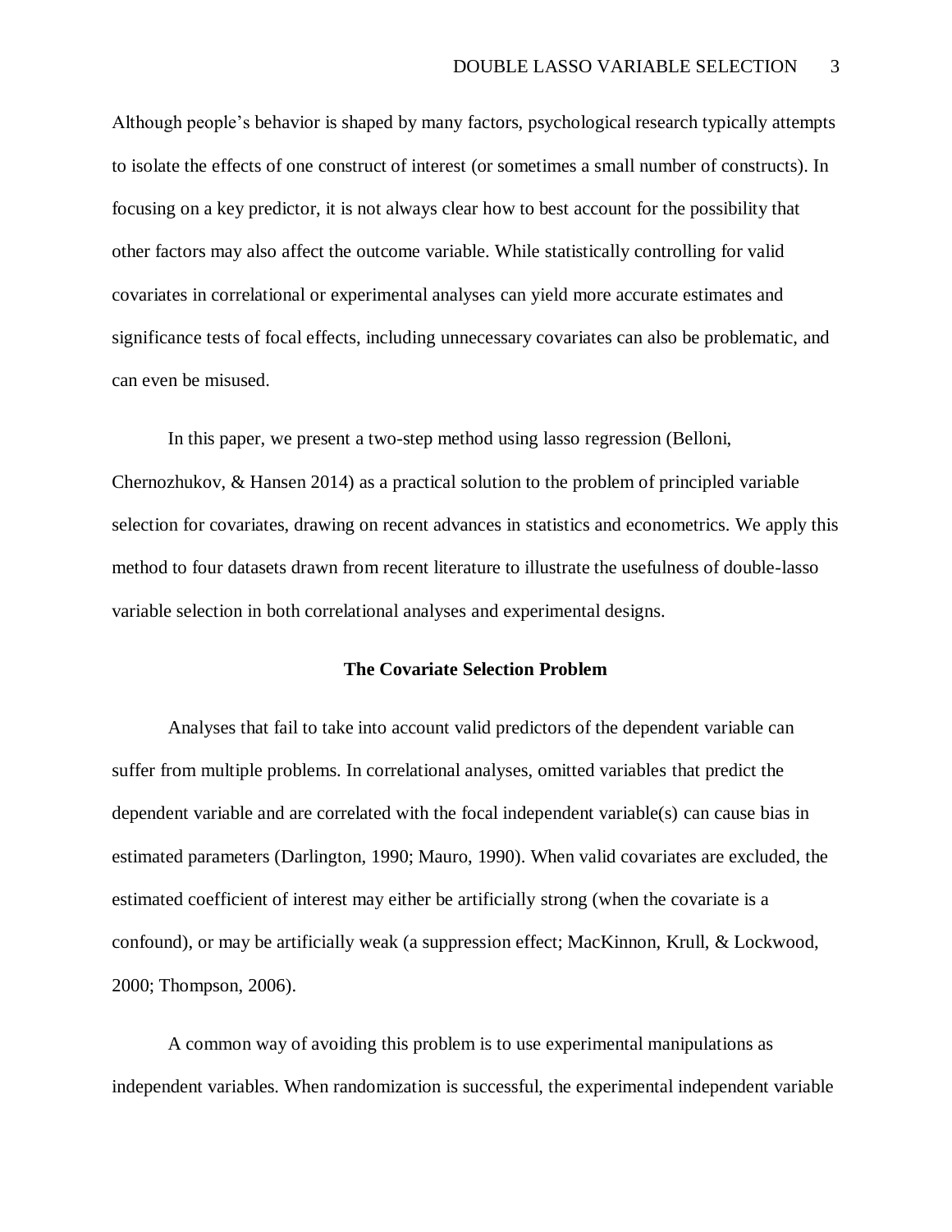Although people's behavior is shaped by many factors, psychological research typically attempts to isolate the effects of one construct of interest (or sometimes a small number of constructs). In focusing on a key predictor, it is not always clear how to best account for the possibility that other factors may also affect the outcome variable. While statistically controlling for valid covariates in correlational or experimental analyses can yield more accurate estimates and significance tests of focal effects, including unnecessary covariates can also be problematic, and can even be misused.

In this paper, we present a two-step method using lasso regression (Belloni, Chernozhukov, & Hansen 2014) as a practical solution to the problem of principled variable selection for covariates, drawing on recent advances in statistics and econometrics. We apply this method to four datasets drawn from recent literature to illustrate the usefulness of double-lasso variable selection in both correlational analyses and experimental designs.

## The Covariate Selection Problem

Analyses that fail to take into account valid predictors of the dependent variable can suffer from multiple problems. In correlational analyses, omitted variables that predict the dependent variable and are correlated with the focal independent variable(s) can cause bias in estimated parameters (Darlington, 1990; Mauro, 1990). When valid covariates are excluded, the estimated coefficient of interest may either be artificially strong (when the covariate is a confound), or may be artificially weak (a suppression effect; MacKinnon, Krull, & Lockwood, 2000; Thompson, 2006).

A common way of avoiding this problem is to use experimental manipulations as independent variables. When randomization is successful, the experimental independent variable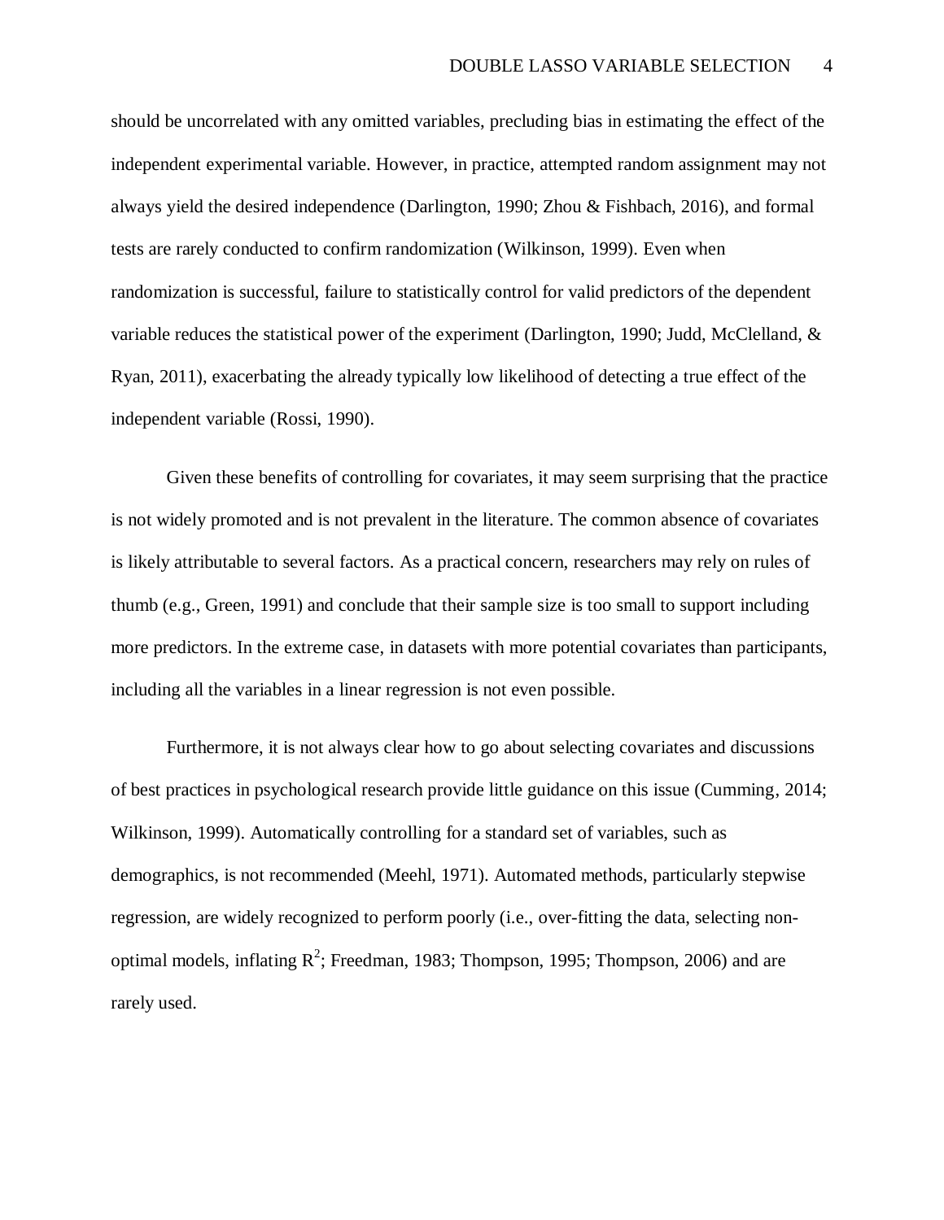should be uncorrelated with any omitted variables, precluding bias in estimating the effect of the independent experimental variable. However, in practice, attempted random assignment may not always yield the desired independence (Darlington, 1990; Zhou & Fishbach, 2016), and formal tests are rarely conducted to confirm randomization (Wilkinson, 1999). Even when randomization is successful, failure to statistically control for valid predictors of the dependent variable reduces the statistical power of the experiment (Darlington, 1990; Judd, McClelland, & Ryan, 2011), exacerbating the already typically low likelihood of detecting a true effect of the independent variable (Rossi, 1990).

Given these benefits of controlling for covariates, it may seem surprising that the practice is not widely promoted and is not prevalent in the literature. The common absence of covariates is likely attributable to several factors. As a practical concern, researchers may rely on rules of thumb (e.g., Green, 1991) and conclude that their sample size is too small to support including more predictors. In the extreme case, in datasets with more potential covariates than participants, including all the variables in a linear regression is not even possible.

Furthermore, it is not always clear how to go about selecting covariates and discussions of best practices in psychological research provide little guidance on this issue (Cumming, 2014; Wilkinson, 1999). Automatically controlling for a standard set of variables, such as demographics, is not recommended (Meehl, 1971). Automated methods, particularly stepwise regression, are widely recognized to perform poorly (i.e., over-fitting the data, selecting non-optimal models, inflating $R^2$; Freedman, 1983; Thompson, 1995; Thompson, 2006) and are rarely used.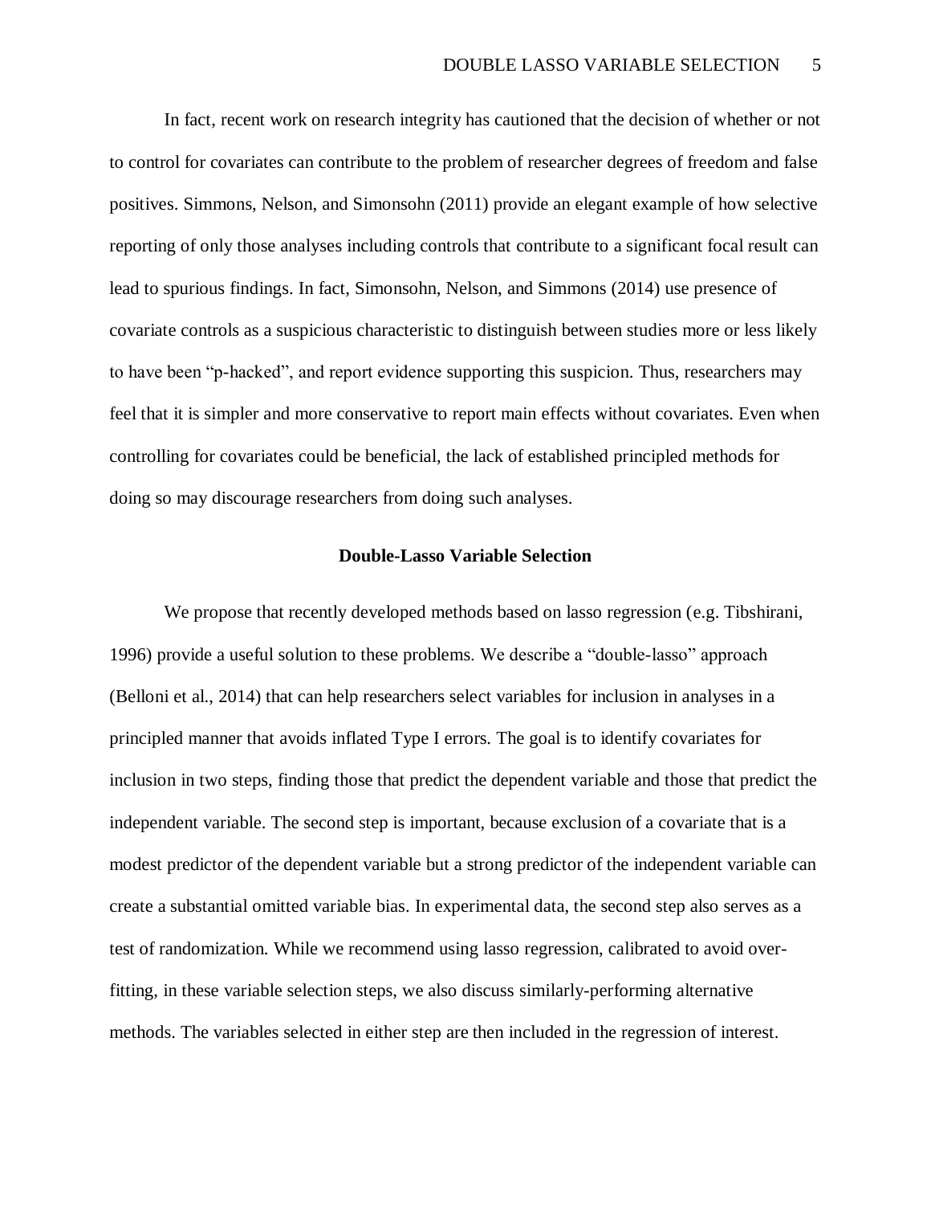In fact, recent work on research integrity has cautioned that the decision of whether or not to control for covariates can contribute to the problem of researcher degrees of freedom and false positives. Simmons, Nelson, and Simonsohn (2011) provide an elegant example of how selective reporting of only those analyses including controls that contribute to a significant focal result can lead to spurious findings. In fact, Simonsohn, Nelson, and Simmons (2014) use presence of covariate controls as a suspicious characteristic to distinguish between studies more or less likely to have been "p-hacked", and report evidence supporting this suspicion. Thus, researchers may feel that it is simpler and more conservative to report main effects without covariates. Even when controlling for covariates could be beneficial, the lack of established principled methods for doing so may discourage researchers from doing such analyses.

## Double-Lasso Variable Selection

We propose that recently developed methods based on lasso regression (e.g. Tibshirani, 1996) provide a useful solution to these problems. We describe a "double-lasso" approach (Belloni et al., 2014) that can help researchers select variables for inclusion in analyses in a principled manner that avoids inflated Type I errors. The goal is to identify covariates for inclusion in two steps, finding those that predict the dependent variable and those that predict the independent variable. The second step is important, because exclusion of a covariate that is a modest predictor of the dependent variable but a strong predictor of the independent variable can create a substantial omitted variable bias. In experimental data, the second step also serves as a test of randomization. While we recommend using lasso regression, calibrated to avoid over-fitting, in these variable selection steps, we also discuss similarly-performing alternative methods. The variables selected in either step are then included in the regression of interest.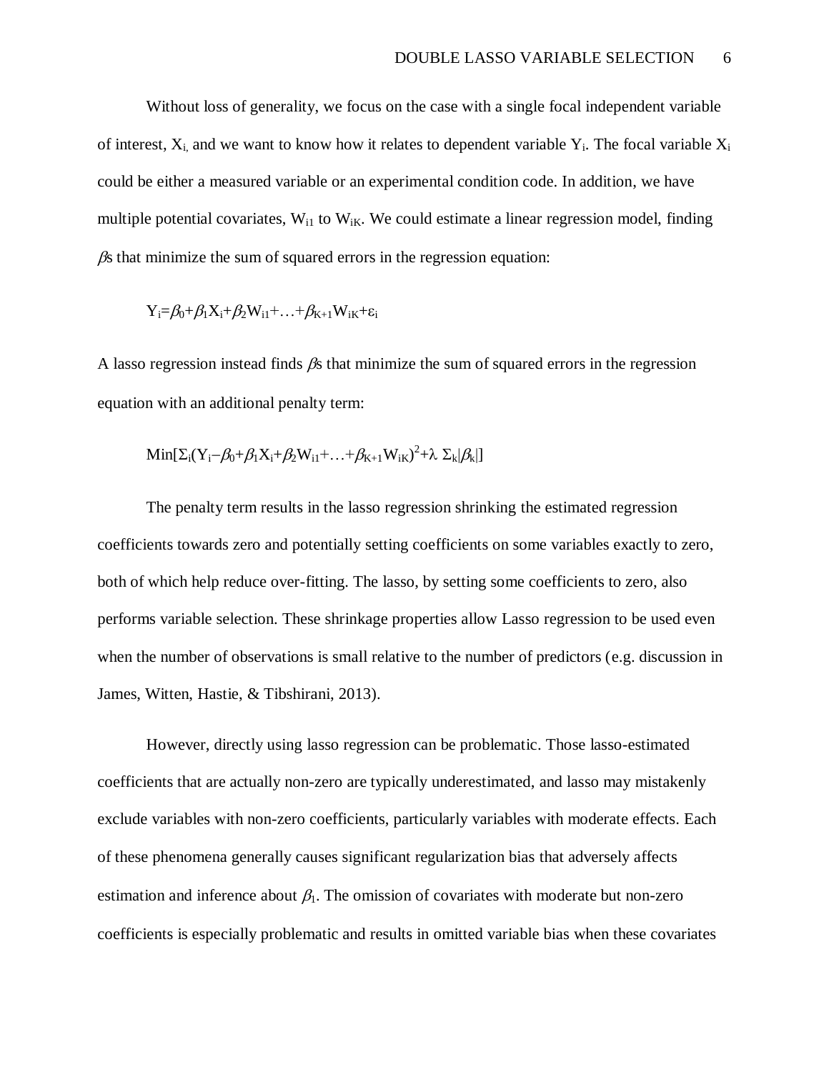Without loss of generality, we focus on the case with a single focal independent variable of interest, $X_i$, and we want to know how it relates to dependent variable $Y_i$. The focal variable $X_i$ could be either a measured variable or an experimental condition code. In addition, we have multiple potential covariates, $W_{i1}$ to $W_{iK}$. We could estimate a linear regression model, finding $\beta$s that minimize the sum of squared errors in the regression equation:

$$Y_i=\beta_0+\beta_1X_i+\beta_2W_{i1}+\ldots+\beta_{K+1}W_{iK}+\varepsilon_i$$

A lasso regression instead finds $\beta$s that minimize the sum of squared errors in the regression equation with an additional penalty term:

$$\text{Min}[\Sigma_i(Y_i-\beta_0+\beta_1X_i+\beta_2W_{i1}+\ldots+\beta_{K+1}W_{iK})^2+\lambda\ \Sigma_k|\beta_k|]$$

The penalty term results in the lasso regression shrinking the estimated regression coefficients towards zero and potentially setting coefficients on some variables exactly to zero, both of which help reduce over-fitting. The lasso, by setting some coefficients to zero, also performs variable selection. These shrinkage properties allow Lasso regression to be used even when the number of observations is small relative to the number of predictors (e.g. discussion in James, Witten, Hastie, & Tibshirani, 2013).

However, directly using lasso regression can be problematic. Those lasso-estimated coefficients that are actually non-zero are typically underestimated, and lasso may mistakenly exclude variables with non-zero coefficients, particularly variables with moderate effects. Each of these phenomena generally causes significant regularization bias that adversely affects estimation and inference about $\beta_1$. The omission of covariates with moderate but non-zero coefficients is especially problematic and results in omitted variable bias when these covariates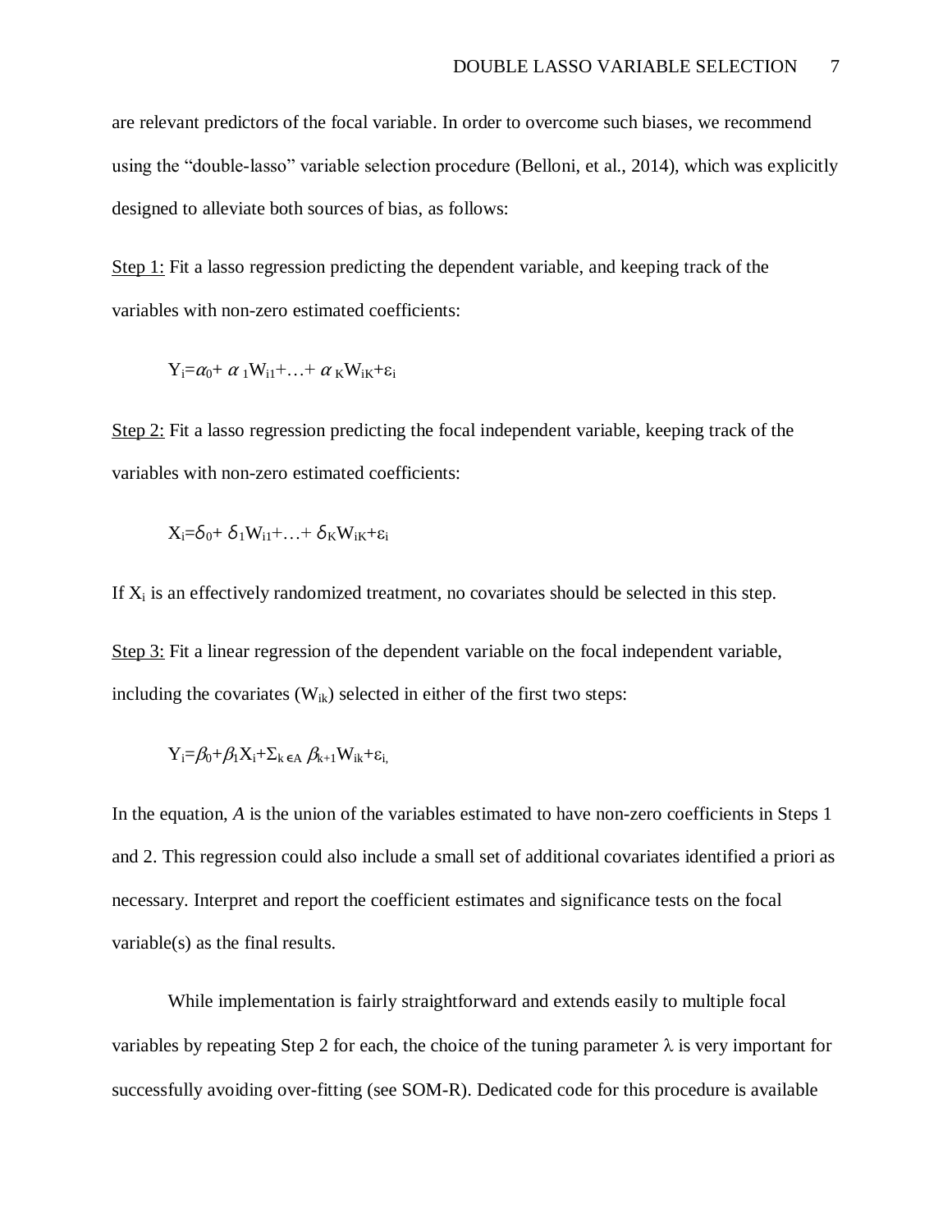are relevant predictors of the focal variable. In order to overcome such biases, we recommend using the "double-lasso" variable selection procedure (Belloni, et al., 2014), which was explicitly designed to alleviate both sources of bias, as follows:

Step 1: Fit a lasso regression predicting the dependent variable, and keeping track of the variables with non-zero estimated coefficients:

$$Y_i=\alpha_0+\alpha_1 W_{i1}+\ldots+\alpha_K W_{iK}+\varepsilon_i$$

Step 2: Fit a lasso regression predicting the focal independent variable, keeping track of the variables with non-zero estimated coefficients:

$$X_i=\delta_0+\delta_1 W_{i1}+\ldots+\delta_K W_{iK}+\varepsilon_i$$

If $X_i$ is an effectively randomized treatment, no covariates should be selected in this step.

Step 3: Fit a linear regression of the dependent variable on the focal independent variable, including the covariates ($W_{ik}$) selected in either of the first two steps:

$$Y_i=\beta_0+\beta_1 X_i+\Sigma_{k\in A}\,\beta_{k+1} W_{ik}+\varepsilon_i,$$

In the equation, *A* is the union of the variables estimated to have non-zero coefficients in Steps 1 and 2. This regression could also include a small set of additional covariates identified a priori as necessary. Interpret and report the coefficient estimates and significance tests on the focal variable(s) as the final results.

While implementation is fairly straightforward and extends easily to multiple focal variables by repeating Step 2 for each, the choice of the tuning parameter $\lambda$ is very important for successfully avoiding over-fitting (see SOM-R). Dedicated code for this procedure is available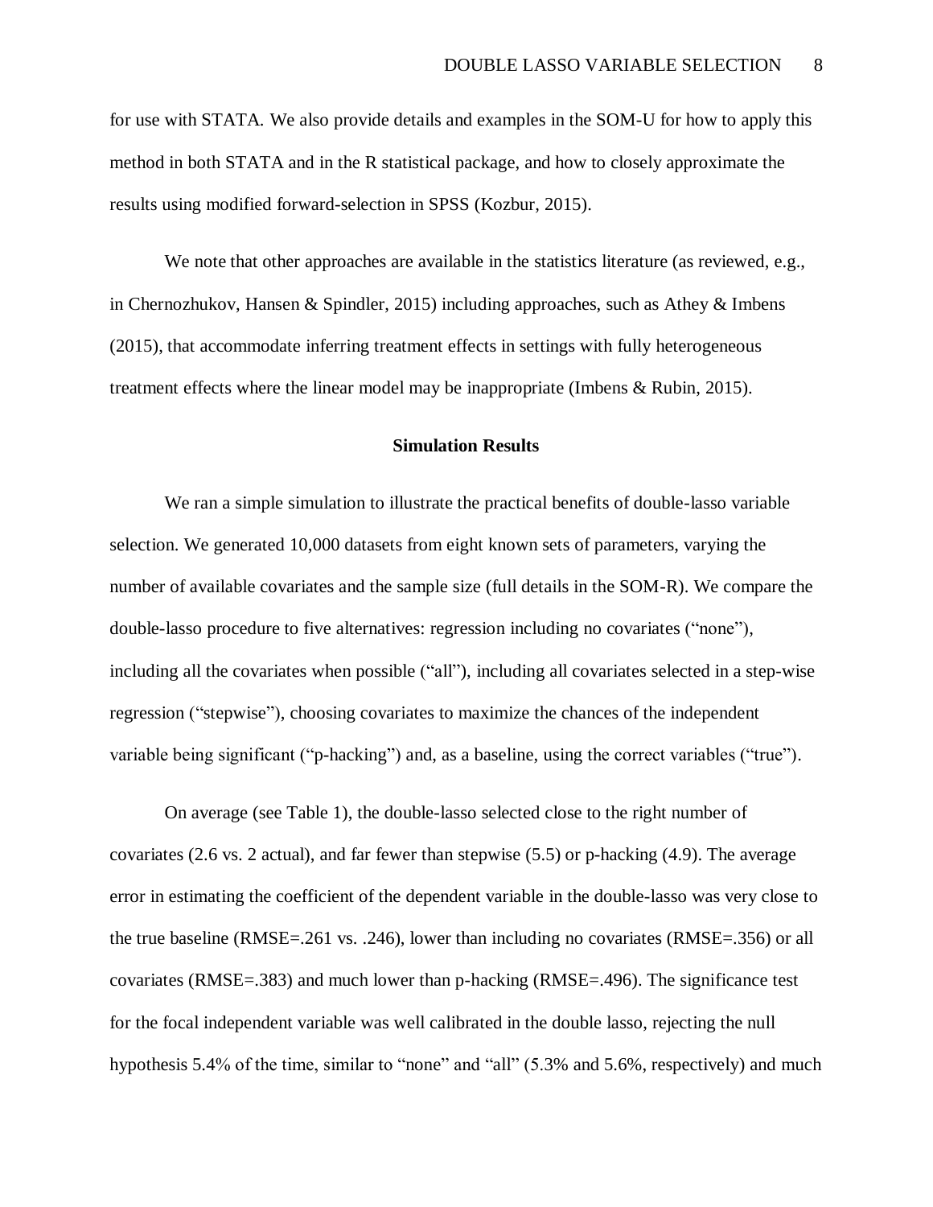for use with STATA. We also provide details and examples in the SOM-U for how to apply this method in both STATA and in the R statistical package, and how to closely approximate the results using modified forward-selection in SPSS (Kozbur, 2015).

We note that other approaches are available in the statistics literature (as reviewed, e.g., in Chernozhukov, Hansen & Spindler, 2015) including approaches, such as Athey & Imbens (2015), that accommodate inferring treatment effects in settings with fully heterogeneous treatment effects where the linear model may be inappropriate (Imbens & Rubin, 2015).

## Simulation Results

We ran a simple simulation to illustrate the practical benefits of double-lasso variable selection. We generated 10,000 datasets from eight known sets of parameters, varying the number of available covariates and the sample size (full details in the SOM-R). We compare the double-lasso procedure to five alternatives: regression including no covariates ("none"), including all the covariates when possible ("all"), including all covariates selected in a step-wise regression ("stepwise"), choosing covariates to maximize the chances of the independent variable being significant ("p-hacking") and, as a baseline, using the correct variables ("true").

On average (see Table 1), the double-lasso selected close to the right number of covariates (2.6 vs. 2 actual), and far fewer than stepwise (5.5) or p-hacking (4.9). The average error in estimating the coefficient of the dependent variable in the double-lasso was very close to the true baseline (RMSE=.261 vs. .246), lower than including no covariates (RMSE=.356) or all covariates (RMSE=.383) and much lower than p-hacking (RMSE=.496). The significance test for the focal independent variable was well calibrated in the double lasso, rejecting the null hypothesis 5.4% of the time, similar to "none" and "all" (5.3% and 5.6%, respectively) and much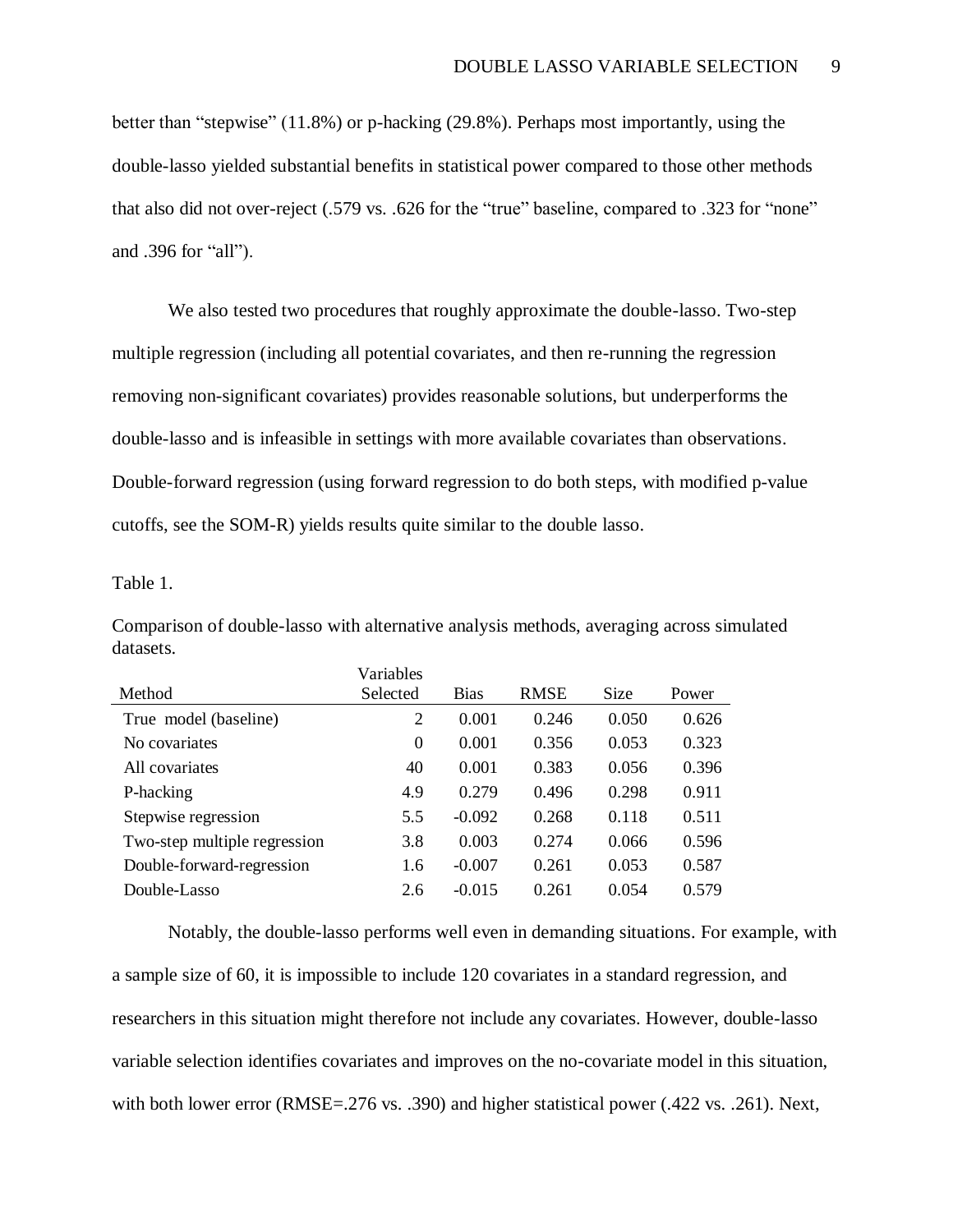better than "stepwise" (11.8%) or p-hacking (29.8%). Perhaps most importantly, using the double-lasso yielded substantial benefits in statistical power compared to those other methods that also did not over-reject (.579 vs. .626 for the "true" baseline, compared to .323 for "none" and .396 for "all").

We also tested two procedures that roughly approximate the double-lasso. Two-step multiple regression (including all potential covariates, and then re-running the regression removing non-significant covariates) provides reasonable solutions, but underperforms the double-lasso and is infeasible in settings with more available covariates than observations. Double-forward regression (using forward regression to do both steps, with modified p-value cutoffs, see the SOM-R) yields results quite similar to the double lasso.

Table 1.

Comparison of double-lasso with alternative analysis methods, averaging across simulated datasets.

| Method | Variables Selected | Bias | RMSE | Size | Power |
|---|---|---|---|---|---|
| True model (baseline) | 2 | 0.001 | 0.246 | 0.050 | 0.626 |
| No covariates | 0 | 0.001 | 0.356 | 0.053 | 0.323 |
| All covariates | 40 | 0.001 | 0.383 | 0.056 | 0.396 |
| P-hacking | 4.9 | 0.279 | 0.496 | 0.298 | 0.911 |
| Stepwise regression | 5.5 | -0.092 | 0.268 | 0.118 | 0.511 |
| Two-step multiple regression | 3.8 | 0.003 | 0.274 | 0.066 | 0.596 |
| Double-forward-regression | 1.6 | -0.007 | 0.261 | 0.053 | 0.587 |
| Double-Lasso | 2.6 | -0.015 | 0.261 | 0.054 | 0.579 |

Notably, the double-lasso performs well even in demanding situations. For example, with a sample size of 60, it is impossible to include 120 covariates in a standard regression, and researchers in this situation might therefore not include any covariates. However, double-lasso variable selection identifies covariates and improves on the no-covariate model in this situation, with both lower error (RMSE=.276 vs. .390) and higher statistical power (.422 vs. .261). Next,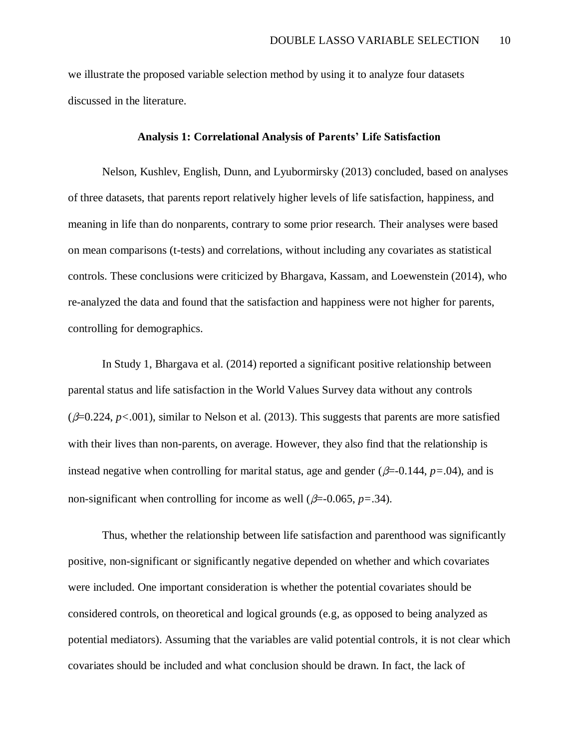we illustrate the proposed variable selection method by using it to analyze four datasets discussed in the literature.

### Analysis 1: Correlational Analysis of Parents' Life Satisfaction

Nelson, Kushlev, English, Dunn, and Lyubormirsky (2013) concluded, based on analyses of three datasets, that parents report relatively higher levels of life satisfaction, happiness, and meaning in life than do nonparents, contrary to some prior research. Their analyses were based on mean comparisons (t-tests) and correlations, without including any covariates as statistical controls. These conclusions were criticized by Bhargava, Kassam, and Loewenstein (2014), who re-analyzed the data and found that the satisfaction and happiness were not higher for parents, controlling for demographics.

In Study 1, Bhargava et al. (2014) reported a significant positive relationship between parental status and life satisfaction in the World Values Survey data without any controls ($\beta$=0.224, $p$<.001), similar to Nelson et al. (2013). This suggests that parents are more satisfied with their lives than non-parents, on average. However, they also find that the relationship is instead negative when controlling for marital status, age and gender ($\beta$=-0.144, $p$=.04), and is non-significant when controlling for income as well ($\beta$=-0.065, $p$=.34).

Thus, whether the relationship between life satisfaction and parenthood was significantly positive, non-significant or significantly negative depended on whether and which covariates were included. One important consideration is whether the potential covariates should be considered controls, on theoretical and logical grounds (e.g, as opposed to being analyzed as potential mediators). Assuming that the variables are valid potential controls, it is not clear which covariates should be included and what conclusion should be drawn. In fact, the lack of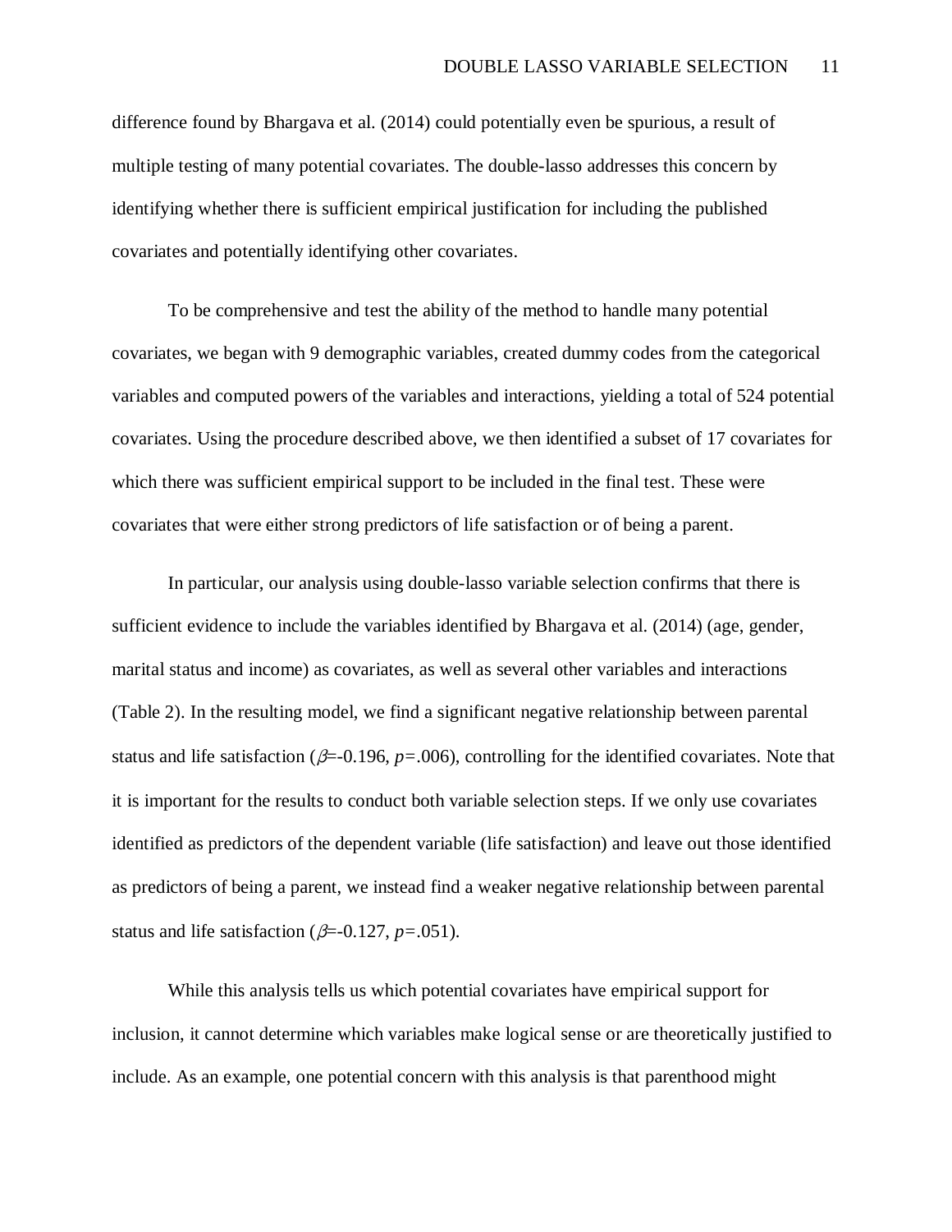difference found by Bhargava et al. (2014) could potentially even be spurious, a result of multiple testing of many potential covariates. The double-lasso addresses this concern by identifying whether there is sufficient empirical justification for including the published covariates and potentially identifying other covariates.

To be comprehensive and test the ability of the method to handle many potential covariates, we began with 9 demographic variables, created dummy codes from the categorical variables and computed powers of the variables and interactions, yielding a total of 524 potential covariates. Using the procedure described above, we then identified a subset of 17 covariates for which there was sufficient empirical support to be included in the final test. These were covariates that were either strong predictors of life satisfaction or of being a parent.

In particular, our analysis using double-lasso variable selection confirms that there is sufficient evidence to include the variables identified by Bhargava et al. (2014) (age, gender, marital status and income) as covariates, as well as several other variables and interactions (Table 2). In the resulting model, we find a significant negative relationship between parental status and life satisfaction ($\beta$=-0.196, $p$=.006), controlling for the identified covariates. Note that it is important for the results to conduct both variable selection steps. If we only use covariates identified as predictors of the dependent variable (life satisfaction) and leave out those identified as predictors of being a parent, we instead find a weaker negative relationship between parental status and life satisfaction ($\beta$=-0.127, $p$=.051).

While this analysis tells us which potential covariates have empirical support for inclusion, it cannot determine which variables make logical sense or are theoretically justified to include. As an example, one potential concern with this analysis is that parenthood might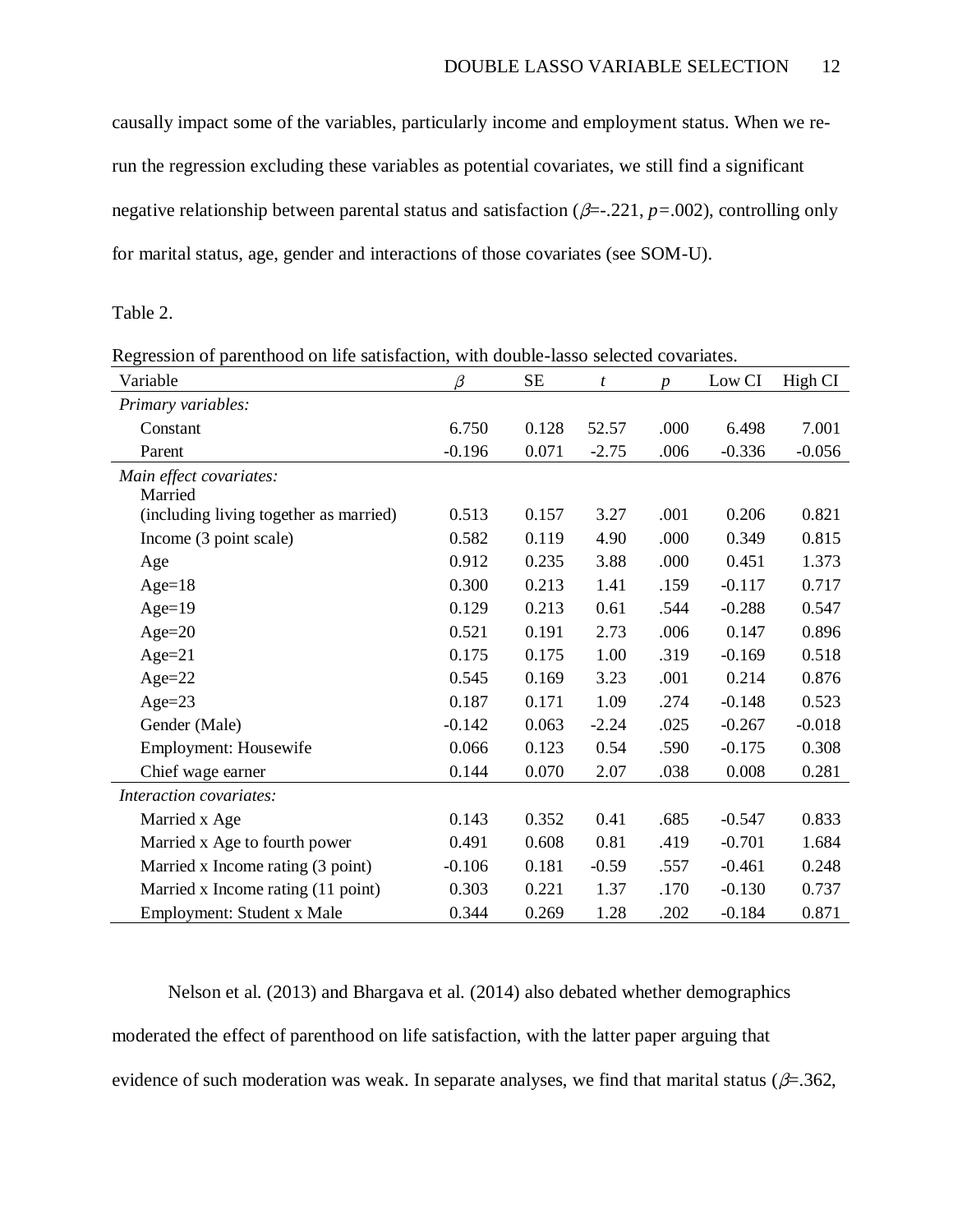causally impact some of the variables, particularly income and employment status. When we re-run the regression excluding these variables as potential covariates, we still find a significant negative relationship between parental status and satisfaction ($\beta$=-.221, $p$=.002), controlling only for marital status, age, gender and interactions of those covariates (see SOM-U).

Table 2.

Regression of parenthood on life satisfaction, with double-lasso selected covariates.

| Variable | $\beta$ | SE | $t$ | $p$ | Low CI | High CI |
|---|---|---|---|---|---|---|
| *Primary variables:* | | | | | | |
| Constant | 6.750 | 0.128 | 52.57 | .000 | 6.498 | 7.001 |
| Parent | -0.196 | 0.071 | -2.75 | .006 | -0.336 | -0.056 |
| *Main effect covariates:* | | | | | | |
| Married (including living together as married) | 0.513 | 0.157 | 3.27 | .001 | 0.206 | 0.821 |
| Income (3 point scale) | 0.582 | 0.119 | 4.90 | .000 | 0.349 | 0.815 |
| Age | 0.912 | 0.235 | 3.88 | .000 | 0.451 | 1.373 |
| Age=18 | 0.300 | 0.213 | 1.41 | .159 | -0.117 | 0.717 |
| Age=19 | 0.129 | 0.213 | 0.61 | .544 | -0.288 | 0.547 |
| Age=20 | 0.521 | 0.191 | 2.73 | .006 | 0.147 | 0.896 |
| Age=21 | 0.175 | 0.175 | 1.00 | .319 | -0.169 | 0.518 |
| Age=22 | 0.545 | 0.169 | 3.23 | .001 | 0.214 | 0.876 |
| Age=23 | 0.187 | 0.171 | 1.09 | .274 | -0.148 | 0.523 |
| Gender (Male) | -0.142 | 0.063 | -2.24 | .025 | -0.267 | -0.018 |
| Employment: Housewife | 0.066 | 0.123 | 0.54 | .590 | -0.175 | 0.308 |
| Chief wage earner | 0.144 | 0.070 | 2.07 | .038 | 0.008 | 0.281 |
| *Interaction covariates:* | | | | | | |
| Married x Age | 0.143 | 0.352 | 0.41 | .685 | -0.547 | 0.833 |
| Married x Age to fourth power | 0.491 | 0.608 | 0.81 | .419 | -0.701 | 1.684 |
| Married x Income rating (3 point) | -0.106 | 0.181 | -0.59 | .557 | -0.461 | 0.248 |
| Married x Income rating (11 point) | 0.303 | 0.221 | 1.37 | .170 | -0.130 | 0.737 |
| Employment: Student x Male | 0.344 | 0.269 | 1.28 | .202 | -0.184 | 0.871 |

Nelson et al. (2013) and Bhargava et al. (2014) also debated whether demographics moderated the effect of parenthood on life satisfaction, with the latter paper arguing that evidence of such moderation was weak. In separate analyses, we find that marital status ($\beta$=.362,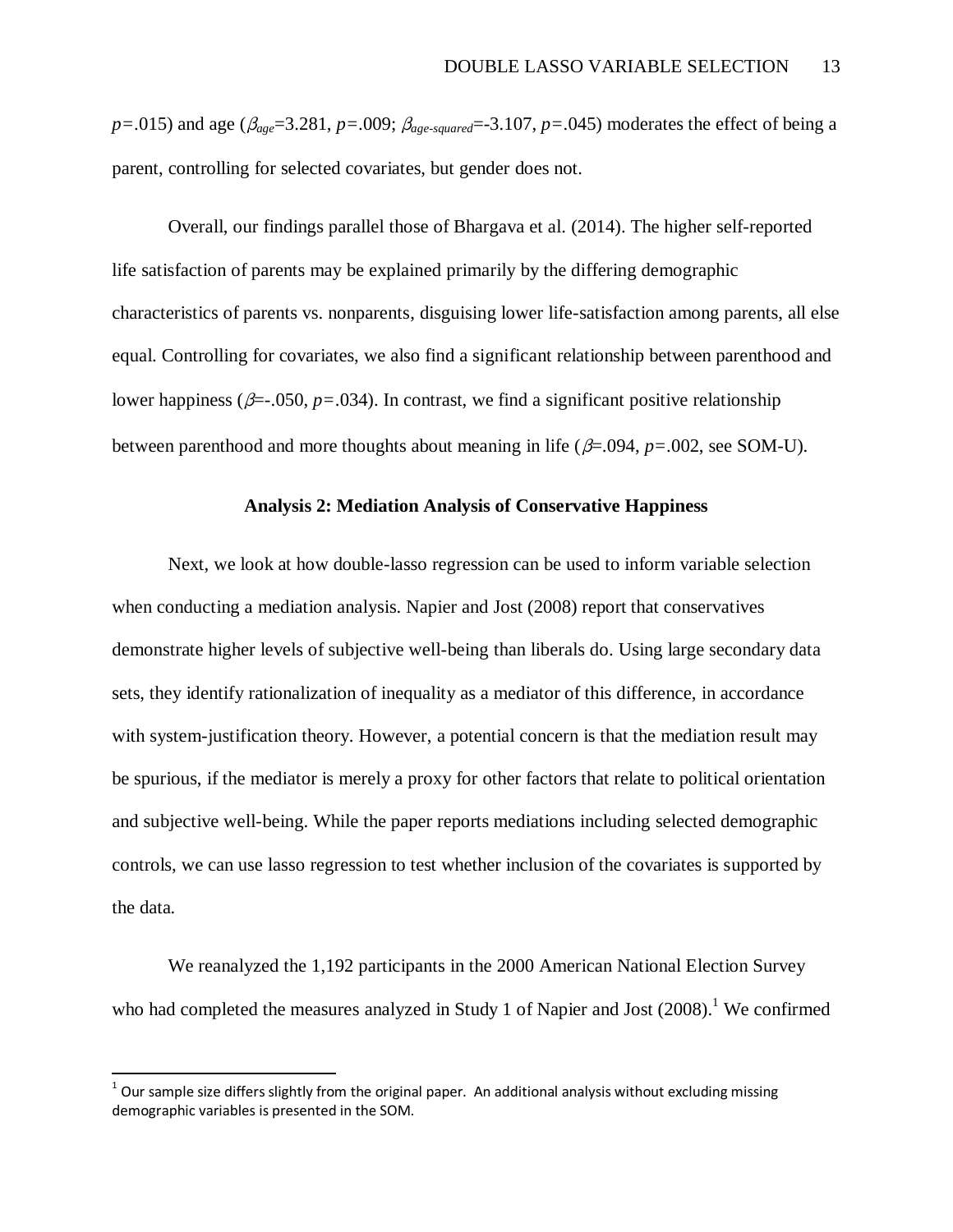$p$=.015) and age ($\beta_{age}$=3.281, $p$=.009; $\beta_{age\text{-}squared}$=-3.107, $p$=.045) moderates the effect of being a parent, controlling for selected covariates, but gender does not.

Overall, our findings parallel those of Bhargava et al. (2014). The higher self-reported life satisfaction of parents may be explained primarily by the differing demographic characteristics of parents vs. nonparents, disguising lower life-satisfaction among parents, all else equal. Controlling for covariates, we also find a significant relationship between parenthood and lower happiness ($\beta$=-.050, $p$=.034). In contrast, we find a significant positive relationship between parenthood and more thoughts about meaning in life ($\beta$=.094, $p$=.002, see SOM-U).

## Analysis 2: Mediation Analysis of Conservative Happiness

Next, we look at how double-lasso regression can be used to inform variable selection when conducting a mediation analysis. Napier and Jost (2008) report that conservatives demonstrate higher levels of subjective well-being than liberals do. Using large secondary data sets, they identify rationalization of inequality as a mediator of this difference, in accordance with system-justification theory. However, a potential concern is that the mediation result may be spurious, if the mediator is merely a proxy for other factors that relate to political orientation and subjective well-being. While the paper reports mediations including selected demographic controls, we can use lasso regression to test whether inclusion of the covariates is supported by the data.

We reanalyzed the 1,192 participants in the 2000 American National Election Survey who had completed the measures analyzed in Study 1 of Napier and Jost (2008).[1] We confirmed

[1] Our sample size differs slightly from the original paper. An additional analysis without excluding missing demographic variables is presented in the SOM.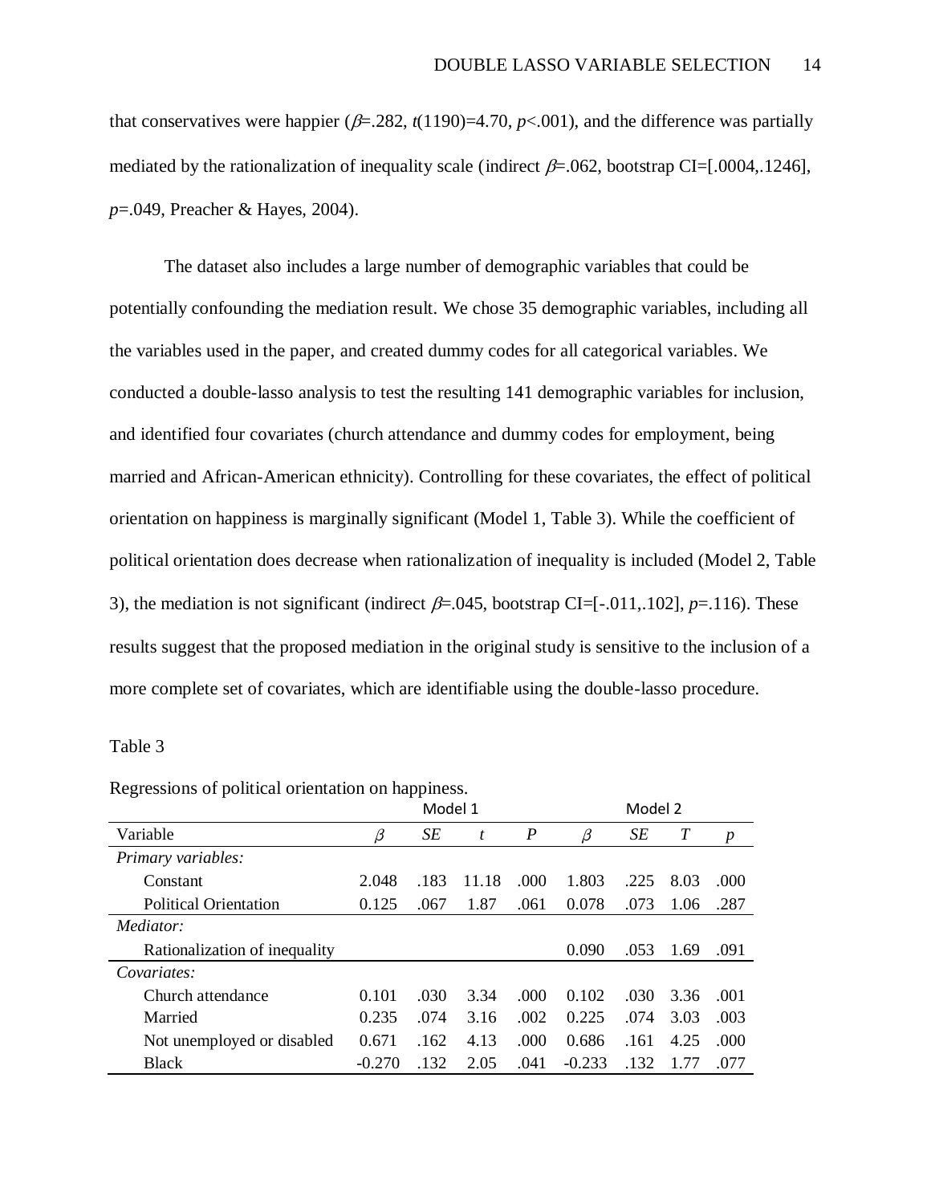that conservatives were happier ($\beta$=.282, $t$(1190)=4.70, $p$<.001), and the difference was partially mediated by the rationalization of inequality scale (indirect $\beta$=.062, bootstrap CI=[.0004,.1246], $p$=.049, Preacher & Hayes, 2004).

The dataset also includes a large number of demographic variables that could be potentially confounding the mediation result. We chose 35 demographic variables, including all the variables used in the paper, and created dummy codes for all categorical variables. We conducted a double-lasso analysis to test the resulting 141 demographic variables for inclusion, and identified four covariates (church attendance and dummy codes for employment, being married and African-American ethnicity). Controlling for these covariates, the effect of political orientation on happiness is marginally significant (Model 1, Table 3). While the coefficient of political orientation does decrease when rationalization of inequality is included (Model 2, Table 3), the mediation is not significant (indirect $\beta$=.045, bootstrap CI=[-.011,.102], $p$=.116). These results suggest that the proposed mediation in the original study is sensitive to the inclusion of a more complete set of covariates, which are identifiable using the double-lasso procedure.

Table 3

Regressions of political orientation on happiness.

| | Model 1 | | | | Model 2 | | | |
|---|---|---|---|---|---|---|---|---|
| Variable | $\beta$ | *SE* | *t* | *P* | $\beta$ | *SE* | *T* | *p* |
| *Primary variables:* | | | | | | | | |
| Constant | 2.048 | .183 | 11.18 | .000 | 1.803 | .225 | 8.03 | .000 |
| Political Orientation | 0.125 | .067 | 1.87 | .061 | 0.078 | .073 | 1.06 | .287 |
| *Mediator:* | | | | | | | | |
| Rationalization of inequality | | | | | 0.090 | .053 | 1.69 | .091 |
| *Covariates:* | | | | | | | | |
| Church attendance | 0.101 | .030 | 3.34 | .000 | 0.102 | .030 | 3.36 | .001 |
| Married | 0.235 | .074 | 3.16 | .002 | 0.225 | .074 | 3.03 | .003 |
| Not unemployed or disabled | 0.671 | .162 | 4.13 | .000 | 0.686 | .161 | 4.25 | .000 |
| Black | -0.270 | .132 | 2.05 | .041 | -0.233 | .132 | 1.77 | .077 |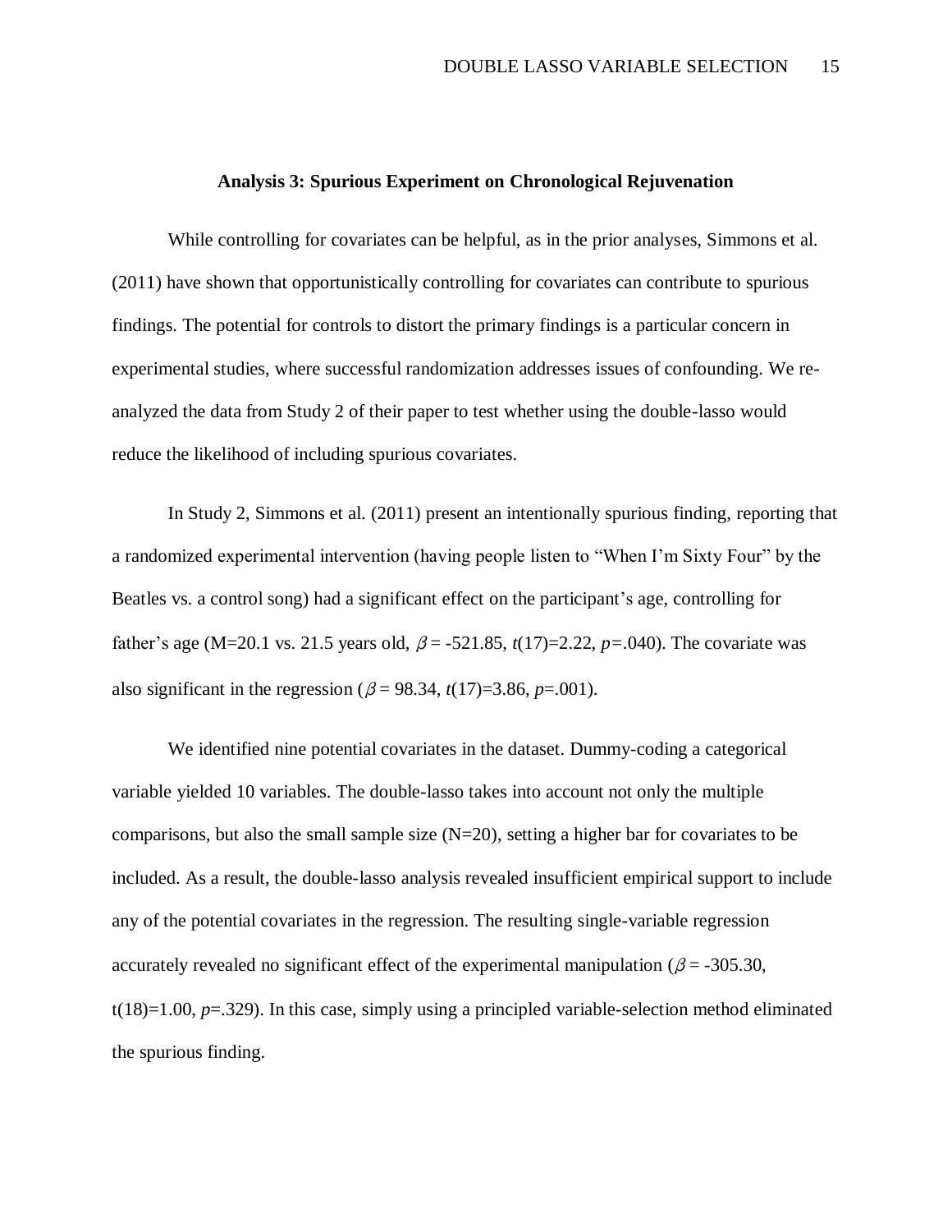### Analysis 3: Spurious Experiment on Chronological Rejuvenation

While controlling for covariates can be helpful, as in the prior analyses, Simmons et al. (2011) have shown that opportunistically controlling for covariates can contribute to spurious findings. The potential for controls to distort the primary findings is a particular concern in experimental studies, where successful randomization addresses issues of confounding. We re-analyzed the data from Study 2 of their paper to test whether using the double-lasso would reduce the likelihood of including spurious covariates.

In Study 2, Simmons et al. (2011) present an intentionally spurious finding, reporting that a randomized experimental intervention (having people listen to "When I'm Sixty Four" by the Beatles vs. a control song) had a significant effect on the participant's age, controlling for father's age (M=20.1 vs. 21.5 years old, $\beta$ = -521.85, $t(17)$=2.22, $p$=.040). The covariate was also significant in the regression ($\beta$ = 98.34, $t(17)$=3.86, $p$=.001).

We identified nine potential covariates in the dataset. Dummy-coding a categorical variable yielded 10 variables. The double-lasso takes into account not only the multiple comparisons, but also the small sample size (N=20), setting a higher bar for covariates to be included. As a result, the double-lasso analysis revealed insufficient empirical support to include any of the potential covariates in the regression. The resulting single-variable regression accurately revealed no significant effect of the experimental manipulation ($\beta$ = -305.30, t(18)=1.00, $p$=.329). In this case, simply using a principled variable-selection method eliminated the spurious finding.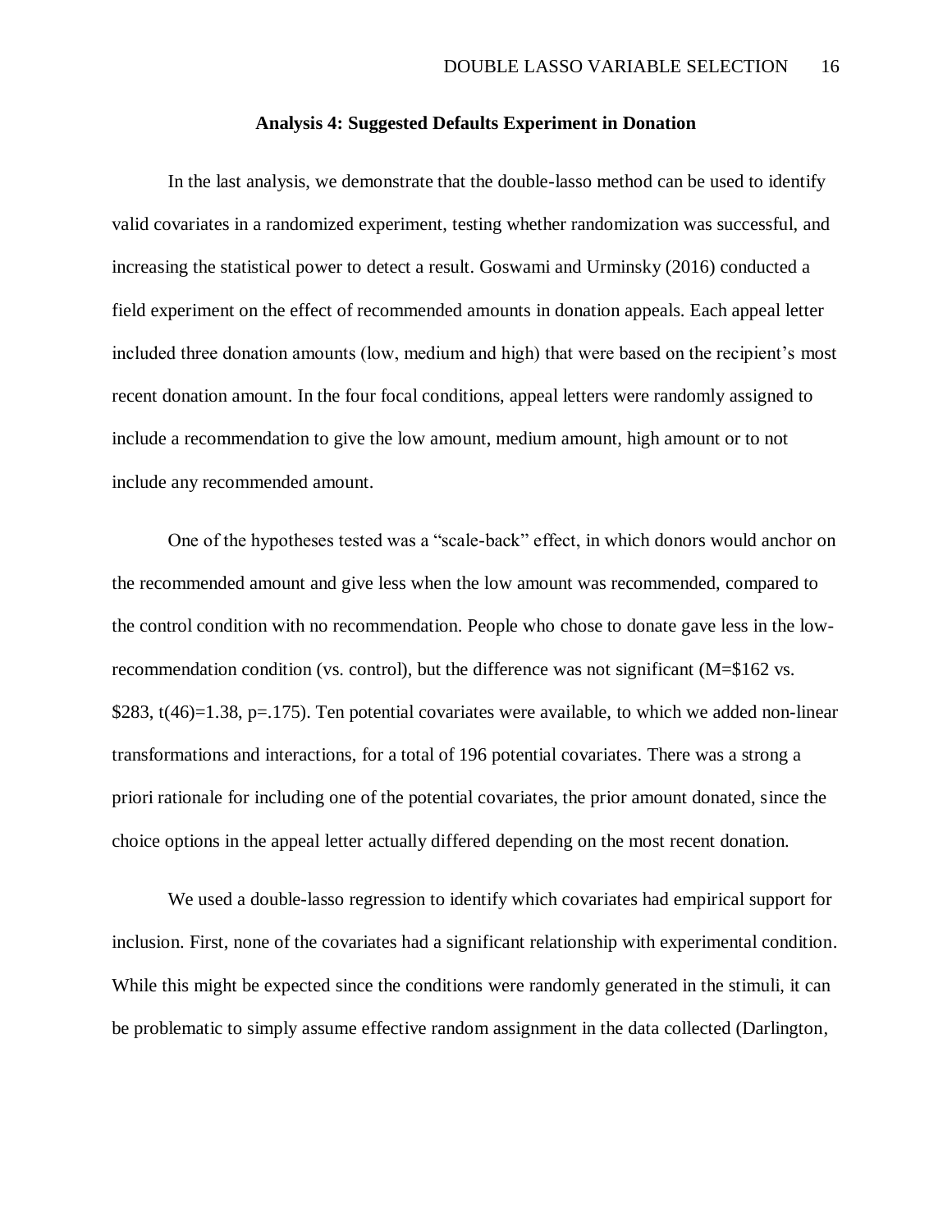### Analysis 4: Suggested Defaults Experiment in Donation

In the last analysis, we demonstrate that the double-lasso method can be used to identify valid covariates in a randomized experiment, testing whether randomization was successful, and increasing the statistical power to detect a result. Goswami and Urminsky (2016) conducted a field experiment on the effect of recommended amounts in donation appeals. Each appeal letter included three donation amounts (low, medium and high) that were based on the recipient's most recent donation amount. In the four focal conditions, appeal letters were randomly assigned to include a recommendation to give the low amount, medium amount, high amount or to not include any recommended amount.

One of the hypotheses tested was a "scale-back" effect, in which donors would anchor on the recommended amount and give less when the low amount was recommended, compared to the control condition with no recommendation. People who chose to donate gave less in the low-recommendation condition (vs. control), but the difference was not significant (M=$162 vs. $283, $t(46)=1.38$, $p=.175$). Ten potential covariates were available, to which we added non-linear transformations and interactions, for a total of 196 potential covariates. There was a strong a priori rationale for including one of the potential covariates, the prior amount donated, since the choice options in the appeal letter actually differed depending on the most recent donation.

We used a double-lasso regression to identify which covariates had empirical support for inclusion. First, none of the covariates had a significant relationship with experimental condition. While this might be expected since the conditions were randomly generated in the stimuli, it can be problematic to simply assume effective random assignment in the data collected (Darlington,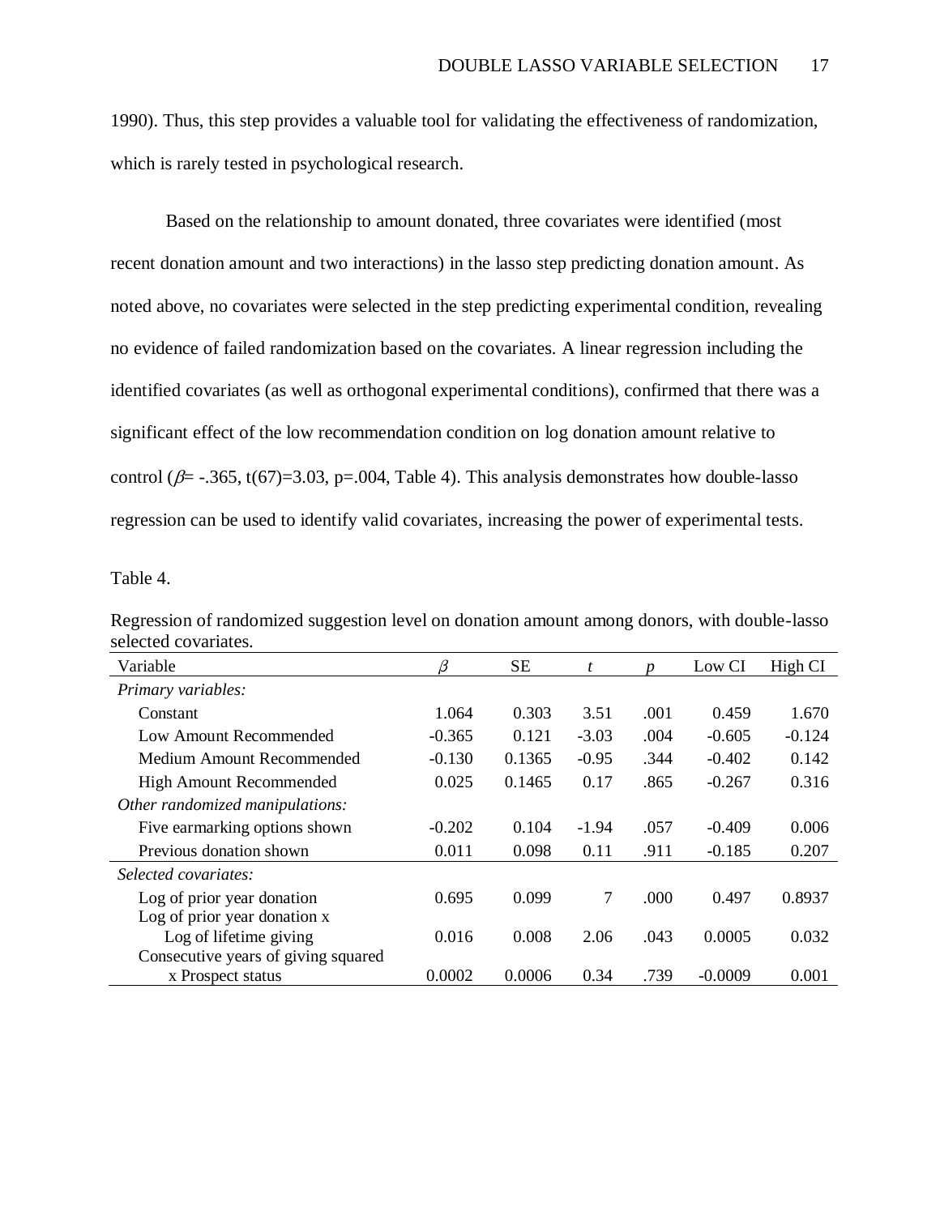1990). Thus, this step provides a valuable tool for validating the effectiveness of randomization, which is rarely tested in psychological research.

Based on the relationship to amount donated, three covariates were identified (most recent donation amount and two interactions) in the lasso step predicting donation amount. As noted above, no covariates were selected in the step predicting experimental condition, revealing no evidence of failed randomization based on the covariates. A linear regression including the identified covariates (as well as orthogonal experimental conditions), confirmed that there was a significant effect of the low recommendation condition on log donation amount relative to control ($\beta$= -.365, t(67)=3.03, p=.004, Table 4). This analysis demonstrates how double-lasso regression can be used to identify valid covariates, increasing the power of experimental tests.

Table 4.

Regression of randomized suggestion level on donation amount among donors, with double-lasso selected covariates.

| Variable | $\beta$ | SE | *t* | *p* | Low CI | High CI |
|---|---|---|---|---|---|---|
| *Primary variables:* | | | | | | |
| Constant | 1.064 | 0.303 | 3.51 | .001 | 0.459 | 1.670 |
| Low Amount Recommended | -0.365 | 0.121 | -3.03 | .004 | -0.605 | -0.124 |
| Medium Amount Recommended | -0.130 | 0.1365 | -0.95 | .344 | -0.402 | 0.142 |
| High Amount Recommended | 0.025 | 0.1465 | 0.17 | .865 | -0.267 | 0.316 |
| *Other randomized manipulations:* | | | | | | |
| Five earmarking options shown | -0.202 | 0.104 | -1.94 | .057 | -0.409 | 0.006 |
| Previous donation shown | 0.011 | 0.098 | 0.11 | .911 | -0.185 | 0.207 |
| *Selected covariates:* | | | | | | |
| Log of prior year donation | 0.695 | 0.099 | 7 | .000 | 0.497 | 0.8937 |
| Log of prior year donation x Log of lifetime giving | 0.016 | 0.008 | 2.06 | .043 | 0.0005 | 0.032 |
| Consecutive years of giving squared x Prospect status | 0.0002 | 0.0006 | 0.34 | .739 | -0.0009 | 0.001 |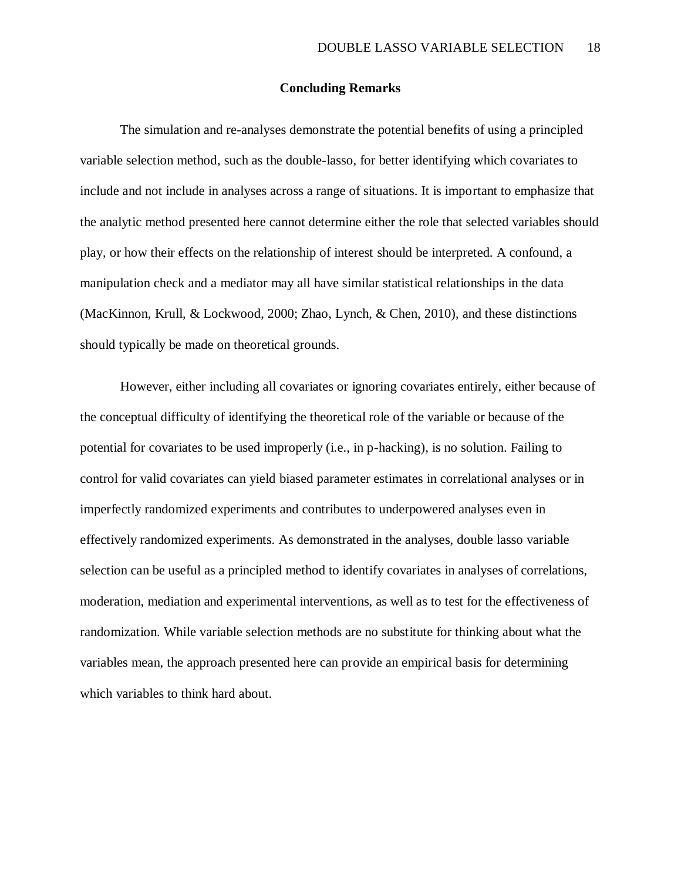## Concluding Remarks

The simulation and re-analyses demonstrate the potential benefits of using a principled variable selection method, such as the double-lasso, for better identifying which covariates to include and not include in analyses across a range of situations. It is important to emphasize that the analytic method presented here cannot determine either the role that selected variables should play, or how their effects on the relationship of interest should be interpreted. A confound, a manipulation check and a mediator may all have similar statistical relationships in the data (MacKinnon, Krull, & Lockwood, 2000; Zhao, Lynch, & Chen, 2010), and these distinctions should typically be made on theoretical grounds.

However, either including all covariates or ignoring covariates entirely, either because of the conceptual difficulty of identifying the theoretical role of the variable or because of the potential for covariates to be used improperly (i.e., in p-hacking), is no solution. Failing to control for valid covariates can yield biased parameter estimates in correlational analyses or in imperfectly randomized experiments and contributes to underpowered analyses even in effectively randomized experiments. As demonstrated in the analyses, double lasso variable selection can be useful as a principled method to identify covariates in analyses of correlations, moderation, mediation and experimental interventions, as well as to test for the effectiveness of randomization. While variable selection methods are no substitute for thinking about what the variables mean, the approach presented here can provide an empirical basis for determining which variables to think hard about.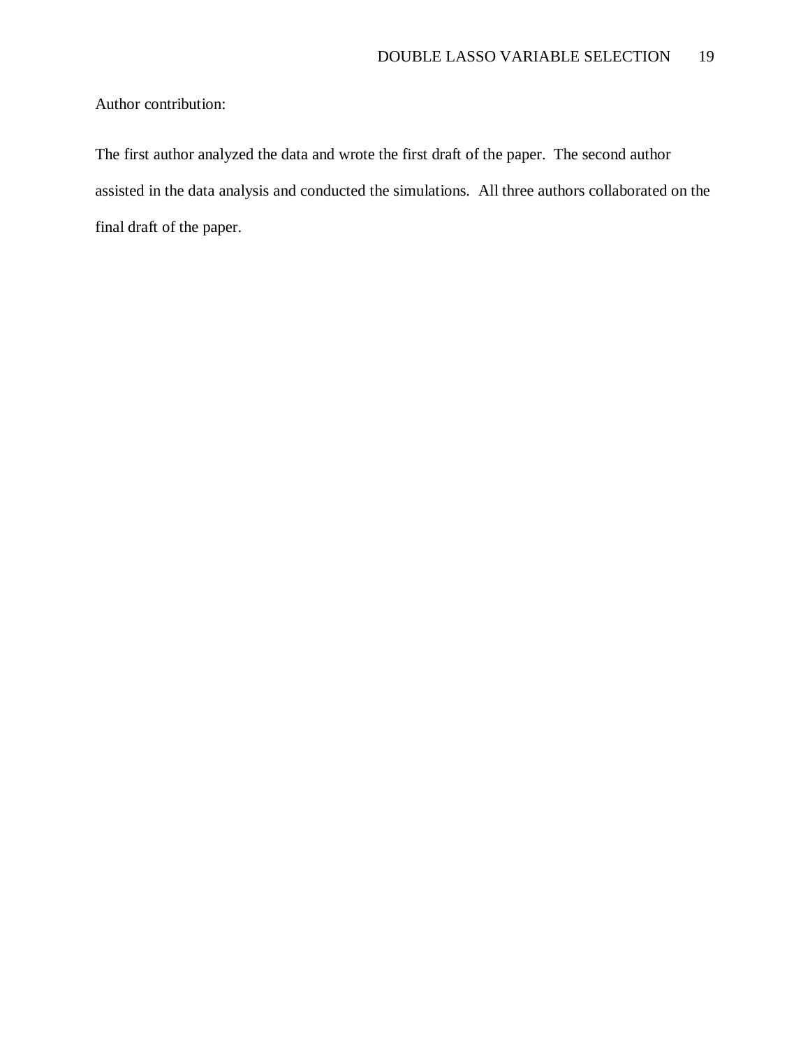Author contribution:

The first author analyzed the data and wrote the first draft of the paper. The second author assisted in the data analysis and conducted the simulations. All three authors collaborated on the final draft of the paper.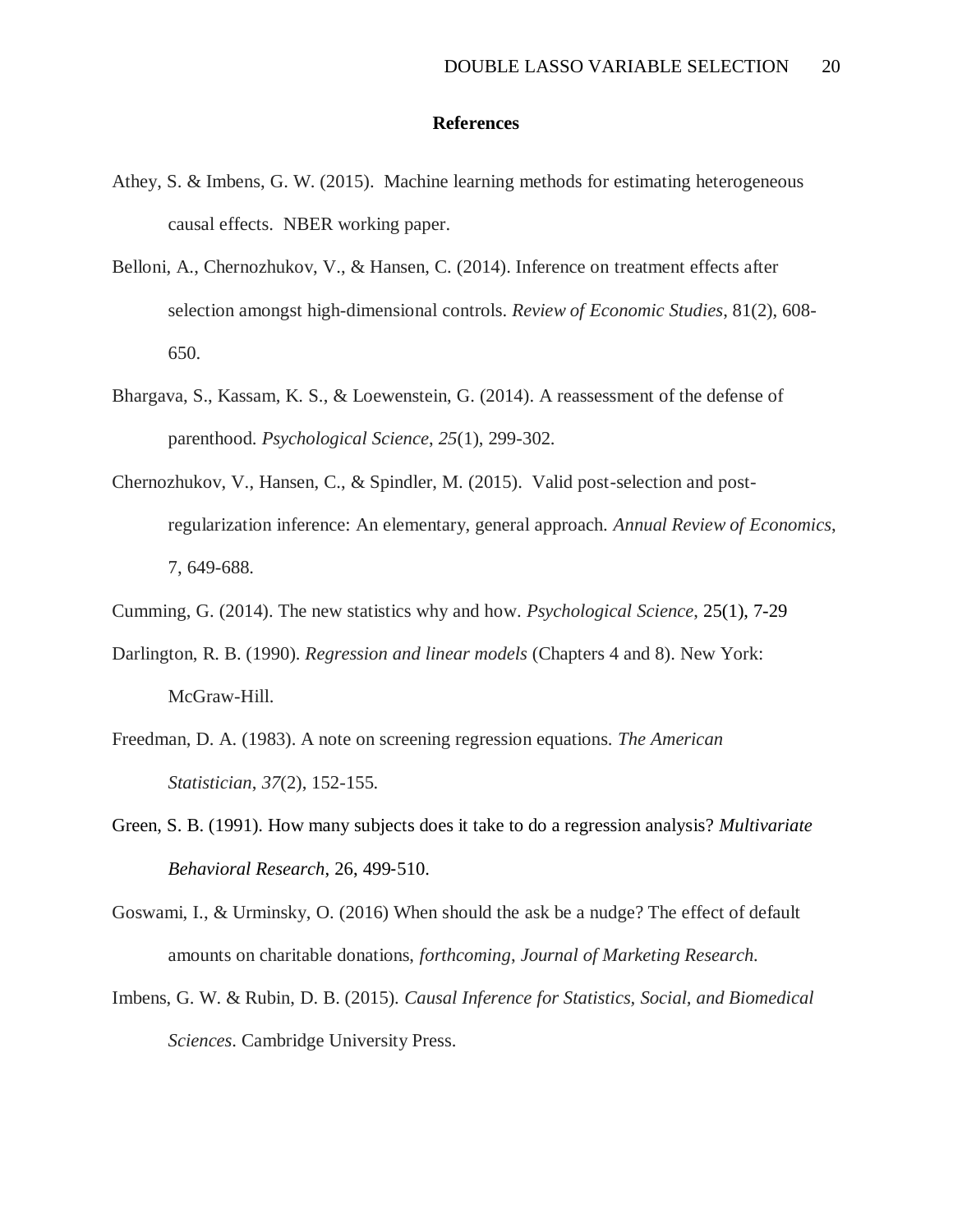## References

Athey, S. & Imbens, G. W. (2015). Machine learning methods for estimating heterogeneous causal effects. NBER working paper.

Belloni, A., Chernozhukov, V., & Hansen, C. (2014). Inference on treatment effects after selection amongst high-dimensional controls. *Review of Economic Studies*, 81(2), 608-650.

Bhargava, S., Kassam, K. S., & Loewenstein, G. (2014). A reassessment of the defense of parenthood. *Psychological Science*, *25*(1), 299-302.

Chernozhukov, V., Hansen, C., & Spindler, M. (2015). Valid post-selection and post-regularization inference: An elementary, general approach. *Annual Review of Economics*, 7, 649-688.

Cumming, G. (2014). The new statistics why and how. *Psychological Science*, 25(1), 7-29

Darlington, R. B. (1990). *Regression and linear models* (Chapters 4 and 8). New York: McGraw-Hill.

Freedman, D. A. (1983). A note on screening regression equations. *The American Statistician*, *37*(2), 152-155.

Green, S. B. (1991). How many subjects does it take to do a regression analysis? *Multivariate Behavioral Research*, 26, 499-510.

Goswami, I., & Urminsky, O. (2016) When should the ask be a nudge? The effect of default amounts on charitable donations, *forthcoming*, *Journal of Marketing Research.*

Imbens, G. W. & Rubin, D. B. (2015). *Causal Inference for Statistics, Social, and Biomedical Sciences*. Cambridge University Press.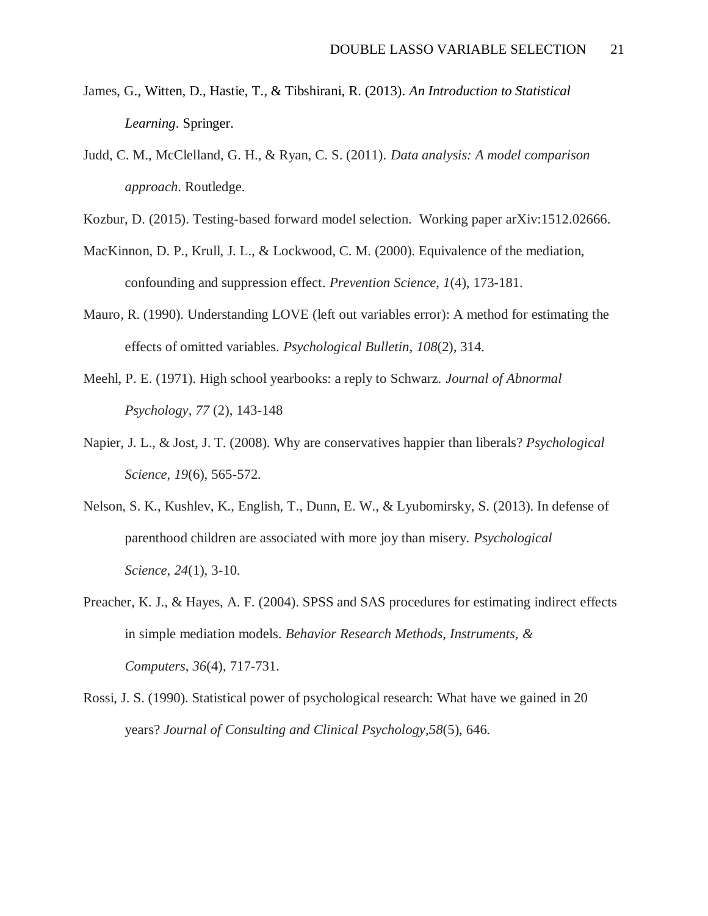James, G., Witten, D., Hastie, T., & Tibshirani, R. (2013). *An Introduction to Statistical Learning*. Springer.

Judd, C. M., McClelland, G. H., & Ryan, C. S. (2011). *Data analysis: A model comparison approach*. Routledge.

Kozbur, D. (2015). Testing-based forward model selection. Working paper arXiv:1512.02666.

MacKinnon, D. P., Krull, J. L., & Lockwood, C. M. (2000). Equivalence of the mediation, confounding and suppression effect. *Prevention Science*, *1*(4), 173-181.

Mauro, R. (1990). Understanding LOVE (left out variables error): A method for estimating the effects of omitted variables. *Psychological Bulletin*, *108*(2), 314.

Meehl, P. E. (1971). High school yearbooks: a reply to Schwarz. *Journal of Abnormal Psychology*, *77* (2), 143-148

Napier, J. L., & Jost, J. T. (2008). Why are conservatives happier than liberals? *Psychological Science*, *19*(6), 565-572.

Nelson, S. K., Kushlev, K., English, T., Dunn, E. W., & Lyubomirsky, S. (2013). In defense of parenthood children are associated with more joy than misery. *Psychological Science*, *24*(1), 3-10.

Preacher, K. J., & Hayes, A. F. (2004). SPSS and SAS procedures for estimating indirect effects in simple mediation models. *Behavior Research Methods, Instruments, & Computers*, *36*(4), 717-731.

Rossi, J. S. (1990). Statistical power of psychological research: What have we gained in 20 years? *Journal of Consulting and Clinical Psychology*,*58*(5), 646.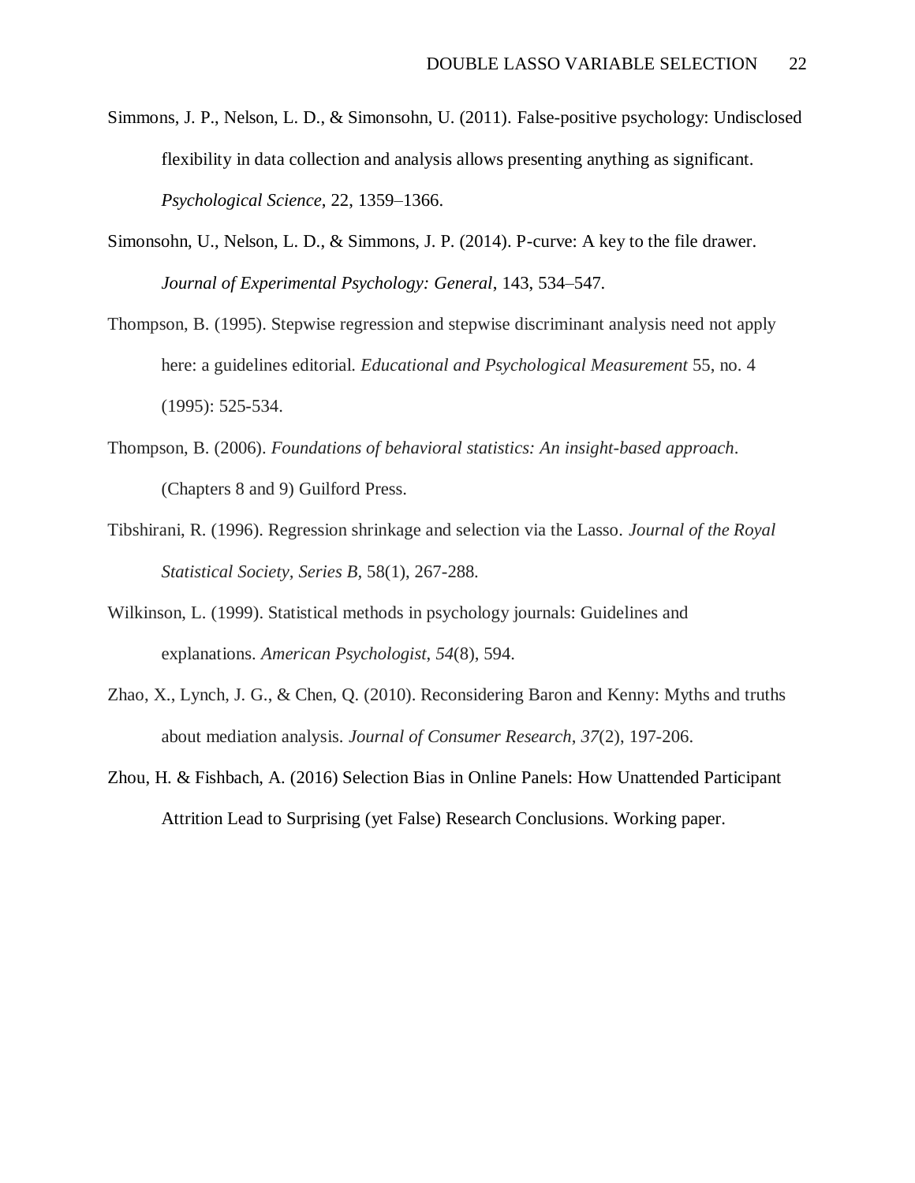Simmons, J. P., Nelson, L. D., & Simonsohn, U. (2011). False-positive psychology: Undisclosed flexibility in data collection and analysis allows presenting anything as significant. *Psychological Science*, 22, 1359–1366.

Simonsohn, U., Nelson, L. D., & Simmons, J. P. (2014). P-curve: A key to the file drawer. *Journal of Experimental Psychology: General*, 143, 534–547.

Thompson, B. (1995). Stepwise regression and stepwise discriminant analysis need not apply here: a guidelines editorial. *Educational and Psychological Measurement* 55, no. 4 (1995): 525-534.

Thompson, B. (2006). *Foundations of behavioral statistics: An insight-based approach*. (Chapters 8 and 9) Guilford Press.

Tibshirani, R. (1996). Regression shrinkage and selection via the Lasso. *Journal of the Royal Statistical Society, Series B*, 58(1), 267-288.

Wilkinson, L. (1999). Statistical methods in psychology journals: Guidelines and explanations. *American Psychologist*, *54*(8), 594.

Zhao, X., Lynch, J. G., & Chen, Q. (2010). Reconsidering Baron and Kenny: Myths and truths about mediation analysis. *Journal of Consumer Research*, *37*(2), 197-206.

Zhou, H. & Fishbach, A. (2016) Selection Bias in Online Panels: How Unattended Participant Attrition Lead to Surprising (yet False) Research Conclusions. Working paper.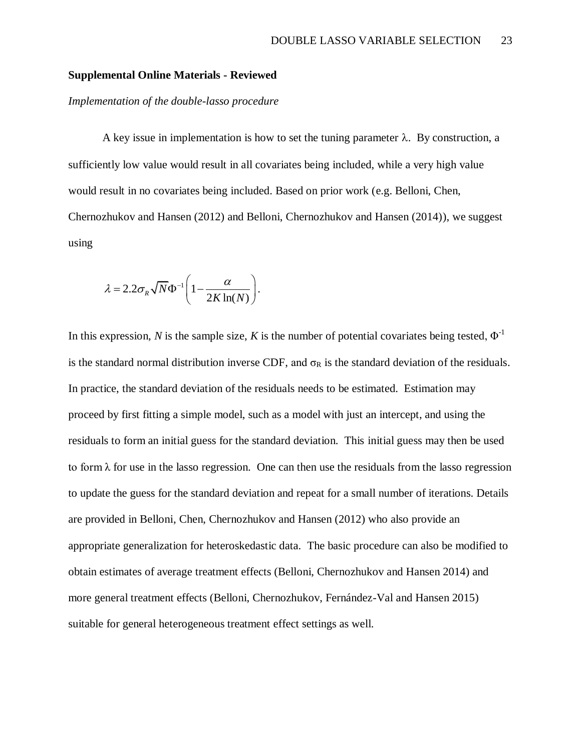**Supplemental Online Materials - Reviewed**

*Implementation of the double-lasso procedure*

A key issue in implementation is how to set the tuning parameter $\lambda$. By construction, a sufficiently low value would result in all covariates being included, while a very high value would result in no covariates being included. Based on prior work (e.g. Belloni, Chen, Chernozhukov and Hansen (2012) and Belloni, Chernozhukov and Hansen (2014)), we suggest using

$$\lambda = 2.2\sigma_R \sqrt{N}\Phi^{-1}\left(1 - \frac{\alpha}{2K\ln(N)}\right).$$

In this expression, $N$ is the sample size, $K$ is the number of potential covariates being tested, $\Phi^{-1}$ is the standard normal distribution inverse CDF, and $\sigma_R$ is the standard deviation of the residuals. In practice, the standard deviation of the residuals needs to be estimated. Estimation may proceed by first fitting a simple model, such as a model with just an intercept, and using the residuals to form an initial guess for the standard deviation. This initial guess may then be used to form $\lambda$ for use in the lasso regression. One can then use the residuals from the lasso regression to update the guess for the standard deviation and repeat for a small number of iterations. Details are provided in Belloni, Chen, Chernozhukov and Hansen (2012) who also provide an appropriate generalization for heteroskedastic data. The basic procedure can also be modified to obtain estimates of average treatment effects (Belloni, Chernozhukov and Hansen 2014) and more general treatment effects (Belloni, Chernozhukov, Fernández-Val and Hansen 2015) suitable for general heterogeneous treatment effect settings as well.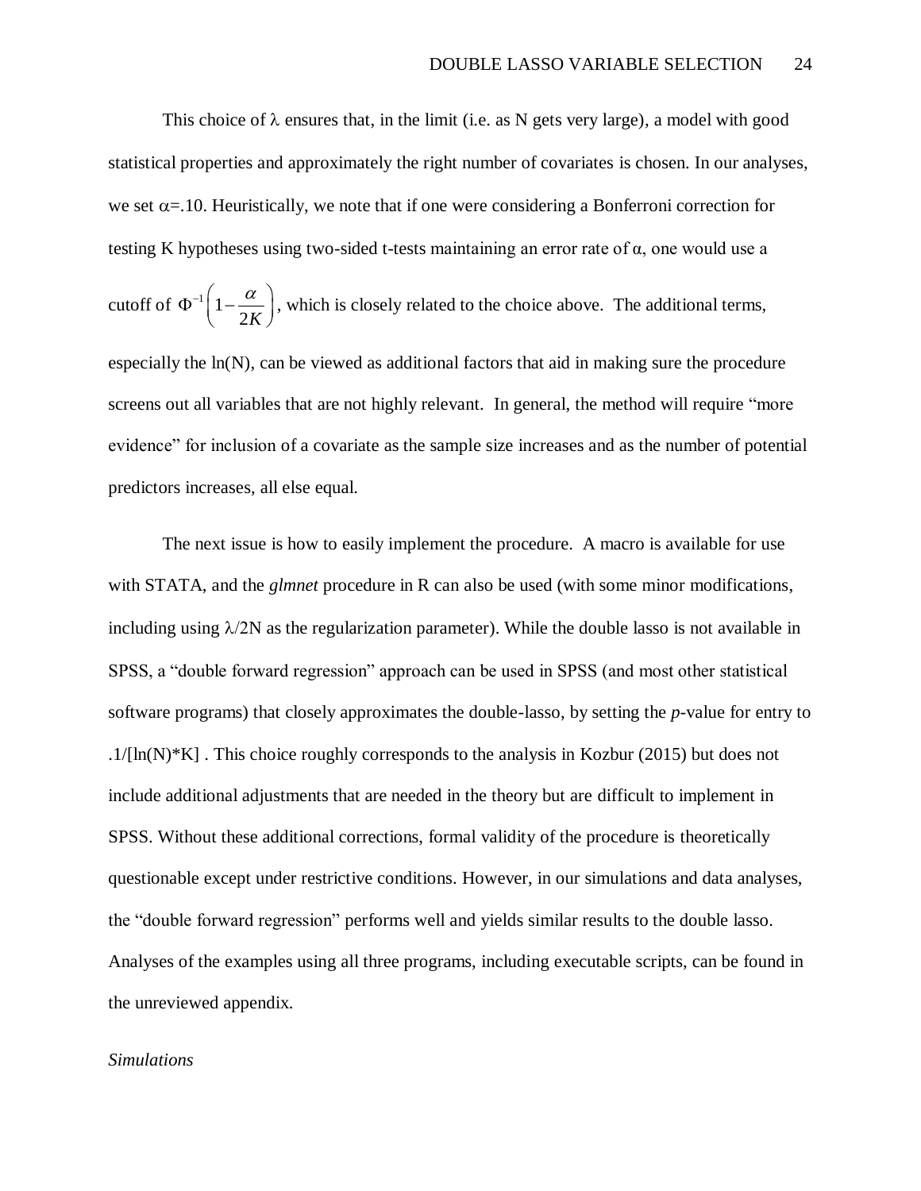This choice of $\lambda$ ensures that, in the limit (i.e. as N gets very large), a model with good statistical properties and approximately the right number of covariates is chosen. In our analyses, we set $\alpha$=.10. Heuristically, we note that if one were considering a Bonferroni correction for testing K hypotheses using two-sided t-tests maintaining an error rate of α, one would use a cutoff of $\Phi^{-1}\left(1-\frac{\alpha}{2K}\right)$, which is closely related to the choice above. The additional terms, especially the ln(N), can be viewed as additional factors that aid in making sure the procedure screens out all variables that are not highly relevant. In general, the method will require "more evidence" for inclusion of a covariate as the sample size increases and as the number of potential predictors increases, all else equal.

The next issue is how to easily implement the procedure. A macro is available for use with STATA, and the *glmnet* procedure in R can also be used (with some minor modifications, including using $\lambda$/2N as the regularization parameter). While the double lasso is not available in SPSS, a "double forward regression" approach can be used in SPSS (and most other statistical software programs) that closely approximates the double-lasso, by setting the *p*-value for entry to .1/[ln(N)*K] . This choice roughly corresponds to the analysis in Kozbur (2015) but does not include additional adjustments that are needed in the theory but are difficult to implement in SPSS. Without these additional corrections, formal validity of the procedure is theoretically questionable except under restrictive conditions. However, in our simulations and data analyses, the "double forward regression" performs well and yields similar results to the double lasso. Analyses of the examples using all three programs, including executable scripts, can be found in the unreviewed appendix.

*Simulations*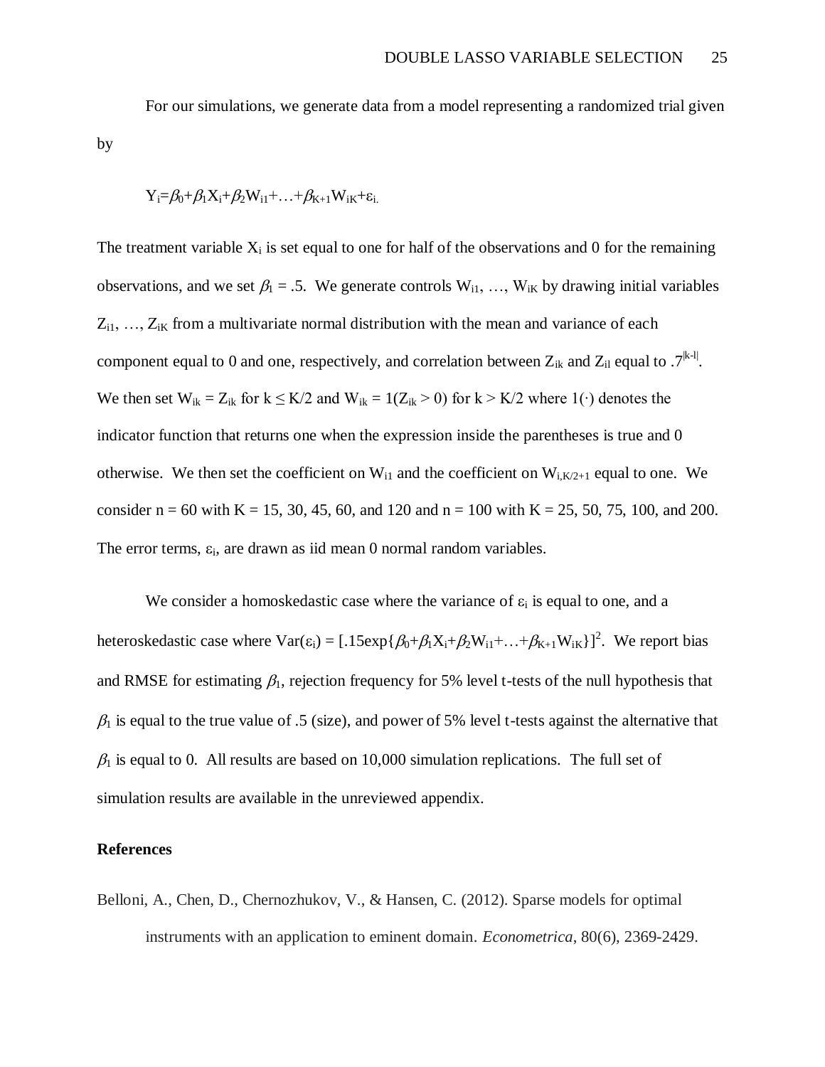For our simulations, we generate data from a model representing a randomized trial given by

$$Y_i=\beta_0+\beta_1X_i+\beta_2W_{i1}+\ldots+\beta_{K+1}W_{iK}+\varepsilon_{i.}$$

The treatment variable $X_i$ is set equal to one for half of the observations and 0 for the remaining observations, and we set $\beta_1 = .5$. We generate controls $W_{i1}, \ldots, W_{iK}$ by drawing initial variables $Z_{i1}, \ldots, Z_{iK}$ from a multivariate normal distribution with the mean and variance of each component equal to 0 and one, respectively, and correlation between $Z_{ik}$ and $Z_{il}$ equal to $.7^{|k-l|}$. We then set $W_{ik} = Z_{ik}$ for $k \leq K/2$ and $W_{ik} = 1(Z_{ik} > 0)$ for $k > K/2$ where $1(\cdot)$ denotes the indicator function that returns one when the expression inside the parentheses is true and 0 otherwise. We then set the coefficient on $W_{i1}$ and the coefficient on $W_{i,K/2+1}$ equal to one. We consider $n = 60$ with $K = 15, 30, 45, 60$, and $120$ and $n = 100$ with $K = 25, 50, 75, 100$, and $200$. The error terms, $\varepsilon_i$, are drawn as iid mean 0 normal random variables.

We consider a homoskedastic case where the variance of $\varepsilon_i$ is equal to one, and a heteroskedastic case where $\text{Var}(\varepsilon_i) = [.15\exp\{\beta_0+\beta_1X_i+\beta_2W_{i1}+\ldots+\beta_{K+1}W_{iK}\}]^2$. We report bias and RMSE for estimating $\beta_1$, rejection frequency for 5% level t-tests of the null hypothesis that $\beta_1$ is equal to the true value of .5 (size), and power of 5% level t-tests against the alternative that $\beta_1$ is equal to 0. All results are based on 10,000 simulation replications. The full set of simulation results are available in the unreviewed appendix.

**References**

Belloni, A., Chen, D., Chernozhukov, V., & Hansen, C. (2012). Sparse models for optimal instruments with an application to eminent domain. *Econometrica*, 80(6), 2369-2429.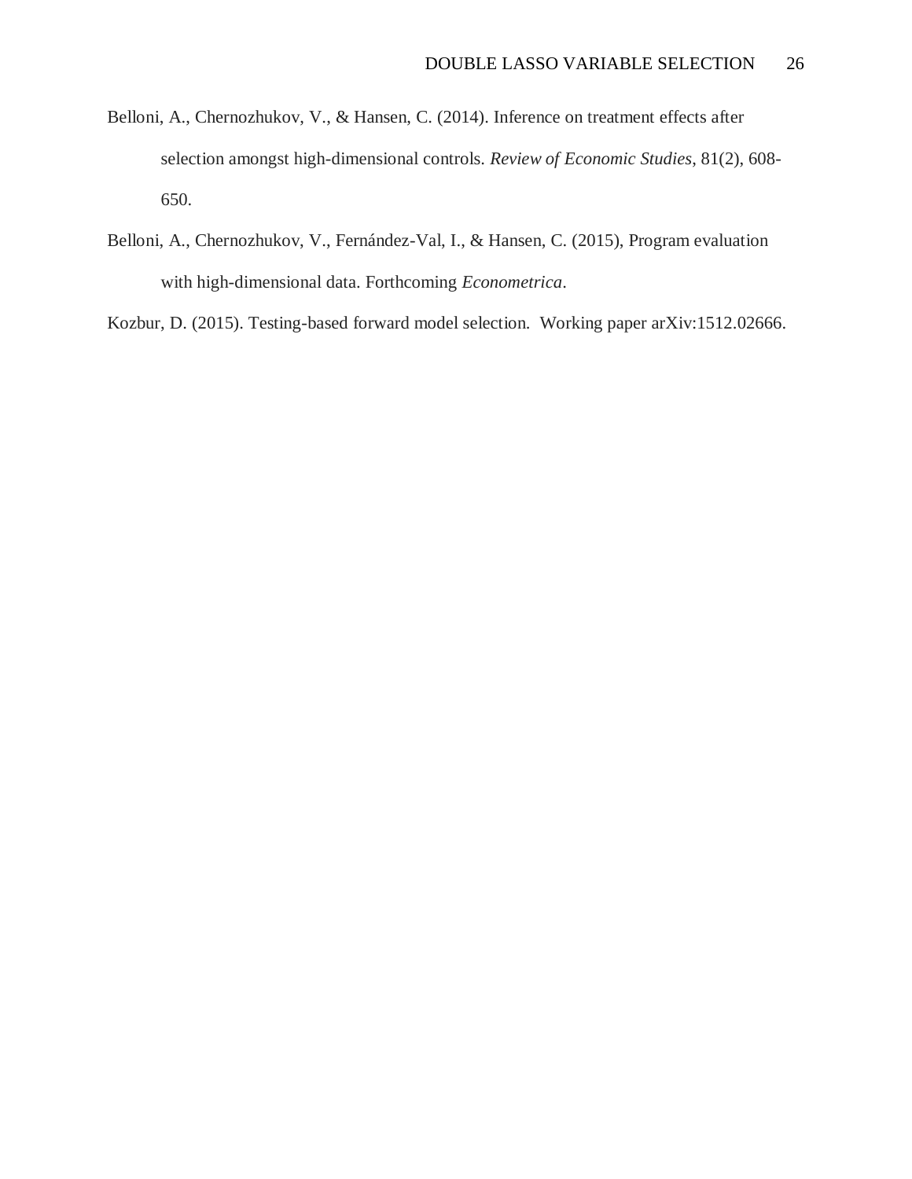Belloni, A., Chernozhukov, V., & Hansen, C. (2014). Inference on treatment effects after selection amongst high-dimensional controls. *Review of Economic Studies*, 81(2), 608-650.

Belloni, A., Chernozhukov, V., Fernández-Val, I., & Hansen, C. (2015), Program evaluation with high-dimensional data. Forthcoming *Econometrica*.

Kozbur, D. (2015). Testing-based forward model selection. Working paper arXiv:1512.02666.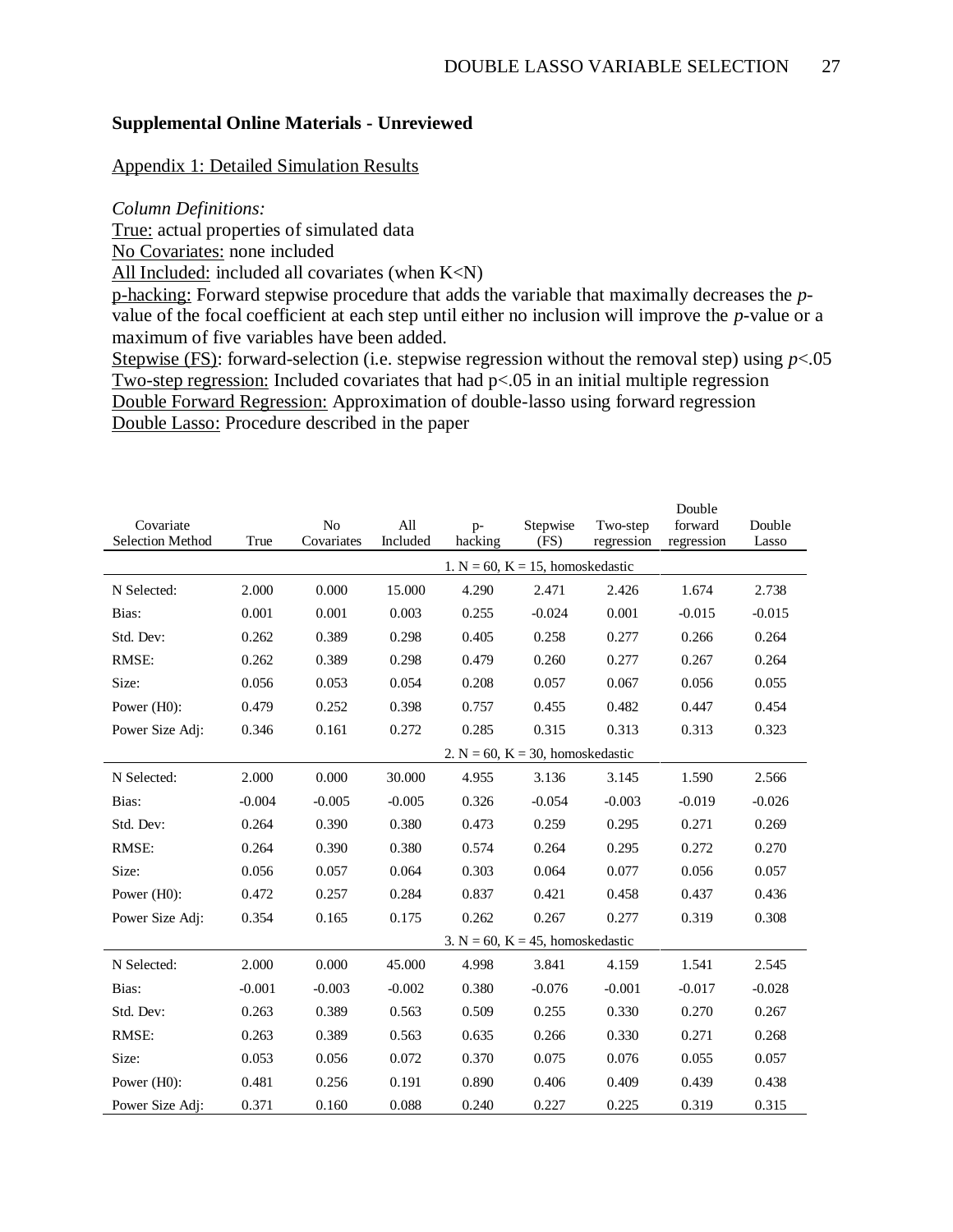**Supplemental Online Materials - Unreviewed**

Appendix 1: Detailed Simulation Results

*Column Definitions:*

True: actual properties of simulated data

No Covariates: none included

All Included: included all covariates (when K<N)

p-hacking: Forward stepwise procedure that adds the variable that maximally decreases the *p*-value of the focal coefficient at each step until either no inclusion will improve the *p*-value or a maximum of five variables have been added.

Stepwise (FS): forward-selection (i.e. stepwise regression without the removal step) using *p*<.05

Two-step regression: Included covariates that had p<.05 in an initial multiple regression

Double Forward Regression: Approximation of double-lasso using forward regression

Double Lasso: Procedure described in the paper

| Covariate Selection Method | True | No Covariates | All Included | p-hacking | Stepwise (FS) | Two-step regression | Double forward regression | Double Lasso |
|---|---|---|---|---|---|---|---|---|
| | | | | 1. N = 60, K = 15, homoskedastic | | | | |
| N Selected: | 2.000 | 0.000 | 15.000 | 4.290 | 2.471 | 2.426 | 1.674 | 2.738 |
| Bias: | 0.001 | 0.001 | 0.003 | 0.255 | -0.024 | 0.001 | -0.015 | -0.015 |
| Std. Dev: | 0.262 | 0.389 | 0.298 | 0.405 | 0.258 | 0.277 | 0.266 | 0.264 |
| RMSE: | 0.262 | 0.389 | 0.298 | 0.479 | 0.260 | 0.277 | 0.267 | 0.264 |
| Size: | 0.056 | 0.053 | 0.054 | 0.208 | 0.057 | 0.067 | 0.056 | 0.055 |
| Power (H0): | 0.479 | 0.252 | 0.398 | 0.757 | 0.455 | 0.482 | 0.447 | 0.454 |
| Power Size Adj: | 0.346 | 0.161 | 0.272 | 0.285 | 0.315 | 0.313 | 0.313 | 0.323 |
| | | | | 2. N = 60, K = 30, homoskedastic | | | | |
| N Selected: | 2.000 | 0.000 | 30.000 | 4.955 | 3.136 | 3.145 | 1.590 | 2.566 |
| Bias: | -0.004 | -0.005 | -0.005 | 0.326 | -0.054 | -0.003 | -0.019 | -0.026 |
| Std. Dev: | 0.264 | 0.390 | 0.380 | 0.473 | 0.259 | 0.295 | 0.271 | 0.269 |
| RMSE: | 0.264 | 0.390 | 0.380 | 0.574 | 0.264 | 0.295 | 0.272 | 0.270 |
| Size: | 0.056 | 0.057 | 0.064 | 0.303 | 0.064 | 0.077 | 0.056 | 0.057 |
| Power (H0): | 0.472 | 0.257 | 0.284 | 0.837 | 0.421 | 0.458 | 0.437 | 0.436 |
| Power Size Adj: | 0.354 | 0.165 | 0.175 | 0.262 | 0.267 | 0.277 | 0.319 | 0.308 |
| | | | | 3. N = 60, K = 45, homoskedastic | | | | |
| N Selected: | 2.000 | 0.000 | 45.000 | 4.998 | 3.841 | 4.159 | 1.541 | 2.545 |
| Bias: | -0.001 | -0.003 | -0.002 | 0.380 | -0.076 | -0.001 | -0.017 | -0.028 |
| Std. Dev: | 0.263 | 0.389 | 0.563 | 0.509 | 0.255 | 0.330 | 0.270 | 0.267 |
| RMSE: | 0.263 | 0.389 | 0.563 | 0.635 | 0.266 | 0.330 | 0.271 | 0.268 |
| Size: | 0.053 | 0.056 | 0.072 | 0.370 | 0.075 | 0.076 | 0.055 | 0.057 |
| Power (H0): | 0.481 | 0.256 | 0.191 | 0.890 | 0.406 | 0.409 | 0.439 | 0.438 |
| Power Size Adj: | 0.371 | 0.160 | 0.088 | 0.240 | 0.227 | 0.225 | 0.319 | 0.315 |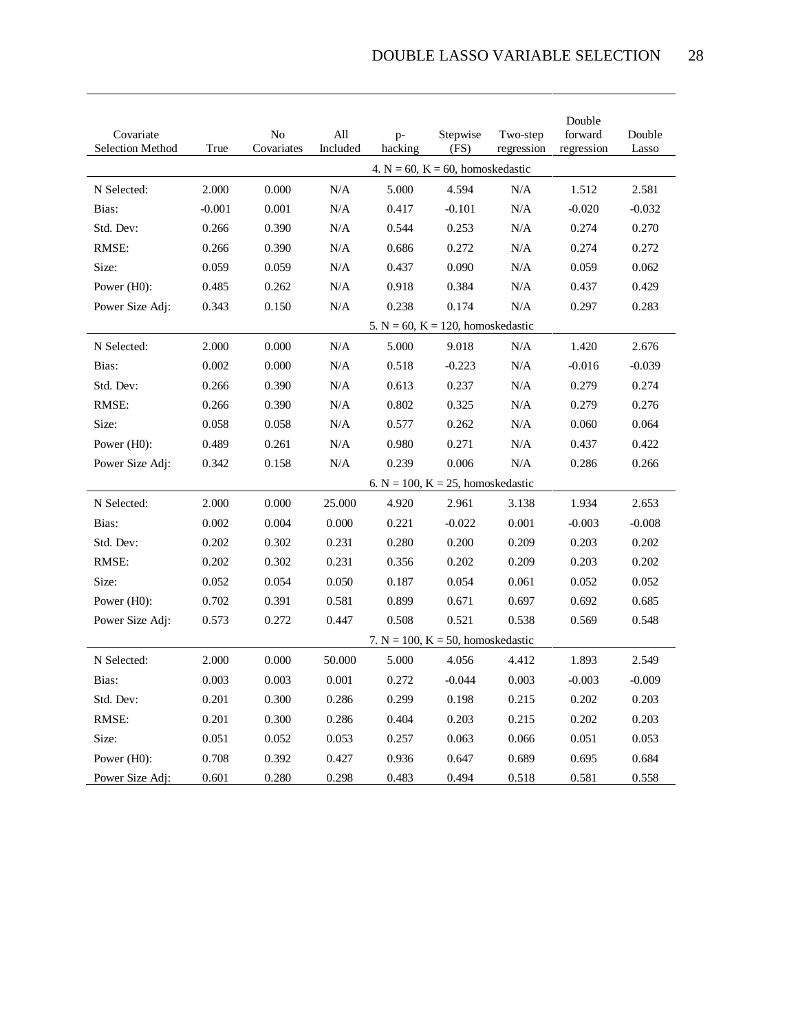| Covariate Selection Method | True | No Covariates | All Included | p-hacking | Stepwise (FS) | Two-step regression | Double forward regression | Double Lasso |
|---|---|---|---|---|---|---|---|---|
| | | | | 4. N = 60, K = 60, homoskedastic | | | | |
| N Selected: | 2.000 | 0.000 | N/A | 5.000 | 4.594 | N/A | 1.512 | 2.581 |
| Bias: | -0.001 | 0.001 | N/A | 0.417 | -0.101 | N/A | -0.020 | -0.032 |
| Std. Dev: | 0.266 | 0.390 | N/A | 0.544 | 0.253 | N/A | 0.274 | 0.270 |
| RMSE: | 0.266 | 0.390 | N/A | 0.686 | 0.272 | N/A | 0.274 | 0.272 |
| Size: | 0.059 | 0.059 | N/A | 0.437 | 0.090 | N/A | 0.059 | 0.062 |
| Power (H0): | 0.485 | 0.262 | N/A | 0.918 | 0.384 | N/A | 0.437 | 0.429 |
| Power Size Adj: | 0.343 | 0.150 | N/A | 0.238 | 0.174 | N/A | 0.297 | 0.283 |
| | | | | 5. N = 60, K = 120, homoskedastic | | | | |
| N Selected: | 2.000 | 0.000 | N/A | 5.000 | 9.018 | N/A | 1.420 | 2.676 |
| Bias: | 0.002 | 0.000 | N/A | 0.518 | -0.223 | N/A | -0.016 | -0.039 |
| Std. Dev: | 0.266 | 0.390 | N/A | 0.613 | 0.237 | N/A | 0.279 | 0.274 |
| RMSE: | 0.266 | 0.390 | N/A | 0.802 | 0.325 | N/A | 0.279 | 0.276 |
| Size: | 0.058 | 0.058 | N/A | 0.577 | 0.262 | N/A | 0.060 | 0.064 |
| Power (H0): | 0.489 | 0.261 | N/A | 0.980 | 0.271 | N/A | 0.437 | 0.422 |
| Power Size Adj: | 0.342 | 0.158 | N/A | 0.239 | 0.006 | N/A | 0.286 | 0.266 |
| | | | | 6. N = 100, K = 25, homoskedastic | | | | |
| N Selected: | 2.000 | 0.000 | 25.000 | 4.920 | 2.961 | 3.138 | 1.934 | 2.653 |
| Bias: | 0.002 | 0.004 | 0.000 | 0.221 | -0.022 | 0.001 | -0.003 | -0.008 |
| Std. Dev: | 0.202 | 0.302 | 0.231 | 0.280 | 0.200 | 0.209 | 0.203 | 0.202 |
| RMSE: | 0.202 | 0.302 | 0.231 | 0.356 | 0.202 | 0.209 | 0.203 | 0.202 |
| Size: | 0.052 | 0.054 | 0.050 | 0.187 | 0.054 | 0.061 | 0.052 | 0.052 |
| Power (H0): | 0.702 | 0.391 | 0.581 | 0.899 | 0.671 | 0.697 | 0.692 | 0.685 |
| Power Size Adj: | 0.573 | 0.272 | 0.447 | 0.508 | 0.521 | 0.538 | 0.569 | 0.548 |
| | | | | 7. N = 100, K = 50, homoskedastic | | | | |
| N Selected: | 2.000 | 0.000 | 50.000 | 5.000 | 4.056 | 4.412 | 1.893 | 2.549 |
| Bias: | 0.003 | 0.003 | 0.001 | 0.272 | -0.044 | 0.003 | -0.003 | -0.009 |
| Std. Dev: | 0.201 | 0.300 | 0.286 | 0.299 | 0.198 | 0.215 | 0.202 | 0.203 |
| RMSE: | 0.201 | 0.300 | 0.286 | 0.404 | 0.203 | 0.215 | 0.202 | 0.203 |
| Size: | 0.051 | 0.052 | 0.053 | 0.257 | 0.063 | 0.066 | 0.051 | 0.053 |
| Power (H0): | 0.708 | 0.392 | 0.427 | 0.936 | 0.647 | 0.689 | 0.695 | 0.684 |
| Power Size Adj: | 0.601 | 0.280 | 0.298 | 0.483 | 0.494 | 0.518 | 0.581 | 0.558 |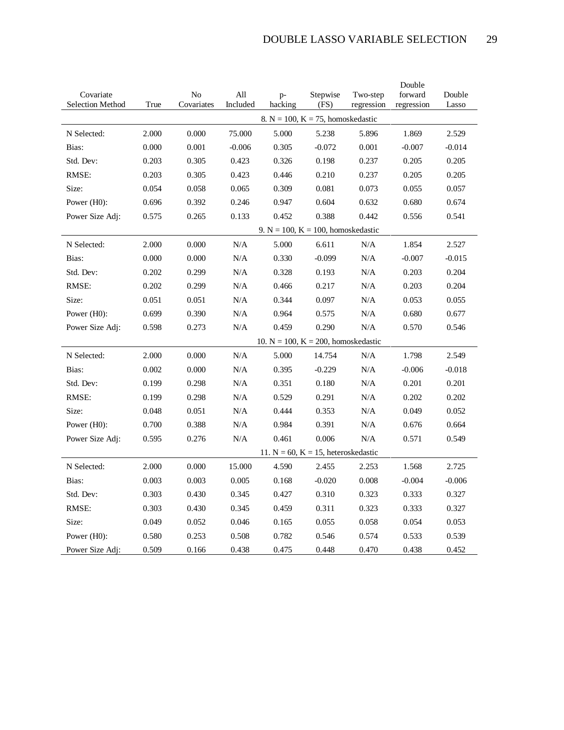| Covariate Selection Method | True | No Covariates | All Included | p-hacking | Stepwise (FS) | Two-step regression | Double forward regression | Double Lasso |
|---|---|---|---|---|---|---|---|---|
| | | | | 8. N = 100, K = 75, homoskedastic | | | | |
| N Selected: | 2.000 | 0.000 | 75.000 | 5.000 | 5.238 | 5.896 | 1.869 | 2.529 |
| Bias: | 0.000 | 0.001 | -0.006 | 0.305 | -0.072 | 0.001 | -0.007 | -0.014 |
| Std. Dev: | 0.203 | 0.305 | 0.423 | 0.326 | 0.198 | 0.237 | 0.205 | 0.205 |
| RMSE: | 0.203 | 0.305 | 0.423 | 0.446 | 0.210 | 0.237 | 0.205 | 0.205 |
| Size: | 0.054 | 0.058 | 0.065 | 0.309 | 0.081 | 0.073 | 0.055 | 0.057 |
| Power (H0): | 0.696 | 0.392 | 0.246 | 0.947 | 0.604 | 0.632 | 0.680 | 0.674 |
| Power Size Adj: | 0.575 | 0.265 | 0.133 | 0.452 | 0.388 | 0.442 | 0.556 | 0.541 |
| | | | | 9. N = 100, K = 100, homoskedastic | | | | |
| N Selected: | 2.000 | 0.000 | N/A | 5.000 | 6.611 | N/A | 1.854 | 2.527 |
| Bias: | 0.000 | 0.000 | N/A | 0.330 | -0.099 | N/A | -0.007 | -0.015 |
| Std. Dev: | 0.202 | 0.299 | N/A | 0.328 | 0.193 | N/A | 0.203 | 0.204 |
| RMSE: | 0.202 | 0.299 | N/A | 0.466 | 0.217 | N/A | 0.203 | 0.204 |
| Size: | 0.051 | 0.051 | N/A | 0.344 | 0.097 | N/A | 0.053 | 0.055 |
| Power (H0): | 0.699 | 0.390 | N/A | 0.964 | 0.575 | N/A | 0.680 | 0.677 |
| Power Size Adj: | 0.598 | 0.273 | N/A | 0.459 | 0.290 | N/A | 0.570 | 0.546 |
| | | | | 10. N = 100, K = 200, homoskedastic | | | | |
| N Selected: | 2.000 | 0.000 | N/A | 5.000 | 14.754 | N/A | 1.798 | 2.549 |
| Bias: | 0.002 | 0.000 | N/A | 0.395 | -0.229 | N/A | -0.006 | -0.018 |
| Std. Dev: | 0.199 | 0.298 | N/A | 0.351 | 0.180 | N/A | 0.201 | 0.201 |
| RMSE: | 0.199 | 0.298 | N/A | 0.529 | 0.291 | N/A | 0.202 | 0.202 |
| Size: | 0.048 | 0.051 | N/A | 0.444 | 0.353 | N/A | 0.049 | 0.052 |
| Power (H0): | 0.700 | 0.388 | N/A | 0.984 | 0.391 | N/A | 0.676 | 0.664 |
| Power Size Adj: | 0.595 | 0.276 | N/A | 0.461 | 0.006 | N/A | 0.571 | 0.549 |
| | | | | 11. N = 60, K = 15, heteroskedastic | | | | |
| N Selected: | 2.000 | 0.000 | 15.000 | 4.590 | 2.455 | 2.253 | 1.568 | 2.725 |
| Bias: | 0.003 | 0.003 | 0.005 | 0.168 | -0.020 | 0.008 | -0.004 | -0.006 |
| Std. Dev: | 0.303 | 0.430 | 0.345 | 0.427 | 0.310 | 0.323 | 0.333 | 0.327 |
| RMSE: | 0.303 | 0.430 | 0.345 | 0.459 | 0.311 | 0.323 | 0.333 | 0.327 |
| Size: | 0.049 | 0.052 | 0.046 | 0.165 | 0.055 | 0.058 | 0.054 | 0.053 |
| Power (H0): | 0.580 | 0.253 | 0.508 | 0.782 | 0.546 | 0.574 | 0.533 | 0.539 |
| Power Size Adj: | 0.509 | 0.166 | 0.438 | 0.475 | 0.448 | 0.470 | 0.438 | 0.452 |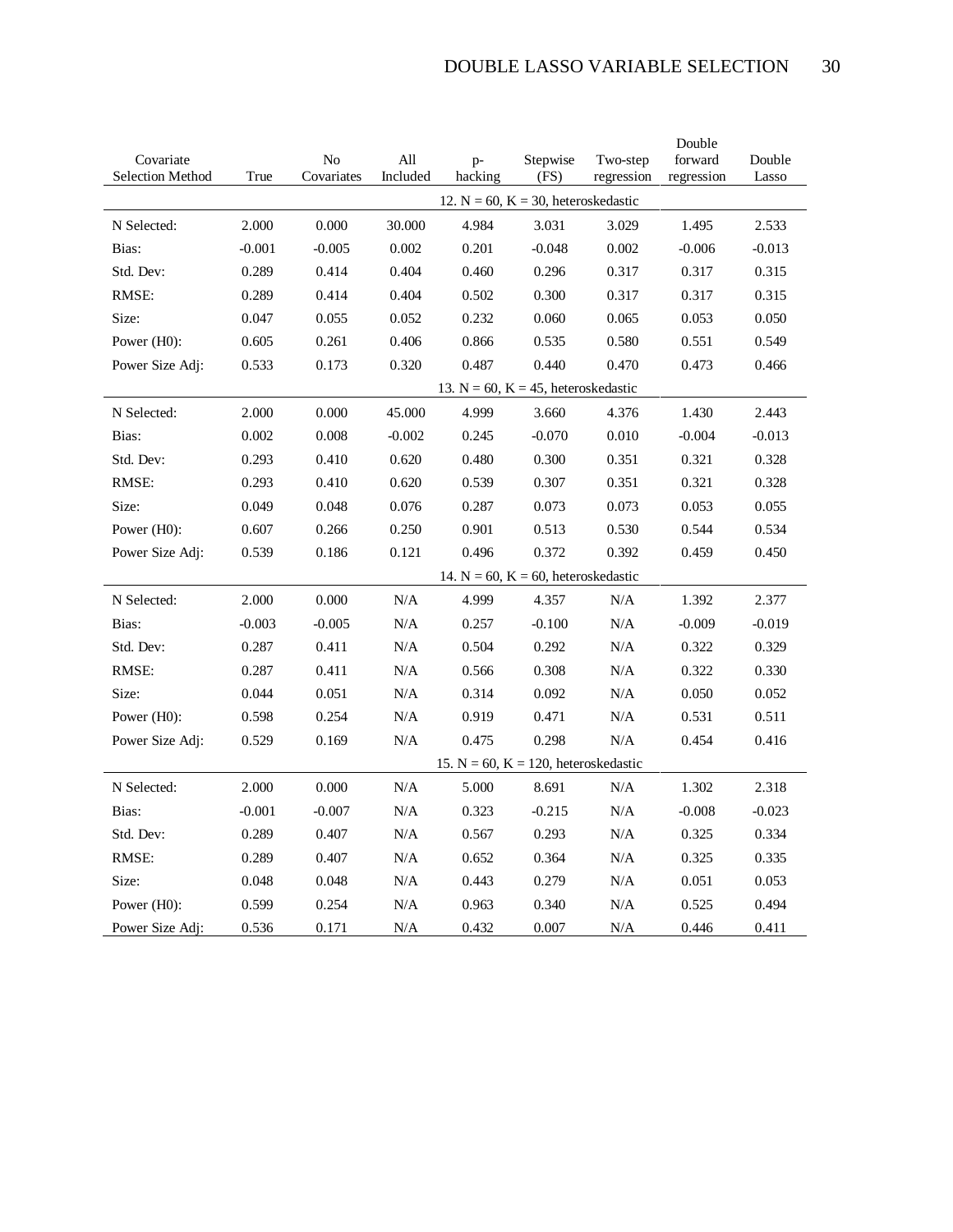| Covariate Selection Method | True | No Covariates | All Included | p-hacking | Stepwise (FS) | Two-step regression | Double forward regression | Double Lasso |
|---|---|---|---|---|---|---|---|---|
| | | | | 12. N = 60, K = 30, heteroskedastic | | | | |
| N Selected: | 2.000 | 0.000 | 30.000 | 4.984 | 3.031 | 3.029 | 1.495 | 2.533 |
| Bias: | -0.001 | -0.005 | 0.002 | 0.201 | -0.048 | 0.002 | -0.006 | -0.013 |
| Std. Dev: | 0.289 | 0.414 | 0.404 | 0.460 | 0.296 | 0.317 | 0.317 | 0.315 |
| RMSE: | 0.289 | 0.414 | 0.404 | 0.502 | 0.300 | 0.317 | 0.317 | 0.315 |
| Size: | 0.047 | 0.055 | 0.052 | 0.232 | 0.060 | 0.065 | 0.053 | 0.050 |
| Power (H0): | 0.605 | 0.261 | 0.406 | 0.866 | 0.535 | 0.580 | 0.551 | 0.549 |
| Power Size Adj: | 0.533 | 0.173 | 0.320 | 0.487 | 0.440 | 0.470 | 0.473 | 0.466 |
| | | | | 13. N = 60, K = 45, heteroskedastic | | | | |
| N Selected: | 2.000 | 0.000 | 45.000 | 4.999 | 3.660 | 4.376 | 1.430 | 2.443 |
| Bias: | 0.002 | 0.008 | -0.002 | 0.245 | -0.070 | 0.010 | -0.004 | -0.013 |
| Std. Dev: | 0.293 | 0.410 | 0.620 | 0.480 | 0.300 | 0.351 | 0.321 | 0.328 |
| RMSE: | 0.293 | 0.410 | 0.620 | 0.539 | 0.307 | 0.351 | 0.321 | 0.328 |
| Size: | 0.049 | 0.048 | 0.076 | 0.287 | 0.073 | 0.073 | 0.053 | 0.055 |
| Power (H0): | 0.607 | 0.266 | 0.250 | 0.901 | 0.513 | 0.530 | 0.544 | 0.534 |
| Power Size Adj: | 0.539 | 0.186 | 0.121 | 0.496 | 0.372 | 0.392 | 0.459 | 0.450 |
| | | | | 14. N = 60, K = 60, heteroskedastic | | | | |
| N Selected: | 2.000 | 0.000 | N/A | 4.999 | 4.357 | N/A | 1.392 | 2.377 |
| Bias: | -0.003 | -0.005 | N/A | 0.257 | -0.100 | N/A | -0.009 | -0.019 |
| Std. Dev: | 0.287 | 0.411 | N/A | 0.504 | 0.292 | N/A | 0.322 | 0.329 |
| RMSE: | 0.287 | 0.411 | N/A | 0.566 | 0.308 | N/A | 0.322 | 0.330 |
| Size: | 0.044 | 0.051 | N/A | 0.314 | 0.092 | N/A | 0.050 | 0.052 |
| Power (H0): | 0.598 | 0.254 | N/A | 0.919 | 0.471 | N/A | 0.531 | 0.511 |
| Power Size Adj: | 0.529 | 0.169 | N/A | 0.475 | 0.298 | N/A | 0.454 | 0.416 |
| | | | | 15. N = 60, K = 120, heteroskedastic | | | | |
| N Selected: | 2.000 | 0.000 | N/A | 5.000 | 8.691 | N/A | 1.302 | 2.318 |
| Bias: | -0.001 | -0.007 | N/A | 0.323 | -0.215 | N/A | -0.008 | -0.023 |
| Std. Dev: | 0.289 | 0.407 | N/A | 0.567 | 0.293 | N/A | 0.325 | 0.334 |
| RMSE: | 0.289 | 0.407 | N/A | 0.652 | 0.364 | N/A | 0.325 | 0.335 |
| Size: | 0.048 | 0.048 | N/A | 0.443 | 0.279 | N/A | 0.051 | 0.053 |
| Power (H0): | 0.599 | 0.254 | N/A | 0.963 | 0.340 | N/A | 0.525 | 0.494 |
| Power Size Adj: | 0.536 | 0.171 | N/A | 0.432 | 0.007 | N/A | 0.446 | 0.411 |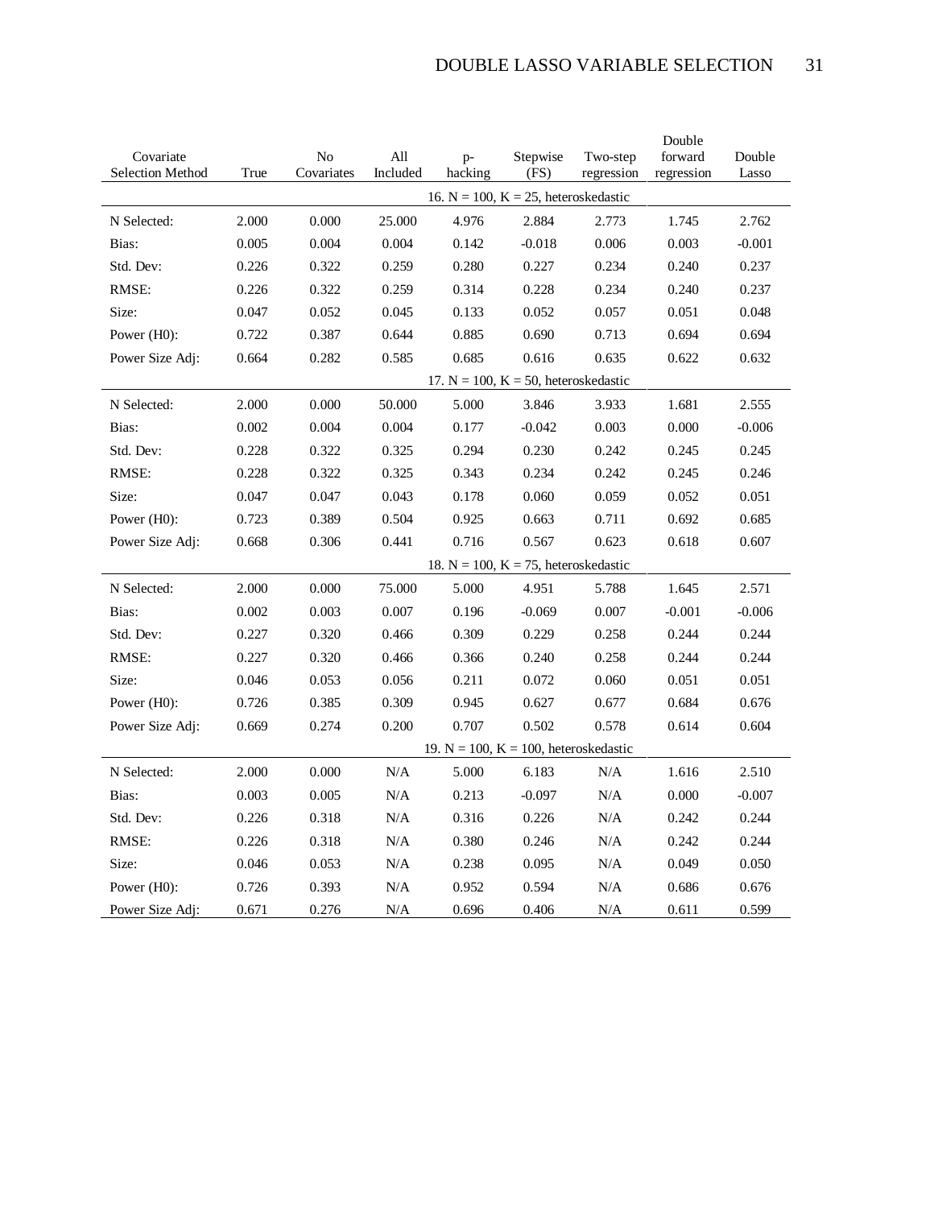| Covariate Selection Method | True | No Covariates | All Included | p-hacking | Stepwise (FS) | Two-step regression | Double forward regression | Double Lasso |
|---|---|---|---|---|---|---|---|---|
| | | | | 16. N = 100, K = 25, heteroskedastic | | | | |
| N Selected: | 2.000 | 0.000 | 25.000 | 4.976 | 2.884 | 2.773 | 1.745 | 2.762 |
| Bias: | 0.005 | 0.004 | 0.004 | 0.142 | -0.018 | 0.006 | 0.003 | -0.001 |
| Std. Dev: | 0.226 | 0.322 | 0.259 | 0.280 | 0.227 | 0.234 | 0.240 | 0.237 |
| RMSE: | 0.226 | 0.322 | 0.259 | 0.314 | 0.228 | 0.234 | 0.240 | 0.237 |
| Size: | 0.047 | 0.052 | 0.045 | 0.133 | 0.052 | 0.057 | 0.051 | 0.048 |
| Power (H0): | 0.722 | 0.387 | 0.644 | 0.885 | 0.690 | 0.713 | 0.694 | 0.694 |
| Power Size Adj: | 0.664 | 0.282 | 0.585 | 0.685 | 0.616 | 0.635 | 0.622 | 0.632 |
| | | | | 17. N = 100, K = 50, heteroskedastic | | | | |
| N Selected: | 2.000 | 0.000 | 50.000 | 5.000 | 3.846 | 3.933 | 1.681 | 2.555 |
| Bias: | 0.002 | 0.004 | 0.004 | 0.177 | -0.042 | 0.003 | 0.000 | -0.006 |
| Std. Dev: | 0.228 | 0.322 | 0.325 | 0.294 | 0.230 | 0.242 | 0.245 | 0.245 |
| RMSE: | 0.228 | 0.322 | 0.325 | 0.343 | 0.234 | 0.242 | 0.245 | 0.246 |
| Size: | 0.047 | 0.047 | 0.043 | 0.178 | 0.060 | 0.059 | 0.052 | 0.051 |
| Power (H0): | 0.723 | 0.389 | 0.504 | 0.925 | 0.663 | 0.711 | 0.692 | 0.685 |
| Power Size Adj: | 0.668 | 0.306 | 0.441 | 0.716 | 0.567 | 0.623 | 0.618 | 0.607 |
| | | | | 18. N = 100, K = 75, heteroskedastic | | | | |
| N Selected: | 2.000 | 0.000 | 75.000 | 5.000 | 4.951 | 5.788 | 1.645 | 2.571 |
| Bias: | 0.002 | 0.003 | 0.007 | 0.196 | -0.069 | 0.007 | -0.001 | -0.006 |
| Std. Dev: | 0.227 | 0.320 | 0.466 | 0.309 | 0.229 | 0.258 | 0.244 | 0.244 |
| RMSE: | 0.227 | 0.320 | 0.466 | 0.366 | 0.240 | 0.258 | 0.244 | 0.244 |
| Size: | 0.046 | 0.053 | 0.056 | 0.211 | 0.072 | 0.060 | 0.051 | 0.051 |
| Power (H0): | 0.726 | 0.385 | 0.309 | 0.945 | 0.627 | 0.677 | 0.684 | 0.676 |
| Power Size Adj: | 0.669 | 0.274 | 0.200 | 0.707 | 0.502 | 0.578 | 0.614 | 0.604 |
| | | | | 19. N = 100, K = 100, heteroskedastic | | | | |
| N Selected: | 2.000 | 0.000 | N/A | 5.000 | 6.183 | N/A | 1.616 | 2.510 |
| Bias: | 0.003 | 0.005 | N/A | 0.213 | -0.097 | N/A | 0.000 | -0.007 |
| Std. Dev: | 0.226 | 0.318 | N/A | 0.316 | 0.226 | N/A | 0.242 | 0.244 |
| RMSE: | 0.226 | 0.318 | N/A | 0.380 | 0.246 | N/A | 0.242 | 0.244 |
| Size: | 0.046 | 0.053 | N/A | 0.238 | 0.095 | N/A | 0.049 | 0.050 |
| Power (H0): | 0.726 | 0.393 | N/A | 0.952 | 0.594 | N/A | 0.686 | 0.676 |
| Power Size Adj: | 0.671 | 0.276 | N/A | 0.696 | 0.406 | N/A | 0.611 | 0.599 |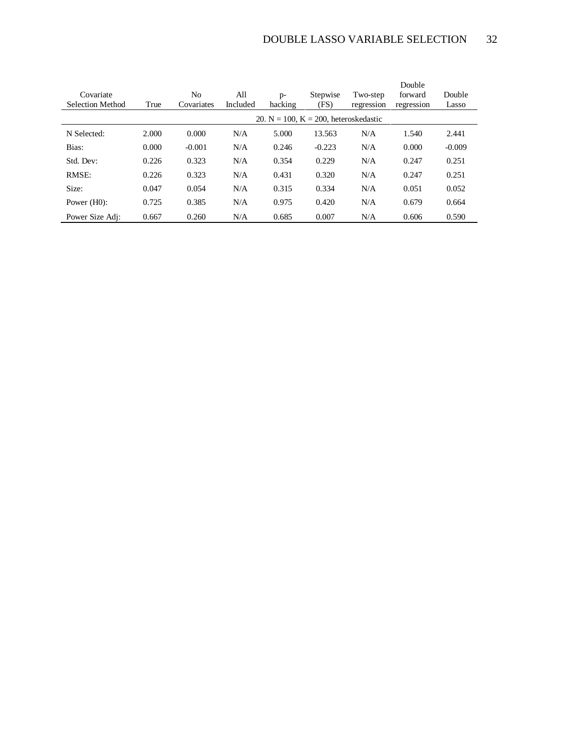| Covariate Selection Method | True | No Covariates | All Included | p-hacking | Stepwise (FS) | Two-step regression | Double forward regression | Double Lasso |
|---|---|---|---|---|---|---|---|---|
| | | | | 20. N = 100, K = 200, heteroskedastic | | | | |
| N Selected: | 2.000 | 0.000 | N/A | 5.000 | 13.563 | N/A | 1.540 | 2.441 |
| Bias: | 0.000 | -0.001 | N/A | 0.246 | -0.223 | N/A | 0.000 | -0.009 |
| Std. Dev: | 0.226 | 0.323 | N/A | 0.354 | 0.229 | N/A | 0.247 | 0.251 |
| RMSE: | 0.226 | 0.323 | N/A | 0.431 | 0.320 | N/A | 0.247 | 0.251 |
| Size: | 0.047 | 0.054 | N/A | 0.315 | 0.334 | N/A | 0.051 | 0.052 |
| Power (H0): | 0.725 | 0.385 | N/A | 0.975 | 0.420 | N/A | 0.679 | 0.664 |
| Power Size Adj: | 0.667 | 0.260 | N/A | 0.685 | 0.007 | N/A | 0.606 | 0.590 |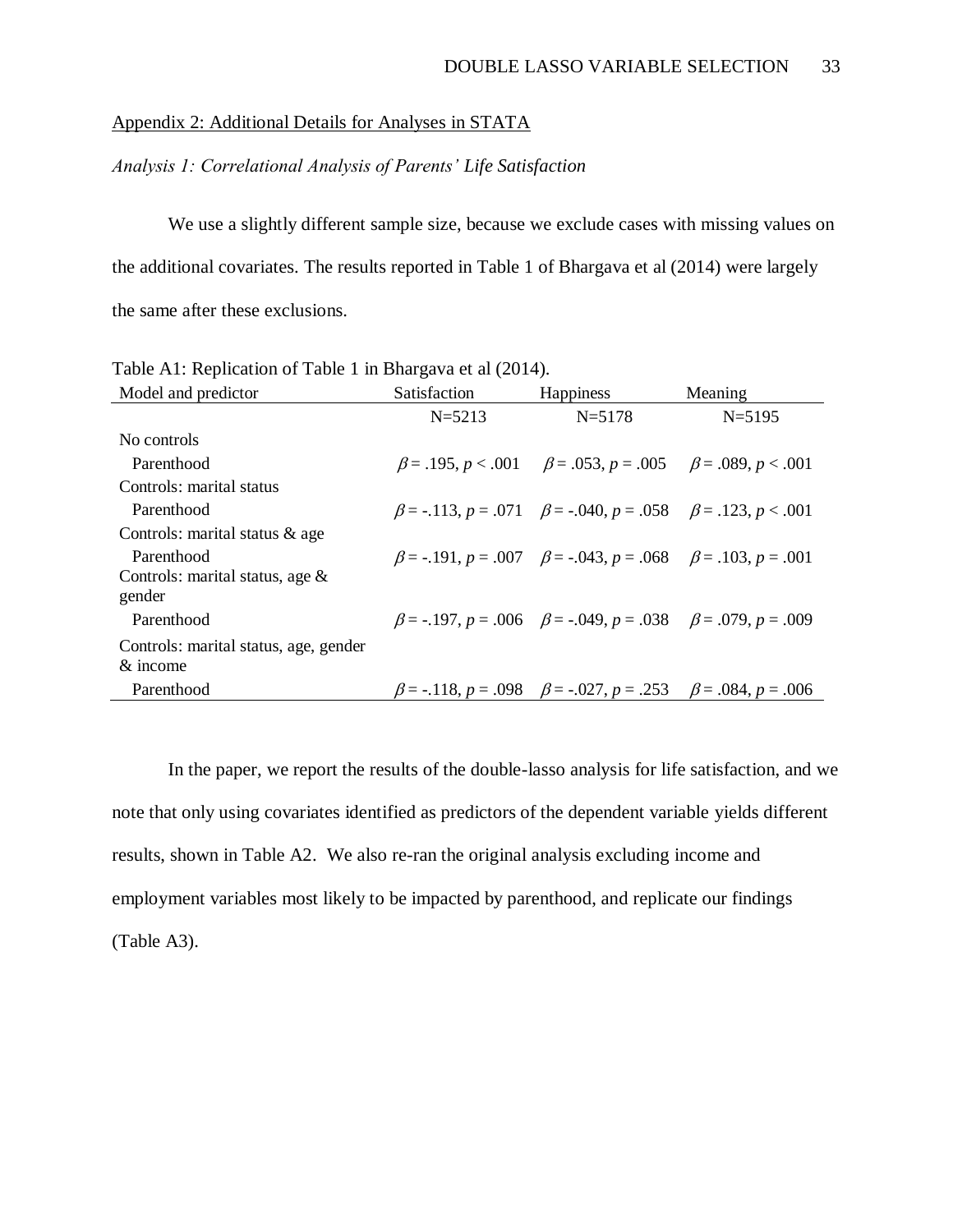## Appendix 2: Additional Details for Analyses in STATA

### *Analysis 1: Correlational Analysis of Parents' Life Satisfaction*

We use a slightly different sample size, because we exclude cases with missing values on the additional covariates. The results reported in Table 1 of Bhargava et al (2014) were largely the same after these exclusions.

Table A1: Replication of Table 1 in Bhargava et al (2014).

| Model and predictor | Satisfaction | Happiness | Meaning |
|---|---|---|---|
| | N=5213 | N=5178 | N=5195 |
| No controls | | | |
| Parenthood | $\beta = .195$, $p < .001$ | $\beta = .053$, $p = .005$ | $\beta = .089$, $p < .001$ |
| Controls: marital status | | | |
| Parenthood | $\beta = -.113$, $p = .071$ | $\beta = -.040$, $p = .058$ | $\beta = .123$, $p < .001$ |
| Controls: marital status & age | | | |
| Parenthood | $\beta = -.191$, $p = .007$ | $\beta = -.043$, $p = .068$ | $\beta = .103$, $p = .001$ |
| Controls: marital status, age & gender | | | |
| Parenthood | $\beta = -.197$, $p = .006$ | $\beta = -.049$, $p = .038$ | $\beta = .079$, $p = .009$ |
| Controls: marital status, age, gender & income | | | |
| Parenthood | $\beta = -.118$, $p = .098$ | $\beta = -.027$, $p = .253$ | $\beta = .084$, $p = .006$ |

In the paper, we report the results of the double-lasso analysis for life satisfaction, and we note that only using covariates identified as predictors of the dependent variable yields different results, shown in Table A2. We also re-ran the original analysis excluding income and employment variables most likely to be impacted by parenthood, and replicate our findings (Table A3).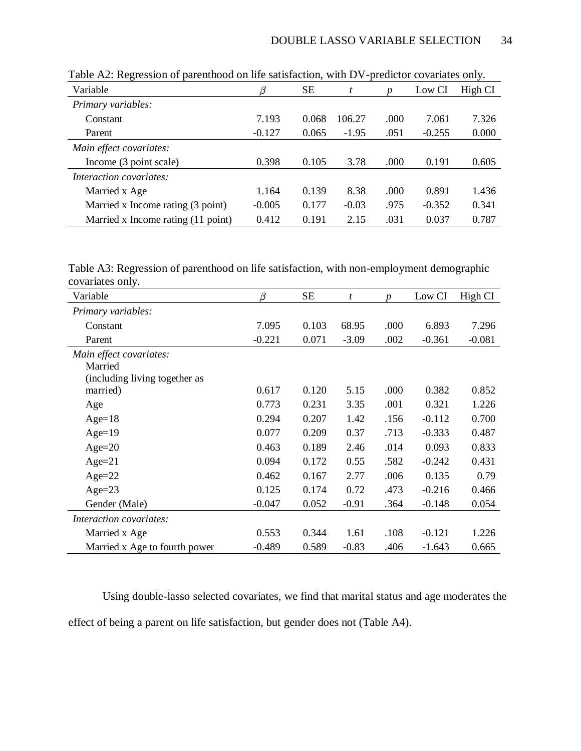Table A2: Regression of parenthood on life satisfaction, with DV-predictor covariates only.

| Variable | $\beta$ | SE | $t$ | $p$ | Low CI | High CI |
|---|---|---|---|---|---|---|
| *Primary variables:* | | | | | | |
| Constant | 7.193 | 0.068 | 106.27 | .000 | 7.061 | 7.326 |
| Parent | -0.127 | 0.065 | -1.95 | .051 | -0.255 | 0.000 |
| *Main effect covariates:* | | | | | | |
| Income (3 point scale) | 0.398 | 0.105 | 3.78 | .000 | 0.191 | 0.605 |
| *Interaction covariates:* | | | | | | |
| Married x Age | 1.164 | 0.139 | 8.38 | .000 | 0.891 | 1.436 |
| Married x Income rating (3 point) | -0.005 | 0.177 | -0.03 | .975 | -0.352 | 0.341 |
| Married x Income rating (11 point) | 0.412 | 0.191 | 2.15 | .031 | 0.037 | 0.787 |

Table A3: Regression of parenthood on life satisfaction, with non-employment demographic covariates only.

| Variable | $\beta$ | SE | $t$ | $p$ | Low CI | High CI |
|---|---|---|---|---|---|---|
| *Primary variables:* | | | | | | |
| Constant | 7.095 | 0.103 | 68.95 | .000 | 6.893 | 7.296 |
| Parent | -0.221 | 0.071 | -3.09 | .002 | -0.361 | -0.081 |
| *Main effect covariates:* | | | | | | |
| Married (including living together as married) | 0.617 | 0.120 | 5.15 | .000 | 0.382 | 0.852 |
| Age | 0.773 | 0.231 | 3.35 | .001 | 0.321 | 1.226 |
| Age=18 | 0.294 | 0.207 | 1.42 | .156 | -0.112 | 0.700 |
| Age=19 | 0.077 | 0.209 | 0.37 | .713 | -0.333 | 0.487 |
| Age=20 | 0.463 | 0.189 | 2.46 | .014 | 0.093 | 0.833 |
| Age=21 | 0.094 | 0.172 | 0.55 | .582 | -0.242 | 0.431 |
| Age=22 | 0.462 | 0.167 | 2.77 | .006 | 0.135 | 0.79 |
| Age=23 | 0.125 | 0.174 | 0.72 | .473 | -0.216 | 0.466 |
| Gender (Male) | -0.047 | 0.052 | -0.91 | .364 | -0.148 | 0.054 |
| *Interaction covariates:* | | | | | | |
| Married x Age | 0.553 | 0.344 | 1.61 | .108 | -0.121 | 1.226 |
| Married x Age to fourth power | -0.489 | 0.589 | -0.83 | .406 | -1.643 | 0.665 |

Using double-lasso selected covariates, we find that marital status and age moderates the effect of being a parent on life satisfaction, but gender does not (Table A4).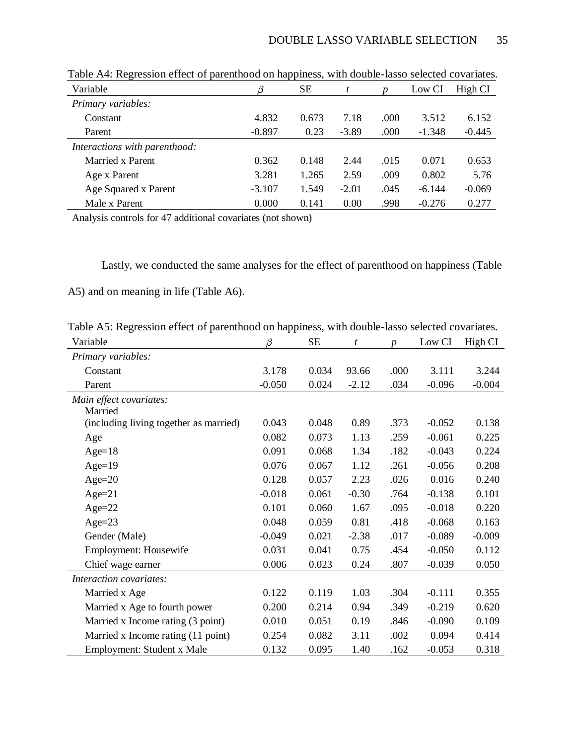Table A4: Regression effect of parenthood on happiness, with double-lasso selected covariates.

| Variable | $\beta$ | SE | $t$ | $p$ | Low CI | High CI |
|---|---|---|---|---|---|---|
| *Primary variables:* | | | | | | |
| Constant | 4.832 | 0.673 | 7.18 | .000 | 3.512 | 6.152 |
| Parent | -0.897 | 0.23 | -3.89 | .000 | -1.348 | -0.445 |
| *Interactions with parenthood:* | | | | | | |
| Married x Parent | 0.362 | 0.148 | 2.44 | .015 | 0.071 | 0.653 |
| Age x Parent | 3.281 | 1.265 | 2.59 | .009 | 0.802 | 5.76 |
| Age Squared x Parent | -3.107 | 1.549 | -2.01 | .045 | -6.144 | -0.069 |
| Male x Parent | 0.000 | 0.141 | 0.00 | .998 | -0.276 | 0.277 |

Analysis controls for 47 additional covariates (not shown)

Lastly, we conducted the same analyses for the effect of parenthood on happiness (Table A5) and on meaning in life (Table A6).

Table A5: Regression effect of parenthood on happiness, with double-lasso selected covariates.

| Variable | $\beta$ | SE | $t$ | $p$ | Low CI | High CI |
|---|---|---|---|---|---|---|
| *Primary variables:* | | | | | | |
| Constant | 3.178 | 0.034 | 93.66 | .000 | 3.111 | 3.244 |
| Parent | -0.050 | 0.024 | -2.12 | .034 | -0.096 | -0.004 |
| *Main effect covariates:* | | | | | | |
| Married (including living together as married) | 0.043 | 0.048 | 0.89 | .373 | -0.052 | 0.138 |
| Age | 0.082 | 0.073 | 1.13 | .259 | -0.061 | 0.225 |
| Age=18 | 0.091 | 0.068 | 1.34 | .182 | -0.043 | 0.224 |
| Age=19 | 0.076 | 0.067 | 1.12 | .261 | -0.056 | 0.208 |
| Age=20 | 0.128 | 0.057 | 2.23 | .026 | 0.016 | 0.240 |
| Age=21 | -0.018 | 0.061 | -0.30 | .764 | -0.138 | 0.101 |
| Age=22 | 0.101 | 0.060 | 1.67 | .095 | -0.018 | 0.220 |
| Age=23 | 0.048 | 0.059 | 0.81 | .418 | -0.068 | 0.163 |
| Gender (Male) | -0.049 | 0.021 | -2.38 | .017 | -0.089 | -0.009 |
| Employment: Housewife | 0.031 | 0.041 | 0.75 | .454 | -0.050 | 0.112 |
| Chief wage earner | 0.006 | 0.023 | 0.24 | .807 | -0.039 | 0.050 |
| *Interaction covariates:* | | | | | | |
| Married x Age | 0.122 | 0.119 | 1.03 | .304 | -0.111 | 0.355 |
| Married x Age to fourth power | 0.200 | 0.214 | 0.94 | .349 | -0.219 | 0.620 |
| Married x Income rating (3 point) | 0.010 | 0.051 | 0.19 | .846 | -0.090 | 0.109 |
| Married x Income rating (11 point) | 0.254 | 0.082 | 3.11 | .002 | 0.094 | 0.414 |
| Employment: Student x Male | 0.132 | 0.095 | 1.40 | .162 | -0.053 | 0.318 |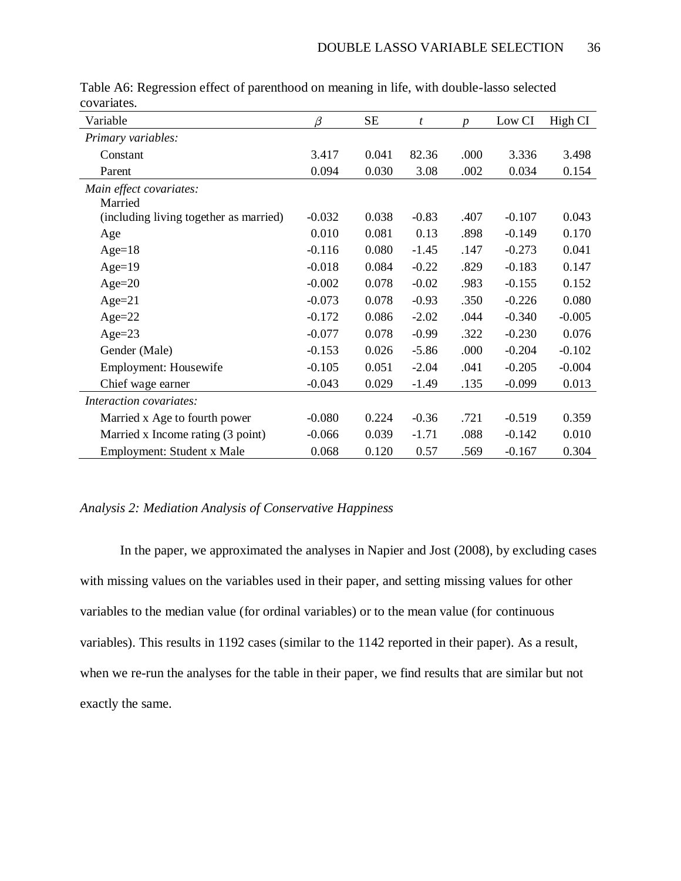Table A6: Regression effect of parenthood on meaning in life, with double-lasso selected covariates.

| Variable | $\beta$ | SE | $t$ | $p$ | Low CI | High CI |
|---|---|---|---|---|---|---|
| *Primary variables:* | | | | | | |
| Constant | 3.417 | 0.041 | 82.36 | .000 | 3.336 | 3.498 |
| Parent | 0.094 | 0.030 | 3.08 | .002 | 0.034 | 0.154 |
| *Main effect covariates:* | | | | | | |
| Married (including living together as married) | -0.032 | 0.038 | -0.83 | .407 | -0.107 | 0.043 |
| Age | 0.010 | 0.081 | 0.13 | .898 | -0.149 | 0.170 |
| Age=18 | -0.116 | 0.080 | -1.45 | .147 | -0.273 | 0.041 |
| Age=19 | -0.018 | 0.084 | -0.22 | .829 | -0.183 | 0.147 |
| Age=20 | -0.002 | 0.078 | -0.02 | .983 | -0.155 | 0.152 |
| Age=21 | -0.073 | 0.078 | -0.93 | .350 | -0.226 | 0.080 |
| Age=22 | -0.172 | 0.086 | -2.02 | .044 | -0.340 | -0.005 |
| Age=23 | -0.077 | 0.078 | -0.99 | .322 | -0.230 | 0.076 |
| Gender (Male) | -0.153 | 0.026 | -5.86 | .000 | -0.204 | -0.102 |
| Employment: Housewife | -0.105 | 0.051 | -2.04 | .041 | -0.205 | -0.004 |
| Chief wage earner | -0.043 | 0.029 | -1.49 | .135 | -0.099 | 0.013 |
| *Interaction covariates:* | | | | | | |
| Married x Age to fourth power | -0.080 | 0.224 | -0.36 | .721 | -0.519 | 0.359 |
| Married x Income rating (3 point) | -0.066 | 0.039 | -1.71 | .088 | -0.142 | 0.010 |
| Employment: Student x Male | 0.068 | 0.120 | 0.57 | .569 | -0.167 | 0.304 |

*Analysis 2: Mediation Analysis of Conservative Happiness*

In the paper, we approximated the analyses in Napier and Jost (2008), by excluding cases with missing values on the variables used in their paper, and setting missing values for other variables to the median value (for ordinal variables) or to the mean value (for continuous variables). This results in 1192 cases (similar to the 1142 reported in their paper). As a result, when we re-run the analyses for the table in their paper, we find results that are similar but not exactly the same.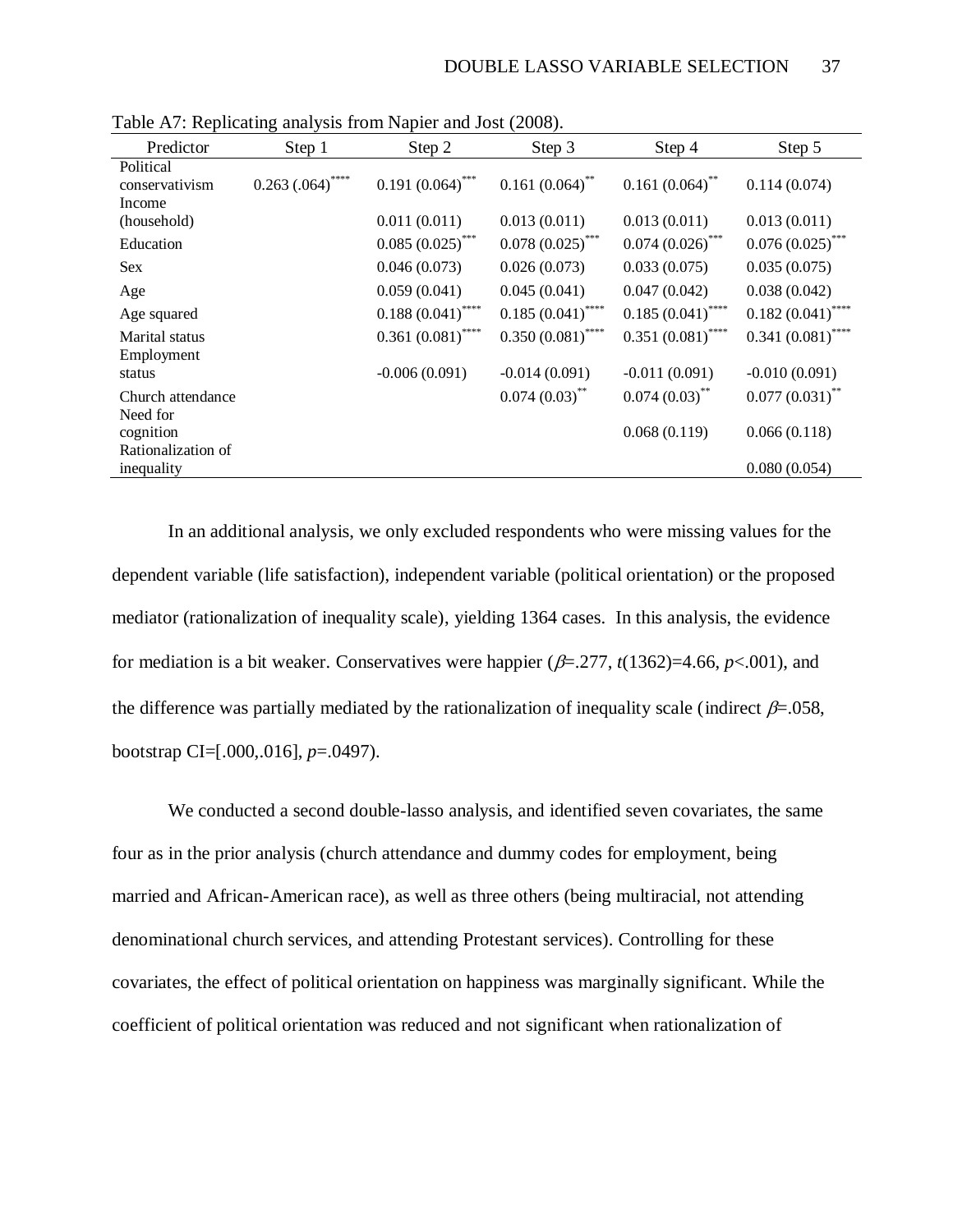Table A7: Replicating analysis from Napier and Jost (2008).

| Predictor | Step 1 | Step 2 | Step 3 | Step 4 | Step 5 |
|---|---|---|---|---|---|
| Political conservativism | 0.263 (.064)**** | 0.191 (0.064)*** | 0.161 (0.064)** | 0.161 (0.064)** | 0.114 (0.074) |
| Income (household) | | 0.011 (0.011) | 0.013 (0.011) | 0.013 (0.011) | 0.013 (0.011) |
| Education | | 0.085 (0.025)*** | 0.078 (0.025)*** | 0.074 (0.026)*** | 0.076 (0.025)*** |
| Sex | | 0.046 (0.073) | 0.026 (0.073) | 0.033 (0.075) | 0.035 (0.075) |
| Age | | 0.059 (0.041) | 0.045 (0.041) | 0.047 (0.042) | 0.038 (0.042) |
| Age squared | | 0.188 (0.041)**** | 0.185 (0.041)**** | 0.185 (0.041)**** | 0.182 (0.041)**** |
| Marital status | | 0.361 (0.081)**** | 0.350 (0.081)**** | 0.351 (0.081)**** | 0.341 (0.081)**** |
| Employment status | | -0.006 (0.091) | -0.014 (0.091) | -0.011 (0.091) | -0.010 (0.091) |
| Church attendance | | | 0.074 (0.03)** | 0.074 (0.03)** | 0.077 (0.031)** |
| Need for cognition | | | | 0.068 (0.119) | 0.066 (0.118) |
| Rationalization of inequality | | | | | 0.080 (0.054) |

In an additional analysis, we only excluded respondents who were missing values for the dependent variable (life satisfaction), independent variable (political orientation) or the proposed mediator (rationalization of inequality scale), yielding 1364 cases. In this analysis, the evidence for mediation is a bit weaker. Conservatives were happier ($\beta$=.277, $t(1362)$=4.66, $p$<.001), and the difference was partially mediated by the rationalization of inequality scale (indirect $\beta$=.058, bootstrap CI=[.000,.016], $p$=.0497).

We conducted a second double-lasso analysis, and identified seven covariates, the same four as in the prior analysis (church attendance and dummy codes for employment, being married and African-American race), as well as three others (being multiracial, not attending denominational church services, and attending Protestant services). Controlling for these covariates, the effect of political orientation on happiness was marginally significant. While the coefficient of political orientation was reduced and not significant when rationalization of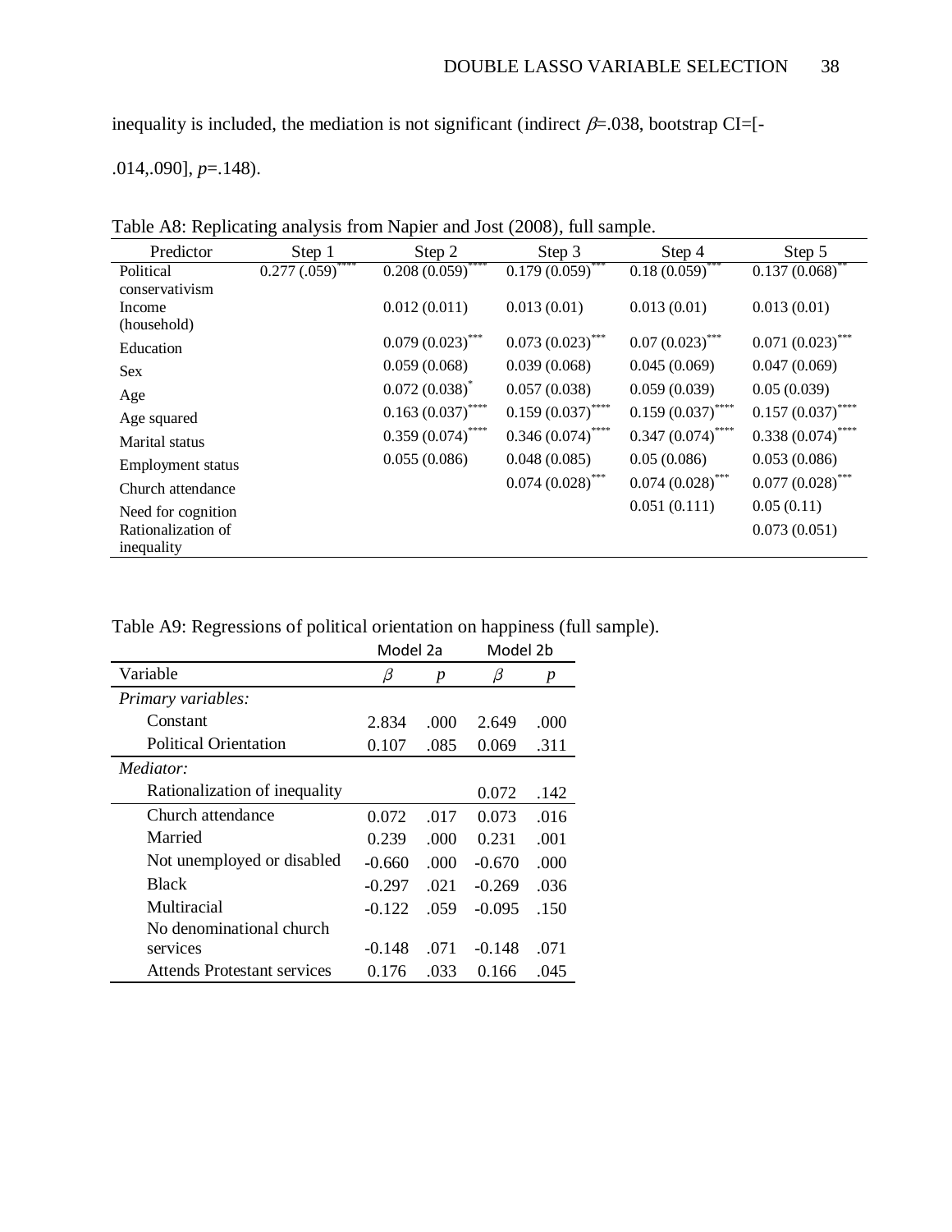inequality is included, the mediation is not significant (indirect $\beta$=.038, bootstrap CI=[-.014,.090], $p$=.148).

Table A8: Replicating analysis from Napier and Jost (2008), full sample.

| Predictor | Step 1 | Step 2 | Step 3 | Step 4 | Step 5 |
|---|---|---|---|---|---|
| Political conservativism | 0.277 (.059)**** | 0.208 (0.059)**** | 0.179 (0.059)*** | 0.18 (0.059)*** | 0.137 (0.068)** |
| Income (household) | | 0.012 (0.011) | 0.013 (0.01) | 0.013 (0.01) | 0.013 (0.01) |
| Education | | 0.079 (0.023)*** | 0.073 (0.023)*** | 0.07 (0.023)*** | 0.071 (0.023)*** |
| Sex | | 0.059 (0.068) | 0.039 (0.068) | 0.045 (0.069) | 0.047 (0.069) |
| Age | | 0.072 (0.038)* | 0.057 (0.038) | 0.059 (0.039) | 0.05 (0.039) |
| Age squared | | 0.163 (0.037)**** | 0.159 (0.037)**** | 0.159 (0.037)**** | 0.157 (0.037)**** |
| Marital status | | 0.359 (0.074)**** | 0.346 (0.074)**** | 0.347 (0.074)**** | 0.338 (0.074)**** |
| Employment status | | 0.055 (0.086) | 0.048 (0.085) | 0.05 (0.086) | 0.053 (0.086) |
| Church attendance | | | 0.074 (0.028)*** | 0.074 (0.028)*** | 0.077 (0.028)*** |
| Need for cognition | | | | 0.051 (0.111) | 0.05 (0.11) |
| Rationalization of inequality | | | | | 0.073 (0.051) |

Table A9: Regressions of political orientation on happiness (full sample).

| | Model 2a | | Model 2b | |
|---|---|---|---|---|
| Variable | $\beta$ | $p$ | $\beta$ | $p$ |
| *Primary variables:* | | | | |
| Constant | 2.834 | .000 | 2.649 | .000 |
| Political Orientation | 0.107 | .085 | 0.069 | .311 |
| *Mediator:* | | | | |
| Rationalization of inequality | | | 0.072 | .142 |
| Church attendance | 0.072 | .017 | 0.073 | .016 |
| Married | 0.239 | .000 | 0.231 | .001 |
| Not unemployed or disabled | -0.660 | .000 | -0.670 | .000 |
| Black | -0.297 | .021 | -0.269 | .036 |
| Multiracial | -0.122 | .059 | -0.095 | .150 |
| No denominational church services | -0.148 | .071 | -0.148 | .071 |
| Attends Protestant services | 0.176 | .033 | 0.166 | .045 |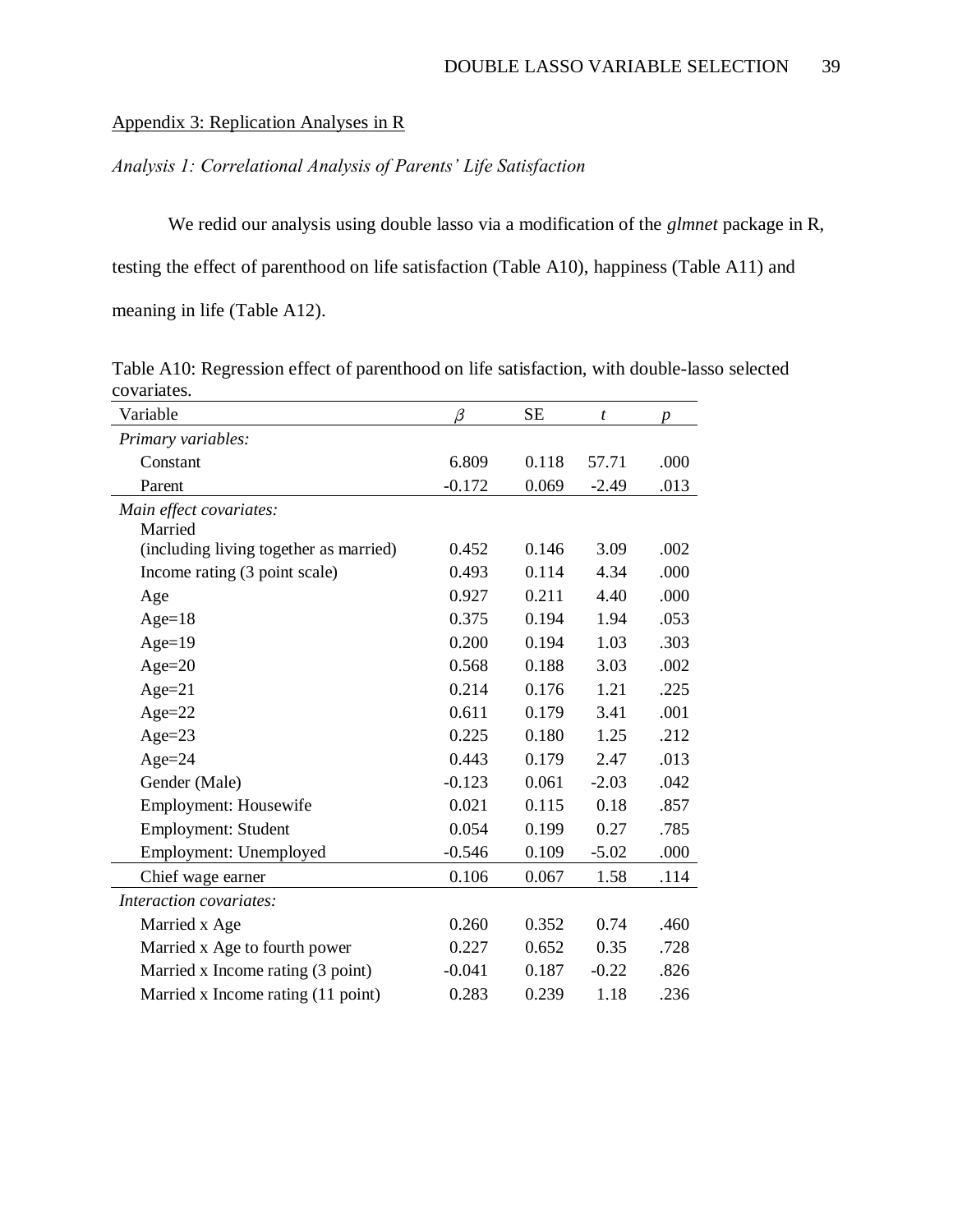## Appendix 3: Replication Analyses in R

### *Analysis 1: Correlational Analysis of Parents' Life Satisfaction*

We redid our analysis using double lasso via a modification of the *glmnet* package in R, testing the effect of parenthood on life satisfaction (Table A10), happiness (Table A11) and meaning in life (Table A12).

Table A10: Regression effect of parenthood on life satisfaction, with double-lasso selected covariates.

| Variable | $\beta$ | SE | *t* | *p* |
|---|---|---|---|---|
| *Primary variables:* | | | | |
| Constant | 6.809 | 0.118 | 57.71 | .000 |
| Parent | -0.172 | 0.069 | -2.49 | .013 |
| *Main effect covariates:* | | | | |
| Married (including living together as married) | 0.452 | 0.146 | 3.09 | .002 |
| Income rating (3 point scale) | 0.493 | 0.114 | 4.34 | .000 |
| Age | 0.927 | 0.211 | 4.40 | .000 |
| Age=18 | 0.375 | 0.194 | 1.94 | .053 |
| Age=19 | 0.200 | 0.194 | 1.03 | .303 |
| Age=20 | 0.568 | 0.188 | 3.03 | .002 |
| Age=21 | 0.214 | 0.176 | 1.21 | .225 |
| Age=22 | 0.611 | 0.179 | 3.41 | .001 |
| Age=23 | 0.225 | 0.180 | 1.25 | .212 |
| Age=24 | 0.443 | 0.179 | 2.47 | .013 |
| Gender (Male) | -0.123 | 0.061 | -2.03 | .042 |
| Employment: Housewife | 0.021 | 0.115 | 0.18 | .857 |
| Employment: Student | 0.054 | 0.199 | 0.27 | .785 |
| Employment: Unemployed | -0.546 | 0.109 | -5.02 | .000 |
| Chief wage earner | 0.106 | 0.067 | 1.58 | .114 |
| *Interaction covariates:* | | | | |
| Married x Age | 0.260 | 0.352 | 0.74 | .460 |
| Married x Age to fourth power | 0.227 | 0.652 | 0.35 | .728 |
| Married x Income rating (3 point) | -0.041 | 0.187 | -0.22 | .826 |
| Married x Income rating (11 point) | 0.283 | 0.239 | 1.18 | .236 |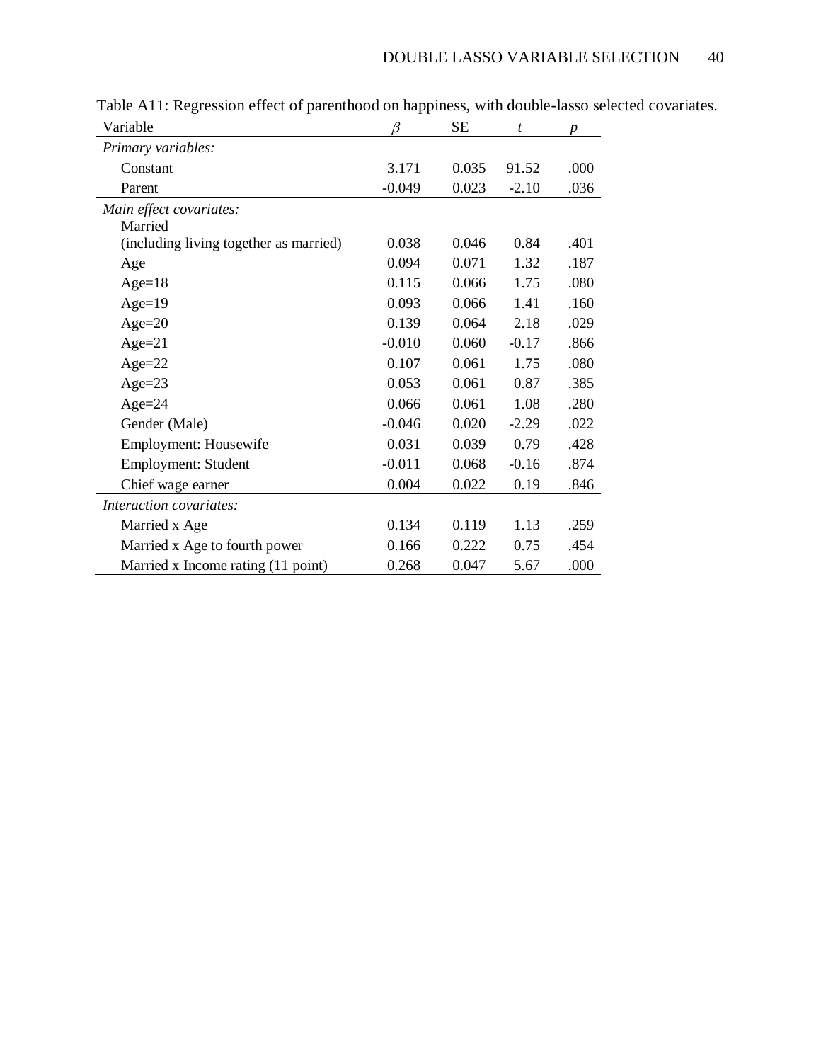Table A11: Regression effect of parenthood on happiness, with double-lasso selected covariates.

| Variable | $\beta$ | SE | $t$ | $p$ |
|---|---|---|---|---|
| *Primary variables:* | | | | |
| Constant | 3.171 | 0.035 | 91.52 | .000 |
| Parent | -0.049 | 0.023 | -2.10 | .036 |
| *Main effect covariates:* | | | | |
| Married (including living together as married) | 0.038 | 0.046 | 0.84 | .401 |
| Age | 0.094 | 0.071 | 1.32 | .187 |
| Age=18 | 0.115 | 0.066 | 1.75 | .080 |
| Age=19 | 0.093 | 0.066 | 1.41 | .160 |
| Age=20 | 0.139 | 0.064 | 2.18 | .029 |
| Age=21 | -0.010 | 0.060 | -0.17 | .866 |
| Age=22 | 0.107 | 0.061 | 1.75 | .080 |
| Age=23 | 0.053 | 0.061 | 0.87 | .385 |
| Age=24 | 0.066 | 0.061 | 1.08 | .280 |
| Gender (Male) | -0.046 | 0.020 | -2.29 | .022 |
| Employment: Housewife | 0.031 | 0.039 | 0.79 | .428 |
| Employment: Student | -0.011 | 0.068 | -0.16 | .874 |
| Chief wage earner | 0.004 | 0.022 | 0.19 | .846 |
| *Interaction covariates:* | | | | |
| Married x Age | 0.134 | 0.119 | 1.13 | .259 |
| Married x Age to fourth power | 0.166 | 0.222 | 0.75 | .454 |
| Married x Income rating (11 point) | 0.268 | 0.047 | 5.67 | .000 |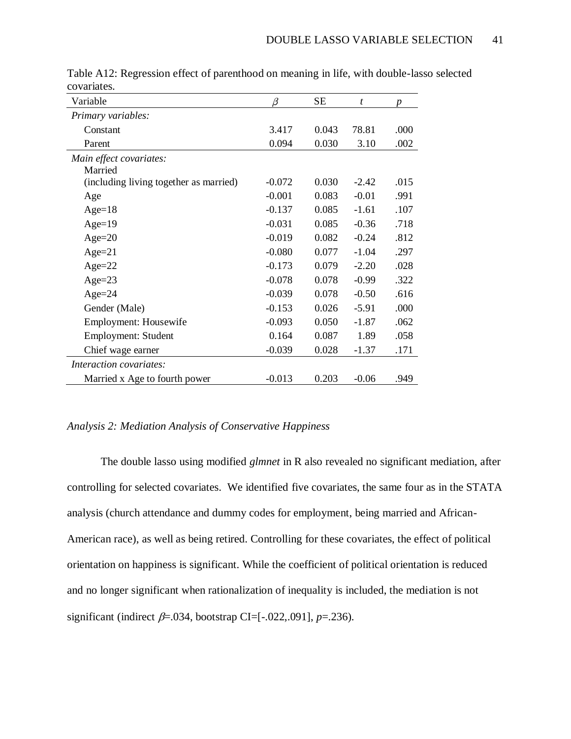Table A12: Regression effect of parenthood on meaning in life, with double-lasso selected covariates.

| Variable | $\beta$ | SE | $t$ | $p$ |
|---|---|---|---|---|
| *Primary variables:* | | | | |
| Constant | 3.417 | 0.043 | 78.81 | .000 |
| Parent | 0.094 | 0.030 | 3.10 | .002 |
| *Main effect covariates:* | | | | |
| Married (including living together as married) | -0.072 | 0.030 | -2.42 | .015 |
| Age | -0.001 | 0.083 | -0.01 | .991 |
| Age=18 | -0.137 | 0.085 | -1.61 | .107 |
| Age=19 | -0.031 | 0.085 | -0.36 | .718 |
| Age=20 | -0.019 | 0.082 | -0.24 | .812 |
| Age=21 | -0.080 | 0.077 | -1.04 | .297 |
| Age=22 | -0.173 | 0.079 | -2.20 | .028 |
| Age=23 | -0.078 | 0.078 | -0.99 | .322 |
| Age=24 | -0.039 | 0.078 | -0.50 | .616 |
| Gender (Male) | -0.153 | 0.026 | -5.91 | .000 |
| Employment: Housewife | -0.093 | 0.050 | -1.87 | .062 |
| Employment: Student | 0.164 | 0.087 | 1.89 | .058 |
| Chief wage earner | -0.039 | 0.028 | -1.37 | .171 |
| *Interaction covariates:* | | | | |
| Married x Age to fourth power | -0.013 | 0.203 | -0.06 | .949 |

### *Analysis 2: Mediation Analysis of Conservative Happiness*

The double lasso using modified *glmnet* in R also revealed no significant mediation, after controlling for selected covariates. We identified five covariates, the same four as in the STATA analysis (church attendance and dummy codes for employment, being married and African-American race), as well as being retired. Controlling for these covariates, the effect of political orientation on happiness is significant. While the coefficient of political orientation is reduced and no longer significant when rationalization of inequality is included, the mediation is not significant (indirect $\beta$=.034, bootstrap CI=[-.022,.091], $p$=.236).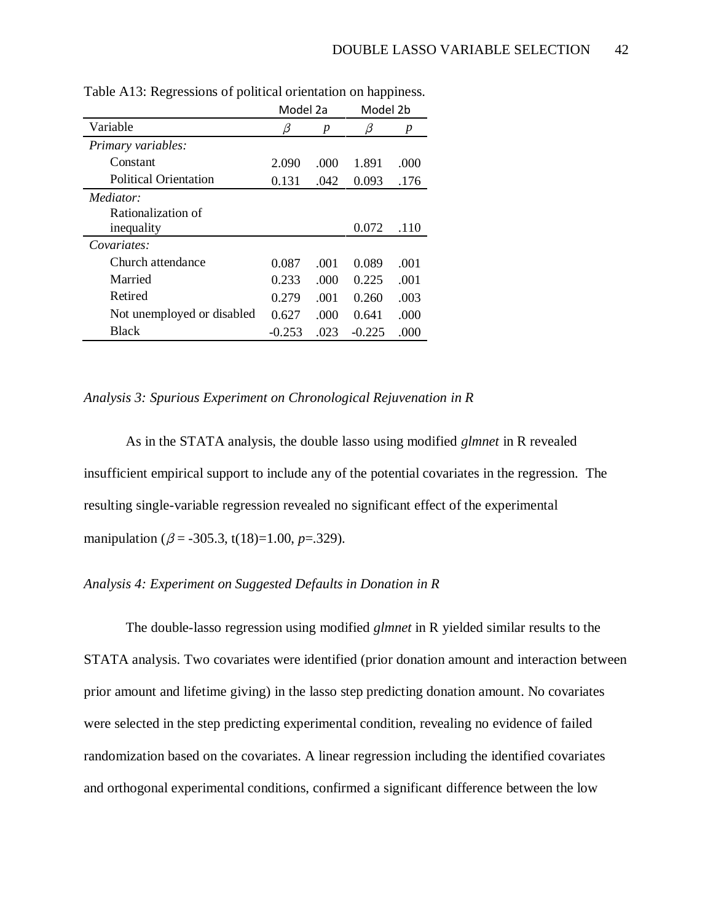Table A13: Regressions of political orientation on happiness.

| | Model 2a | | Model 2b | |
|---|---|---|---|---|
| Variable | $\beta$ | *p* | $\beta$ | *p* |
| *Primary variables:* | | | | |
| Constant | 2.090 | .000 | 1.891 | .000 |
| Political Orientation | 0.131 | .042 | 0.093 | .176 |
| *Mediator:* | | | | |
| Rationalization of inequality | | | 0.072 | .110 |
| *Covariates:* | | | | |
| Church attendance | 0.087 | .001 | 0.089 | .001 |
| Married | 0.233 | .000 | 0.225 | .001 |
| Retired | 0.279 | .001 | 0.260 | .003 |
| Not unemployed or disabled | 0.627 | .000 | 0.641 | .000 |
| Black | -0.253 | .023 | -0.225 | .000 |

*Analysis 3: Spurious Experiment on Chronological Rejuvenation in R*

As in the STATA analysis, the double lasso using modified *glmnet* in R revealed insufficient empirical support to include any of the potential covariates in the regression. The resulting single-variable regression revealed no significant effect of the experimental manipulation ($\beta$ = -305.3, t(18)=1.00, *p*=.329).

*Analysis 4: Experiment on Suggested Defaults in Donation in R*

The double-lasso regression using modified *glmnet* in R yielded similar results to the STATA analysis. Two covariates were identified (prior donation amount and interaction between prior amount and lifetime giving) in the lasso step predicting donation amount. No covariates were selected in the step predicting experimental condition, revealing no evidence of failed randomization based on the covariates. A linear regression including the identified covariates and orthogonal experimental conditions, confirmed a significant difference between the low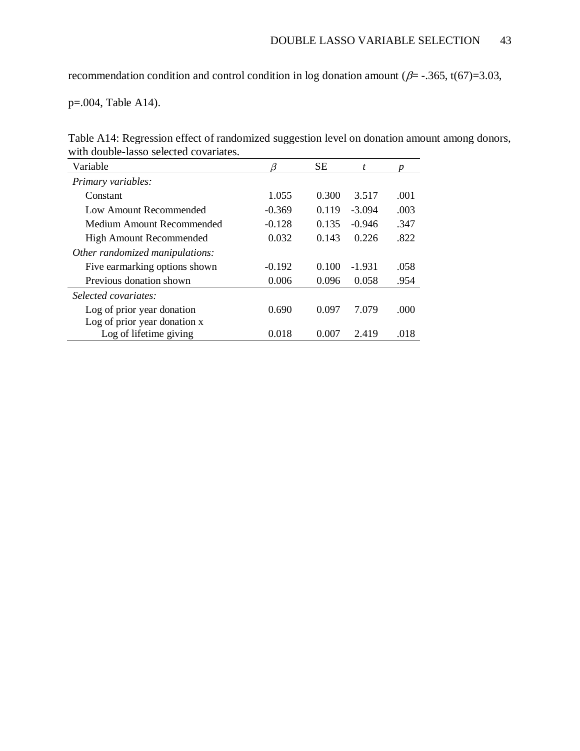recommendation condition and control condition in log donation amount ($\beta$= -.365, t(67)=3.03, p=.004, Table A14).

Table A14: Regression effect of randomized suggestion level on donation amount among donors, with double-lasso selected covariates.

| Variable | $\beta$ | SE | *t* | *p* |
|---|---|---|---|---|
| *Primary variables:* | | | | |
| Constant | 1.055 | 0.300 | 3.517 | .001 |
| Low Amount Recommended | -0.369 | 0.119 | -3.094 | .003 |
| Medium Amount Recommended | -0.128 | 0.135 | -0.946 | .347 |
| High Amount Recommended | 0.032 | 0.143 | 0.226 | .822 |
| *Other randomized manipulations:* | | | | |
| Five earmarking options shown | -0.192 | 0.100 | -1.931 | .058 |
| Previous donation shown | 0.006 | 0.096 | 0.058 | .954 |
| *Selected covariates:* | | | | |
| Log of prior year donation | 0.690 | 0.097 | 7.079 | .000 |
| Log of prior year donation x Log of lifetime giving | 0.018 | 0.007 | 2.419 | .018 |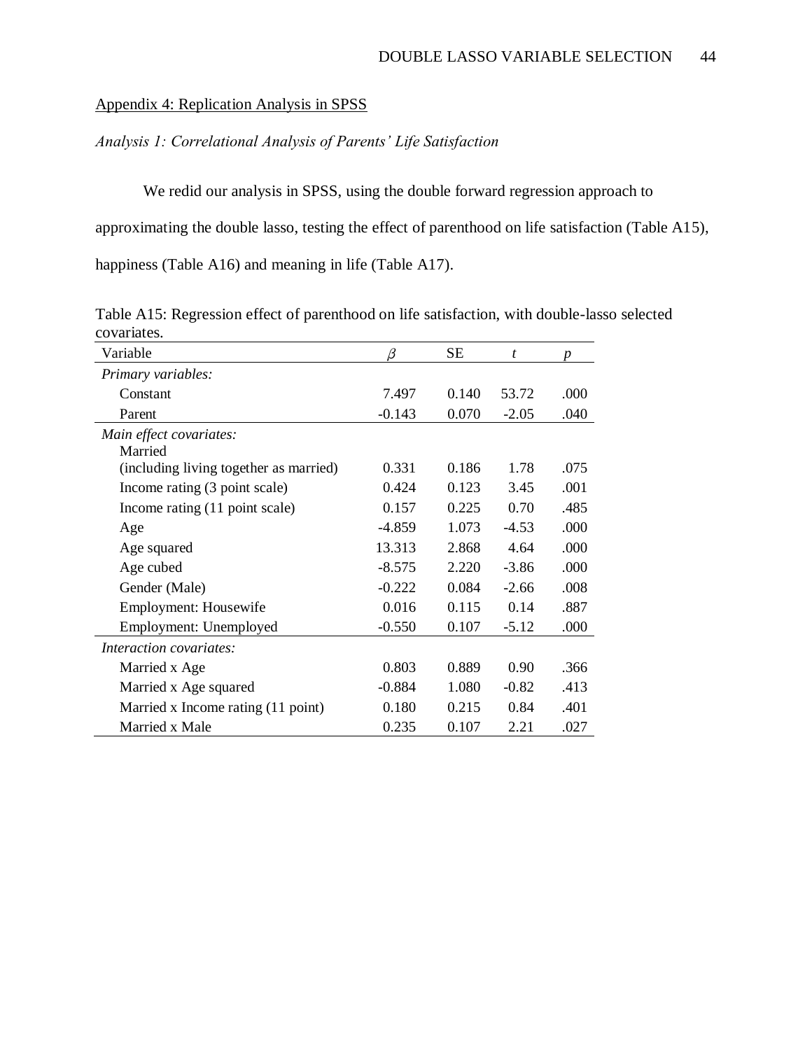## Appendix 4: Replication Analysis in SPSS

### *Analysis 1: Correlational Analysis of Parents' Life Satisfaction*

We redid our analysis in SPSS, using the double forward regression approach to approximating the double lasso, testing the effect of parenthood on life satisfaction (Table A15), happiness (Table A16) and meaning in life (Table A17).

Table A15: Regression effect of parenthood on life satisfaction, with double-lasso selected covariates.

| Variable | $\beta$ | SE | $t$ | $p$ |
|---|---|---|---|---|
| *Primary variables:* | | | | |
| Constant | 7.497 | 0.140 | 53.72 | .000 |
| Parent | -0.143 | 0.070 | -2.05 | .040 |
| *Main effect covariates:* | | | | |
| Married (including living together as married) | 0.331 | 0.186 | 1.78 | .075 |
| Income rating (3 point scale) | 0.424 | 0.123 | 3.45 | .001 |
| Income rating (11 point scale) | 0.157 | 0.225 | 0.70 | .485 |
| Age | -4.859 | 1.073 | -4.53 | .000 |
| Age squared | 13.313 | 2.868 | 4.64 | .000 |
| Age cubed | -8.575 | 2.220 | -3.86 | .000 |
| Gender (Male) | -0.222 | 0.084 | -2.66 | .008 |
| Employment: Housewife | 0.016 | 0.115 | 0.14 | .887 |
| Employment: Unemployed | -0.550 | 0.107 | -5.12 | .000 |
| *Interaction covariates:* | | | | |
| Married x Age | 0.803 | 0.889 | 0.90 | .366 |
| Married x Age squared | -0.884 | 1.080 | -0.82 | .413 |
| Married x Income rating (11 point) | 0.180 | 0.215 | 0.84 | .401 |
| Married x Male | 0.235 | 0.107 | 2.21 | .027 |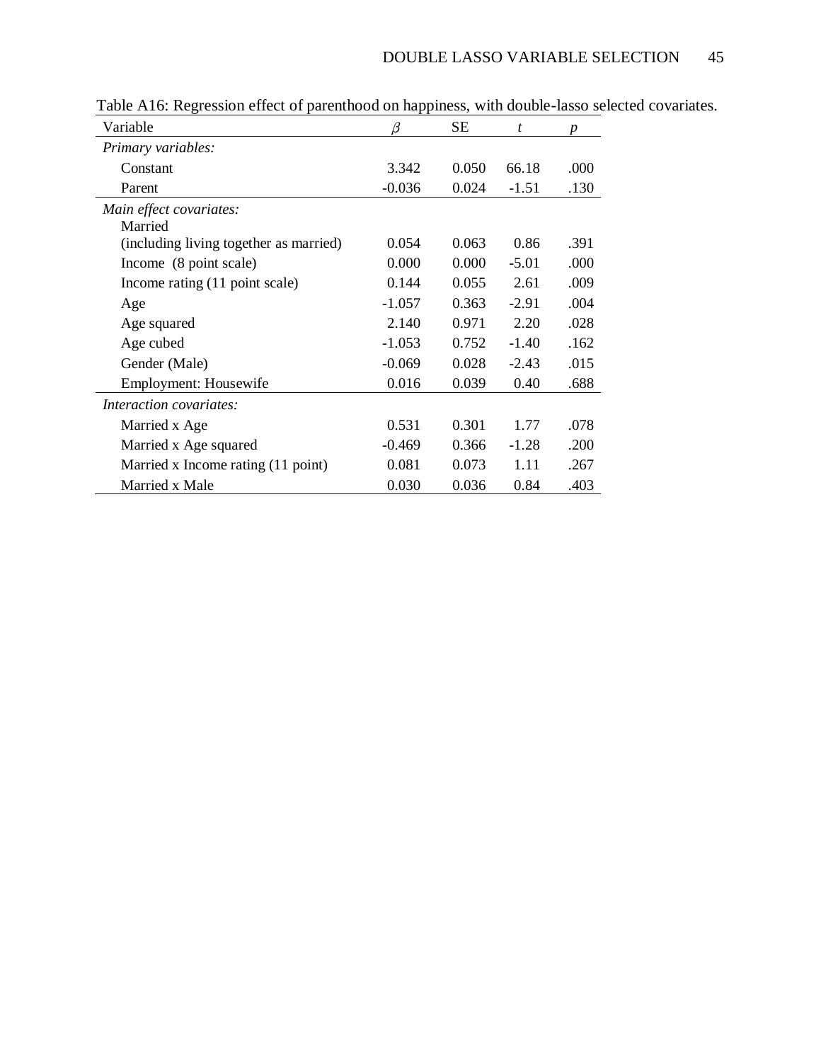Table A16: Regression effect of parenthood on happiness, with double-lasso selected covariates.

| Variable | $\beta$ | SE | $t$ | $p$ |
|---|---|---|---|---|
| *Primary variables:* | | | | |
| Constant | 3.342 | 0.050 | 66.18 | .000 |
| Parent | -0.036 | 0.024 | -1.51 | .130 |
| *Main effect covariates:* | | | | |
| Married (including living together as married) | 0.054 | 0.063 | 0.86 | .391 |
| Income (8 point scale) | 0.000 | 0.000 | -5.01 | .000 |
| Income rating (11 point scale) | 0.144 | 0.055 | 2.61 | .009 |
| Age | -1.057 | 0.363 | -2.91 | .004 |
| Age squared | 2.140 | 0.971 | 2.20 | .028 |
| Age cubed | -1.053 | 0.752 | -1.40 | .162 |
| Gender (Male) | -0.069 | 0.028 | -2.43 | .015 |
| Employment: Housewife | 0.016 | 0.039 | 0.40 | .688 |
| *Interaction covariates:* | | | | |
| Married x Age | 0.531 | 0.301 | 1.77 | .078 |
| Married x Age squared | -0.469 | 0.366 | -1.28 | .200 |
| Married x Income rating (11 point) | 0.081 | 0.073 | 1.11 | .267 |
| Married x Male | 0.030 | 0.036 | 0.84 | .403 |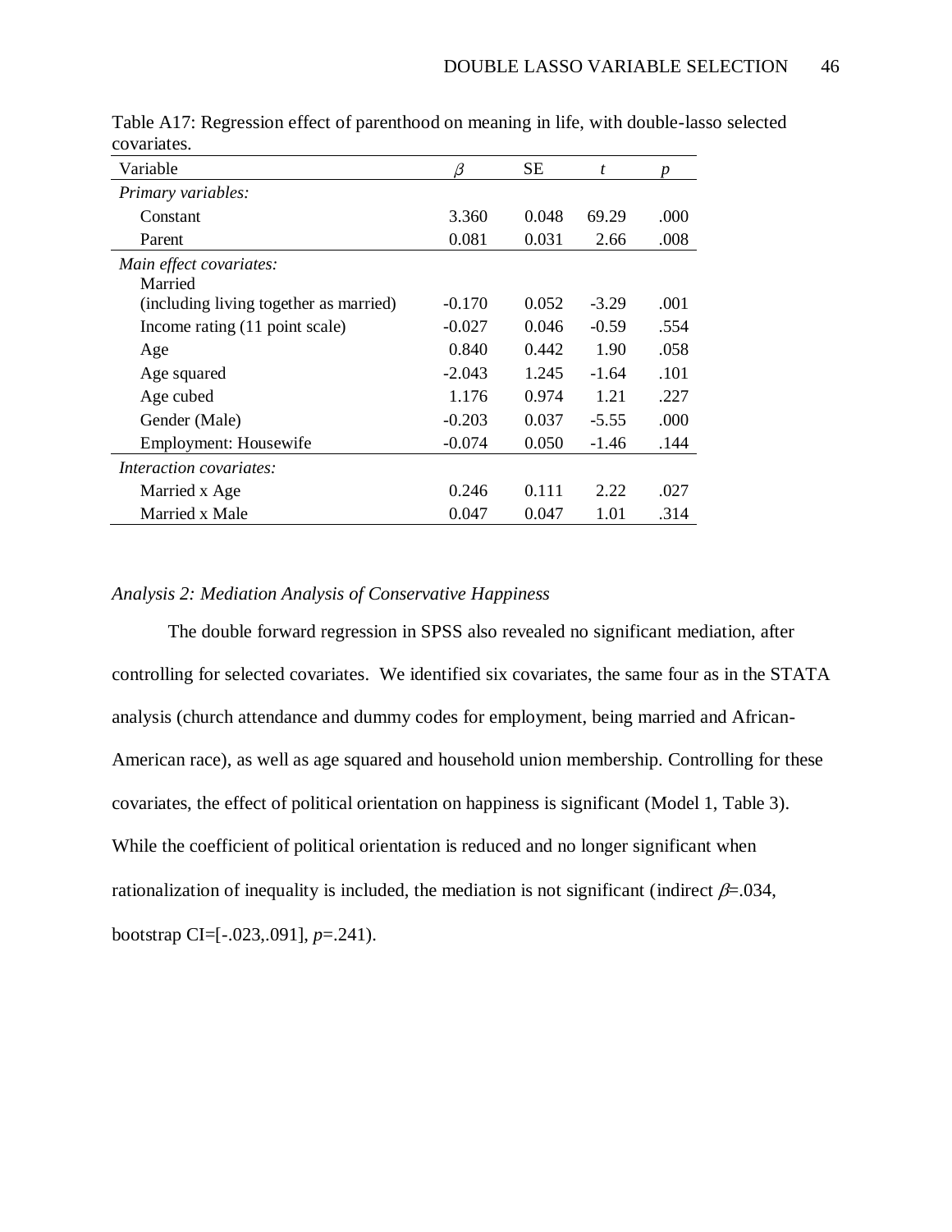Table A17: Regression effect of parenthood on meaning in life, with double-lasso selected covariates.

| Variable | $\beta$ | SE | $t$ | $p$ |
|---|---|---|---|---|
| *Primary variables:* | | | | |
| Constant | 3.360 | 0.048 | 69.29 | .000 |
| Parent | 0.081 | 0.031 | 2.66 | .008 |
| *Main effect covariates:* | | | | |
| Married (including living together as married) | -0.170 | 0.052 | -3.29 | .001 |
| Income rating (11 point scale) | -0.027 | 0.046 | -0.59 | .554 |
| Age | 0.840 | 0.442 | 1.90 | .058 |
| Age squared | -2.043 | 1.245 | -1.64 | .101 |
| Age cubed | 1.176 | 0.974 | 1.21 | .227 |
| Gender (Male) | -0.203 | 0.037 | -5.55 | .000 |
| Employment: Housewife | -0.074 | 0.050 | -1.46 | .144 |
| *Interaction covariates:* | | | | |
| Married x Age | 0.246 | 0.111 | 2.22 | .027 |
| Married x Male | 0.047 | 0.047 | 1.01 | .314 |

*Analysis 2: Mediation Analysis of Conservative Happiness*

The double forward regression in SPSS also revealed no significant mediation, after controlling for selected covariates. We identified six covariates, the same four as in the STATA analysis (church attendance and dummy codes for employment, being married and African-American race), as well as age squared and household union membership. Controlling for these covariates, the effect of political orientation on happiness is significant (Model 1, Table 3). While the coefficient of political orientation is reduced and no longer significant when rationalization of inequality is included, the mediation is not significant (indirect $\beta$=.034, bootstrap CI=[-.023,.091], $p$=.241).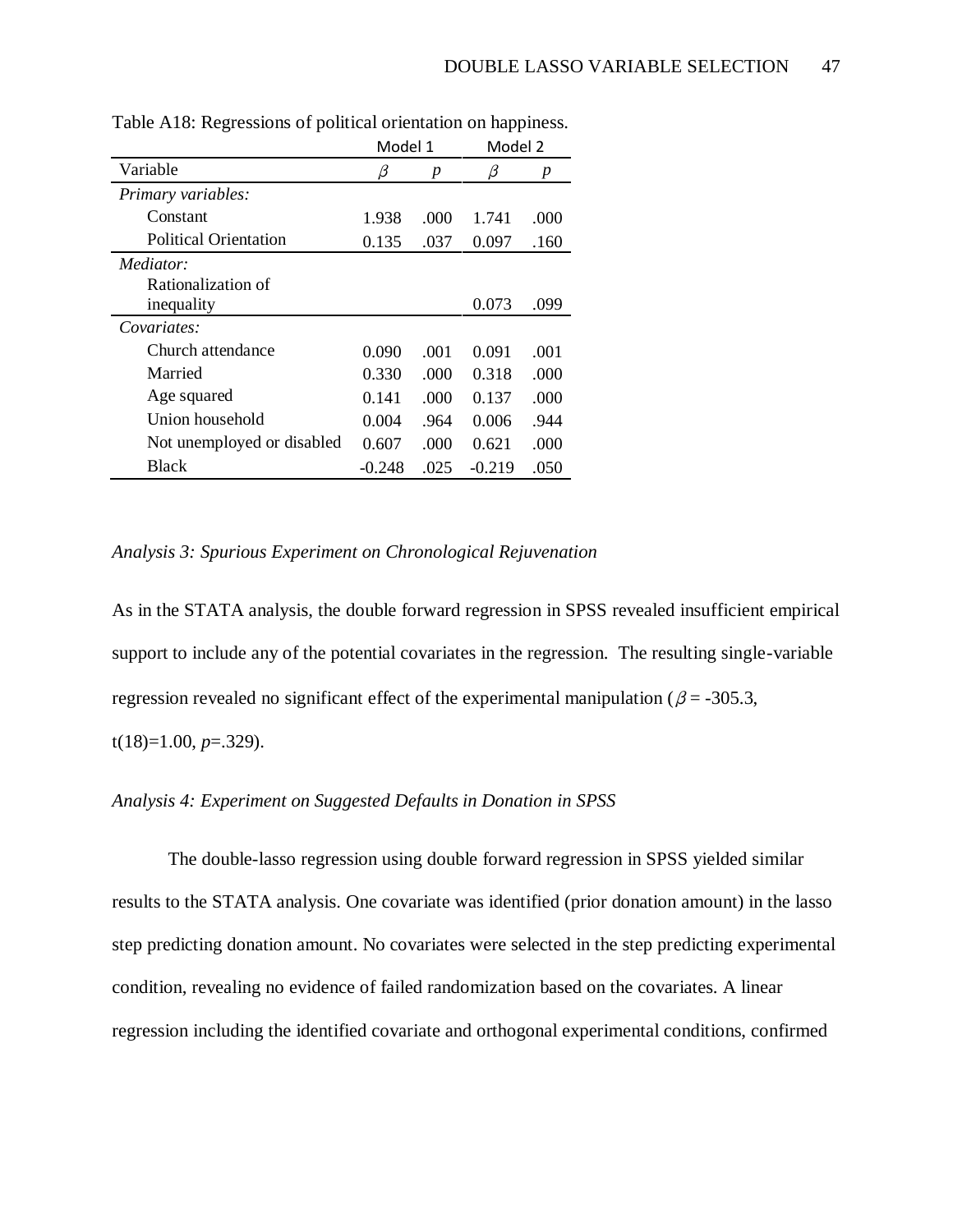Table A18: Regressions of political orientation on happiness.

| | Model 1 | | Model 2 | |
|---|---|---|---|---|
| Variable | $\beta$ | *p* | $\beta$ | *p* |
| *Primary variables:* | | | | |
| Constant | 1.938 | .000 | 1.741 | .000 |
| Political Orientation | 0.135 | .037 | 0.097 | .160 |
| *Mediator:* | | | | |
| Rationalization of inequality | | | 0.073 | .099 |
| *Covariates:* | | | | |
| Church attendance | 0.090 | .001 | 0.091 | .001 |
| Married | 0.330 | .000 | 0.318 | .000 |
| Age squared | 0.141 | .000 | 0.137 | .000 |
| Union household | 0.004 | .964 | 0.006 | .944 |
| Not unemployed or disabled | 0.607 | .000 | 0.621 | .000 |
| Black | -0.248 | .025 | -0.219 | .050 |

*Analysis 3: Spurious Experiment on Chronological Rejuvenation*

As in the STATA analysis, the double forward regression in SPSS revealed insufficient empirical support to include any of the potential covariates in the regression. The resulting single-variable regression revealed no significant effect of the experimental manipulation ($\beta$ = -305.3, $t(18)=1.00$, $p=.329$).

*Analysis 4: Experiment on Suggested Defaults in Donation in SPSS*

The double-lasso regression using double forward regression in SPSS yielded similar results to the STATA analysis. One covariate was identified (prior donation amount) in the lasso step predicting donation amount. No covariates were selected in the step predicting experimental condition, revealing no evidence of failed randomization based on the covariates. A linear regression including the identified covariate and orthogonal experimental conditions, confirmed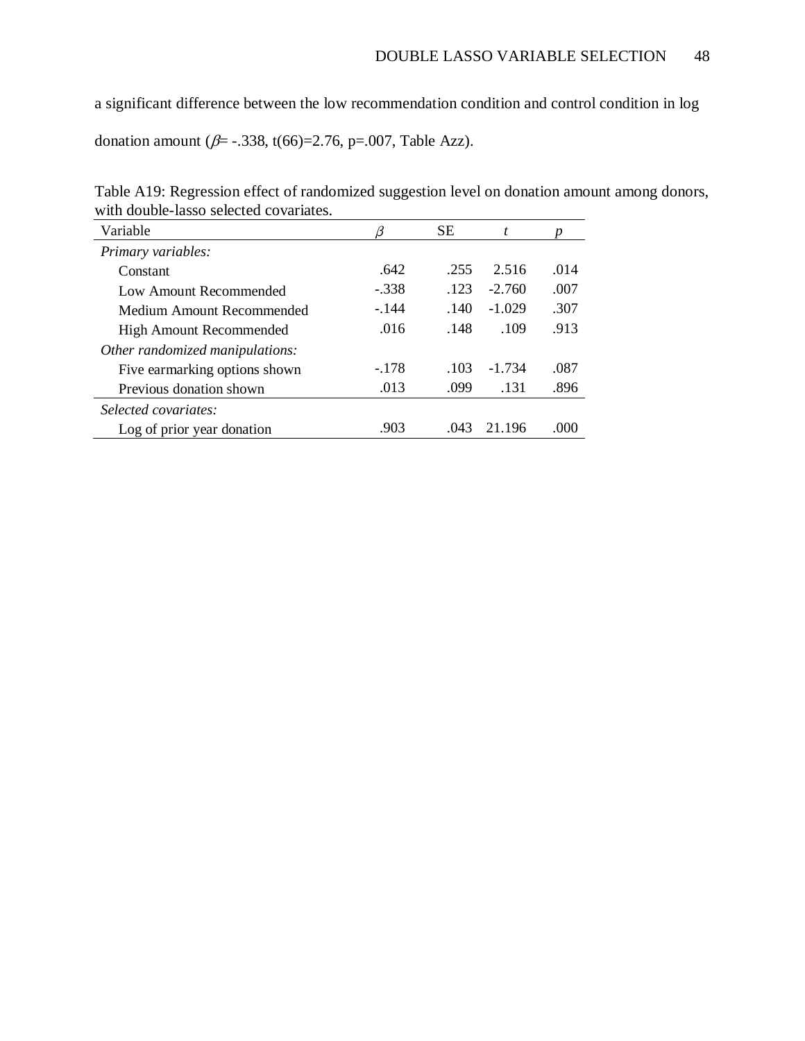a significant difference between the low recommendation condition and control condition in log donation amount ($\beta$= -.338, t(66)=2.76, p=.007, Table Azz).

Table A19: Regression effect of randomized suggestion level on donation amount among donors, with double-lasso selected covariates.

| Variable | $\beta$ | SE | $t$ | $p$ |
|---|---|---|---|---|
| *Primary variables:* | | | | |
| Constant | .642 | .255 | 2.516 | .014 |
| Low Amount Recommended | -.338 | .123 | -2.760 | .007 |
| Medium Amount Recommended | -.144 | .140 | -1.029 | .307 |
| High Amount Recommended | .016 | .148 | .109 | .913 |
| *Other randomized manipulations:* | | | | |
| Five earmarking options shown | -.178 | .103 | -1.734 | .087 |
| Previous donation shown | .013 | .099 | .131 | .896 |
| *Selected covariates:* | | | | |
| Log of prior year donation | .903 | .043 | 21.196 | .000 |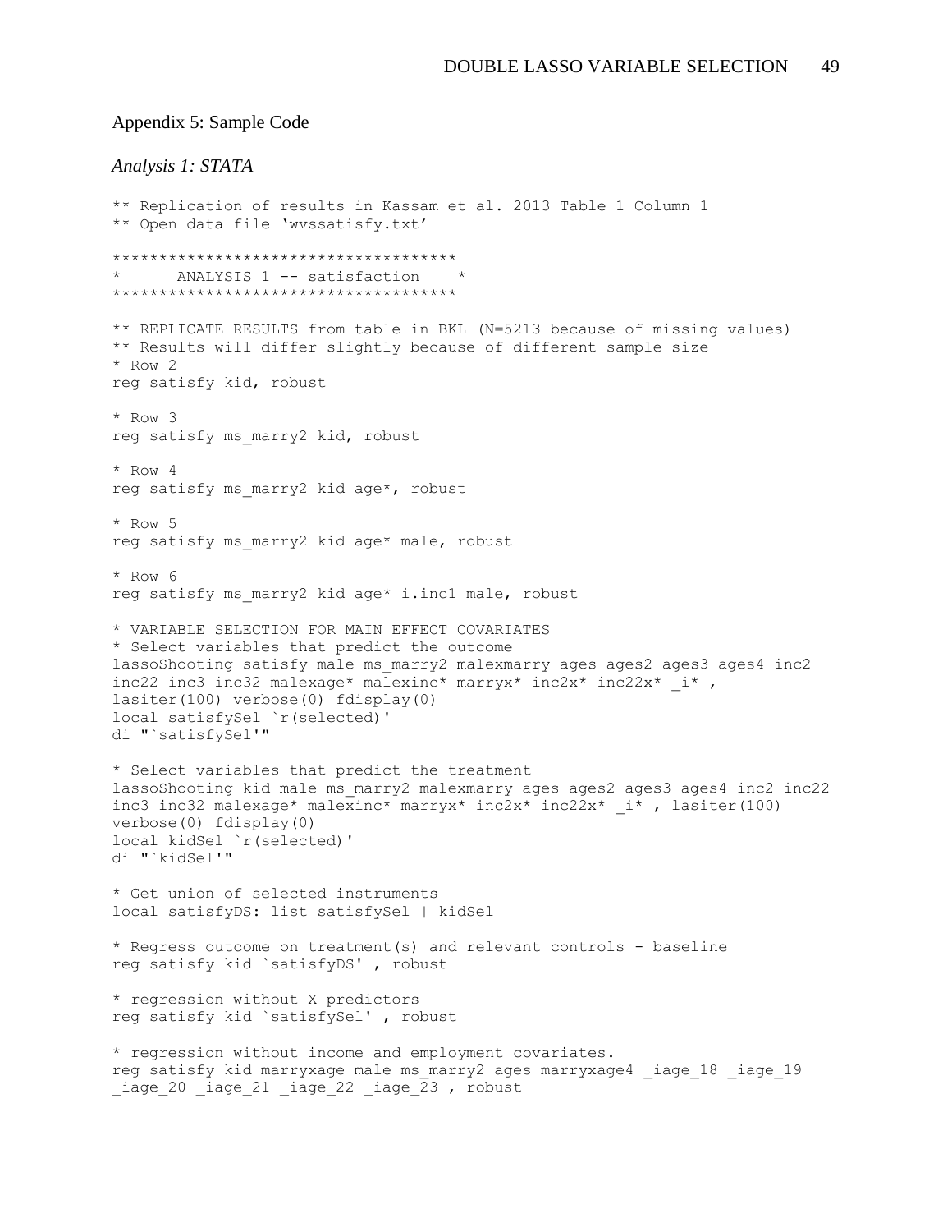Appendix 5: Sample Code

*Analysis 1: STATA*

```
** Replication of results in Kassam et al. 2013 Table 1 Column 1
** Open data file 'wvssatisfy.txt'

*************************************
*      ANALYSIS 1 -- satisfaction    *
*************************************

** REPLICATE RESULTS from table in BKL (N=5213 because of missing values)
** Results will differ slightly because of different sample size
* Row 2
reg satisfy kid, robust

* Row 3
reg satisfy ms_marry2 kid, robust

* Row 4
reg satisfy ms_marry2 kid age*, robust

* Row 5
reg satisfy ms_marry2 kid age* male, robust

* Row 6
reg satisfy ms_marry2 kid age* i.inc1 male, robust

* VARIABLE SELECTION FOR MAIN EFFECT COVARIATES
* Select variables that predict the outcome
lassoShooting satisfy male ms_marry2 malexmarry ages ages2 ages3 ages4 inc2
inc22 inc3 inc32 malexage* malexinc* marryx* inc2x* inc22x* _i* ,
lasiter(100) verbose(0) fdisplay(0)
local satisfySel `r(selected)'
di "`satisfySel'"

* Select variables that predict the treatment
lassoShooting kid male ms_marry2 malexmarry ages ages2 ages3 ages4 inc2 inc22
inc3 inc32 malexage* malexinc* marryx* inc2x* inc22x* _i* , lasiter(100)
verbose(0) fdisplay(0)
local kidSel `r(selected)'
di "`kidSel'"

* Get union of selected instruments
local satisfyDS: list satisfySel | kidSel

* Regress outcome on treatment(s) and relevant controls - baseline
reg satisfy kid `satisfyDS' , robust

* regression without X predictors
reg satisfy kid `satisfySel' , robust

* regression without income and employment covariates.
reg satisfy kid marryxage male ms_marry2 ages marryxage4 _iage_18 _iage_19
_iage_20 _iage_21 _iage_22 _iage_23 , robust
```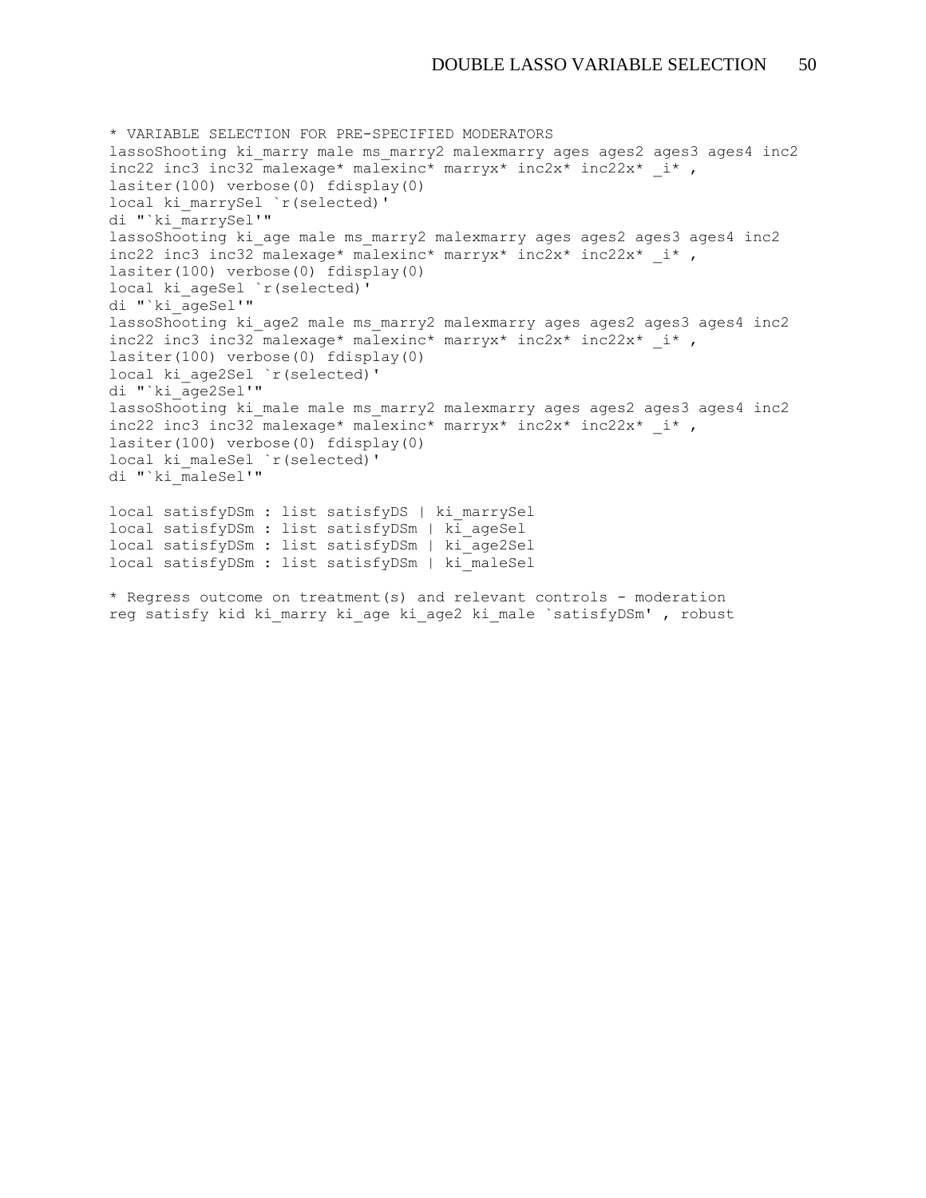```
* VARIABLE SELECTION FOR PRE-SPECIFIED MODERATORS
lassoShooting ki_marry male ms_marry2 malexmarry ages ages2 ages3 ages4 inc2
inc22 inc3 inc32 malexage* malexinc* marryx* inc2x* inc22x* _i* ,
lasiter(100) verbose(0) fdisplay(0)
local ki_marrySel `r(selected)'
di "`ki_marrySel'"
lassoShooting ki_age male ms_marry2 malexmarry ages ages2 ages3 ages4 inc2
inc22 inc3 inc32 malexage* malexinc* marryx* inc2x* inc22x* _i* ,
lasiter(100) verbose(0) fdisplay(0)
local ki_ageSel `r(selected)'
di "`ki_ageSel'"
lassoShooting ki_age2 male ms_marry2 malexmarry ages ages2 ages3 ages4 inc2
inc22 inc3 inc32 malexage* malexinc* marryx* inc2x* inc22x* _i* ,
lasiter(100) verbose(0) fdisplay(0)
local ki_age2Sel `r(selected)'
di "`ki_age2Sel'"
lassoShooting ki_male male ms_marry2 malexmarry ages ages2 ages3 ages4 inc2
inc22 inc3 inc32 malexage* malexinc* marryx* inc2x* inc22x* _i* ,
lasiter(100) verbose(0) fdisplay(0)
local ki_maleSel `r(selected)'
di "`ki_maleSel'"

local satisfyDSm : list satisfyDS | ki_marrySel
local satisfyDSm : list satisfyDSm | ki_ageSel
local satisfyDSm : list satisfyDSm | ki_age2Sel
local satisfyDSm : list satisfyDSm | ki_maleSel

* Regress outcome on treatment(s) and relevant controls - moderation
reg satisfy kid ki_marry ki_age ki_age2 ki_male `satisfyDSm' , robust
```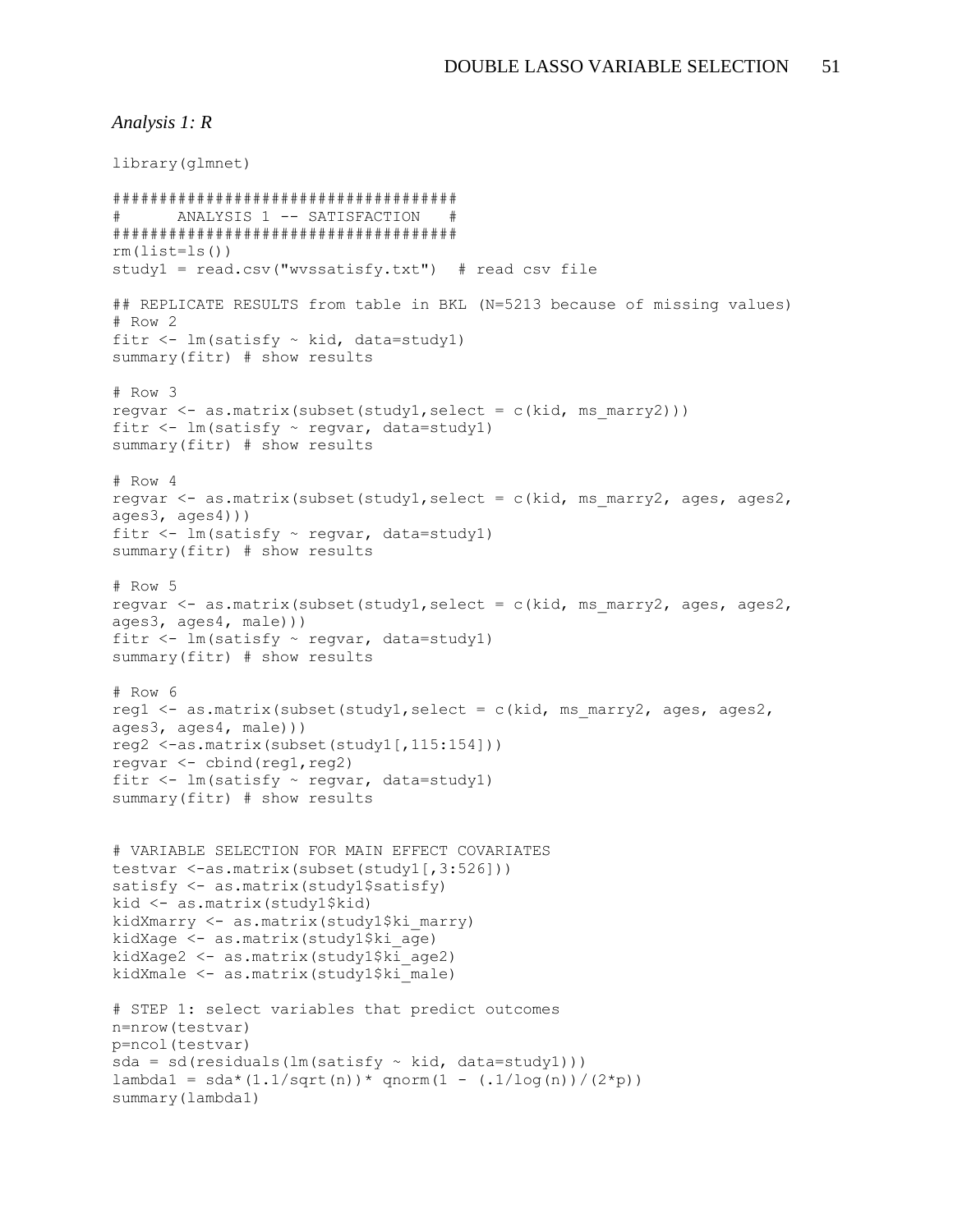*Analysis 1: R*

```
library(glmnet)

#####################################
#      ANALYSIS 1 -- SATISFACTION   #
#####################################
rm(list=ls())
study1 = read.csv("wvssatisfy.txt")  # read csv file

## REPLICATE RESULTS from table in BKL (N=5213 because of missing values)
# Row 2
fitr <- lm(satisfy ~ kid, data=study1)
summary(fitr) # show results

# Row 3
regvar <- as.matrix(subset(study1,select = c(kid, ms_marry2)))
fitr <- lm(satisfy ~ regvar, data=study1)
summary(fitr) # show results

# Row 4
regvar <- as.matrix(subset(study1,select = c(kid, ms_marry2, ages, ages2,
ages3, ages4)))
fitr <- lm(satisfy ~ regvar, data=study1)
summary(fitr) # show results

# Row 5
regvar <- as.matrix(subset(study1,select = c(kid, ms_marry2, ages, ages2,
ages3, ages4, male)))
fitr <- lm(satisfy ~ regvar, data=study1)
summary(fitr) # show results

# Row 6
reg1 <- as.matrix(subset(study1,select = c(kid, ms_marry2, ages, ages2,
ages3, ages4, male)))
reg2 <-as.matrix(subset(study1[,115:154]))
regvar <- cbind(reg1,reg2)
fitr <- lm(satisfy ~ regvar, data=study1)
summary(fitr) # show results


# VARIABLE SELECTION FOR MAIN EFFECT COVARIATES
testvar <-as.matrix(subset(study1[,3:526]))
satisfy <- as.matrix(study1$satisfy)
kid <- as.matrix(study1$kid)
kidXmarry <- as.matrix(study1$ki_marry)
kidXage <- as.matrix(study1$ki_age)
kidXage2 <- as.matrix(study1$ki_age2)
kidXmale <- as.matrix(study1$ki_male)

# STEP 1: select variables that predict outcomes
n=nrow(testvar)
p=ncol(testvar)
sda = sd(residuals(lm(satisfy ~ kid, data=study1)))
lambda1 = sda*(1.1/sqrt(n))* qnorm(1 - (.1/log(n))/(2*p))
summary(lambda1)
```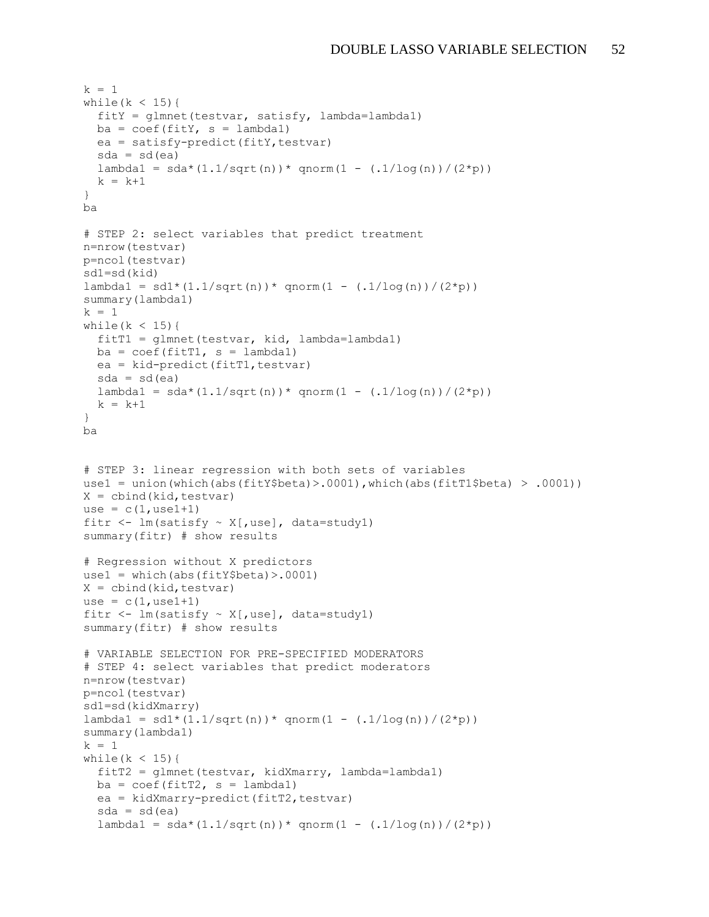```
k = 1
while(k < 15){
  fitY = glmnet(testvar, satisfy, lambda=lambda1)
  ba = coef(fitY, s = lambda1)
  ea = satisfy-predict(fitY,testvar)
  sda = sd(ea)
  lambda1 = sda*(1.1/sqrt(n))* qnorm(1 - (.1/log(n))/(2*p))
  k = k+1
}
ba

# STEP 2: select variables that predict treatment
n=nrow(testvar)
p=ncol(testvar)
sd1=sd(kid)
lambda1 = sd1*(1.1/sqrt(n))* qnorm(1 - (.1/log(n))/(2*p))
summary(lambda1)
k = 1
while(k < 15){
  fitT1 = glmnet(testvar, kid, lambda=lambda1)
  ba = coef(fitT1, s = lambda1)
  ea = kid-predict(fitT1,testvar)
  sda = sd(ea)
  lambda1 = sda*(1.1/sqrt(n))* qnorm(1 - (.1/log(n))/(2*p))
  k = k+1
}
ba


# STEP 3: linear regression with both sets of variables
use1 = union(which(abs(fitY$beta)>.0001),which(abs(fitT1$beta) > .0001))
X = cbind(kid,testvar)
use = c(1,use1+1)
fitr <- lm(satisfy ~ X[,use], data=study1)
summary(fitr) # show results

# Regression without X predictors
use1 = which(abs(fitY$beta)>.0001)
X = cbind(kid,testvar)
use = c(1,use1+1)
fitr <- lm(satisfy ~ X[,use], data=study1)
summary(fitr) # show results

# VARIABLE SELECTION FOR PRE-SPECIFIED MODERATORS
# STEP 4: select variables that predict moderators
n=nrow(testvar)
p=ncol(testvar)
sd1=sd(kidXmarry)
lambda1 = sd1*(1.1/sqrt(n))* qnorm(1 - (.1/log(n))/(2*p))
summary(lambda1)
k = 1
while(k < 15){
  fitT2 = glmnet(testvar, kidXmarry, lambda=lambda1)
  ba = coef(fitT2, s = lambda1)
  ea = kidXmarry-predict(fitT2,testvar)
  sda = sd(ea)
  lambda1 = sda*(1.1/sqrt(n))* qnorm(1 - (.1/log(n))/(2*p))
```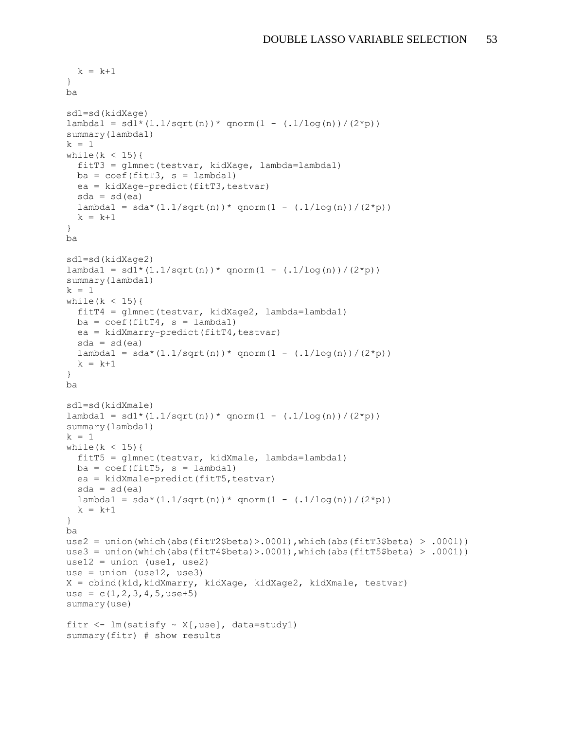```
  k = k+1
}
ba

sd1=sd(kidXage)
lambda1 = sd1*(1.1/sqrt(n))* qnorm(1 - (.1/log(n))/(2*p))
summary(lambda1)
k = 1
while(k < 15){
  fitT3 = glmnet(testvar, kidXage, lambda=lambda1)
  ba = coef(fitT3, s = lambda1)
  ea = kidXage-predict(fitT3,testvar)
  sda = sd(ea)
  lambda1 = sda*(1.1/sqrt(n))* qnorm(1 - (.1/log(n))/(2*p))
  k = k+1
}
ba

sd1=sd(kidXage2)
lambda1 = sd1*(1.1/sqrt(n))* qnorm(1 - (.1/log(n))/(2*p))
summary(lambda1)
k = 1
while(k < 15){
  fitT4 = glmnet(testvar, kidXage2, lambda=lambda1)
  ba = coef(fitT4, s = lambda1)
  ea = kidXmarry-predict(fitT4,testvar)
  sda = sd(ea)
  lambda1 = sda*(1.1/sqrt(n))* qnorm(1 - (.1/log(n))/(2*p))
  k = k+1
}
ba

sd1=sd(kidXmale)
lambda1 = sd1*(1.1/sqrt(n))* qnorm(1 - (.1/log(n))/(2*p))
summary(lambda1)
k = 1
while(k < 15){
  fitT5 = glmnet(testvar, kidXmale, lambda=lambda1)
  ba = coef(fitT5, s = lambda1)
  ea = kidXmale-predict(fitT5,testvar)
  sda = sd(ea)
  lambda1 = sda*(1.1/sqrt(n))* qnorm(1 - (.1/log(n))/(2*p))
  k = k+1
}
ba
use2 = union(which(abs(fitT2$beta)>.0001),which(abs(fitT3$beta) > .0001))
use3 = union(which(abs(fitT4$beta)>.0001),which(abs(fitT5$beta) > .0001))
use12 = union (use1, use2)
use = union (use12, use3)
X = cbind(kid,kidXmarry, kidXage, kidXage2, kidXmale, testvar)
use = c(1,2,3,4,5,use+5)
summary(use)

fitr <- lm(satisfy ~ X[,use], data=study1)
summary(fitr) # show results
```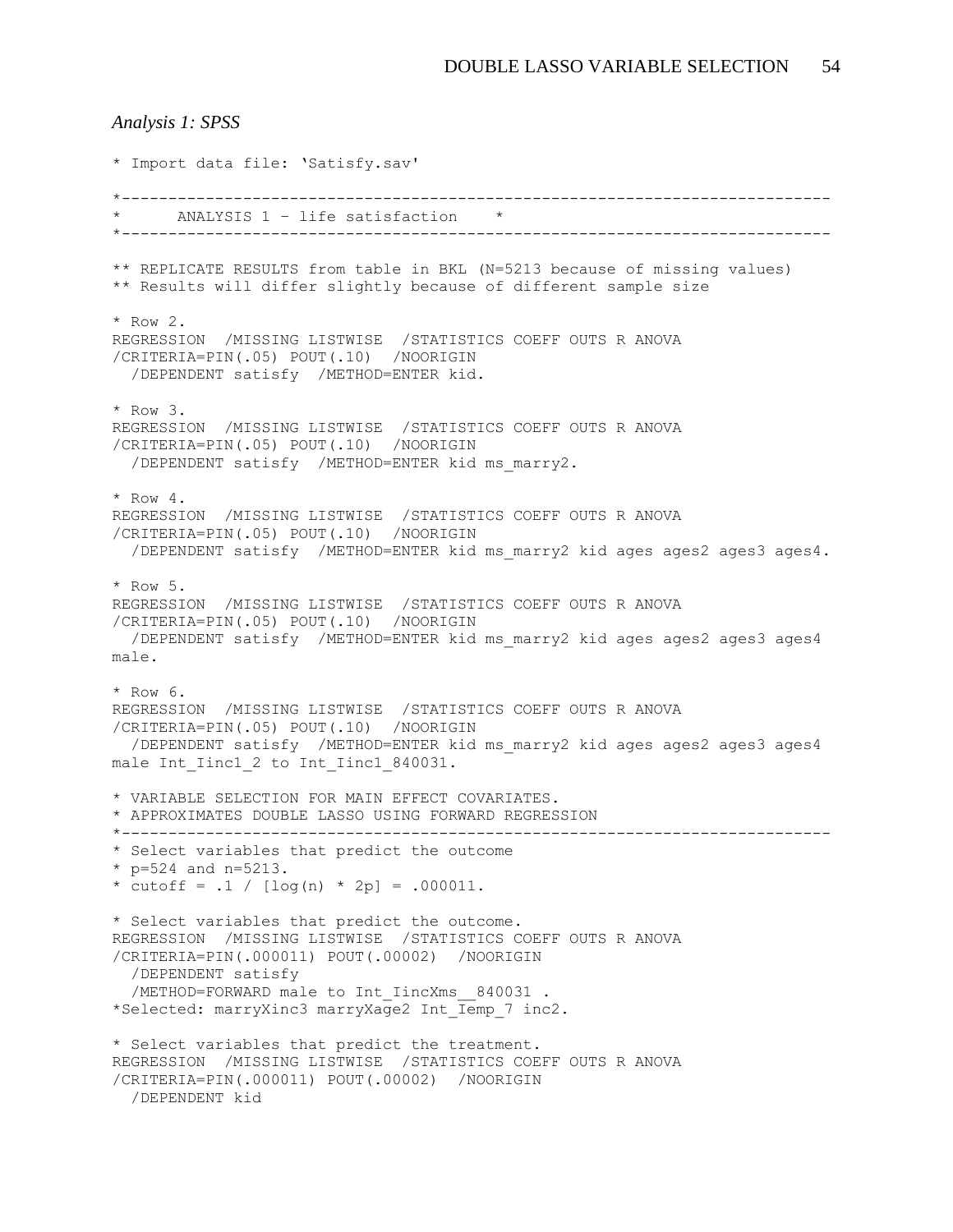*Analysis 1: SPSS*

```
* Import data file: 'Satisfy.sav'

*----------------------------------------------------------------------------
*      ANALYSIS 1 – life satisfaction    *
*----------------------------------------------------------------------------

** REPLICATE RESULTS from table in BKL (N=5213 because of missing values)
** Results will differ slightly because of different sample size

* Row 2.
REGRESSION  /MISSING LISTWISE  /STATISTICS COEFF OUTS R ANOVA
/CRITERIA=PIN(.05) POUT(.10)  /NOORIGIN
  /DEPENDENT satisfy  /METHOD=ENTER kid.

* Row 3.
REGRESSION  /MISSING LISTWISE  /STATISTICS COEFF OUTS R ANOVA
/CRITERIA=PIN(.05) POUT(.10)  /NOORIGIN
  /DEPENDENT satisfy  /METHOD=ENTER kid ms_marry2.

* Row 4.
REGRESSION  /MISSING LISTWISE  /STATISTICS COEFF OUTS R ANOVA
/CRITERIA=PIN(.05) POUT(.10)  /NOORIGIN
  /DEPENDENT satisfy  /METHOD=ENTER kid ms_marry2 kid ages ages2 ages3 ages4.

* Row 5.
REGRESSION  /MISSING LISTWISE  /STATISTICS COEFF OUTS R ANOVA
/CRITERIA=PIN(.05) POUT(.10)  /NOORIGIN
  /DEPENDENT satisfy  /METHOD=ENTER kid ms_marry2 kid ages ages2 ages3 ages4
male.

* Row 6.
REGRESSION  /MISSING LISTWISE  /STATISTICS COEFF OUTS R ANOVA
/CRITERIA=PIN(.05) POUT(.10)  /NOORIGIN
  /DEPENDENT satisfy  /METHOD=ENTER kid ms_marry2 kid ages ages2 ages3 ages4
male Int_Iinc1_2 to Int_Iinc1_840031.

* VARIABLE SELECTION FOR MAIN EFFECT COVARIATES.
* APPROXIMATES DOUBLE LASSO USING FORWARD REGRESSION
*----------------------------------------------------------------------------
* Select variables that predict the outcome
* p=524 and n=5213.
* cutoff = .1 / [log(n) * 2p] = .000011.

* Select variables that predict the outcome.
REGRESSION  /MISSING LISTWISE  /STATISTICS COEFF OUTS R ANOVA
/CRITERIA=PIN(.000011) POUT(.00002)  /NOORIGIN
  /DEPENDENT satisfy
  /METHOD=FORWARD male to Int_IincXms__840031 .
*Selected: marryXinc3 marryXage2 Int_Iemp_7 inc2.

* Select variables that predict the treatment.
REGRESSION  /MISSING LISTWISE  /STATISTICS COEFF OUTS R ANOVA
/CRITERIA=PIN(.000011) POUT(.00002)  /NOORIGIN
  /DEPENDENT kid
```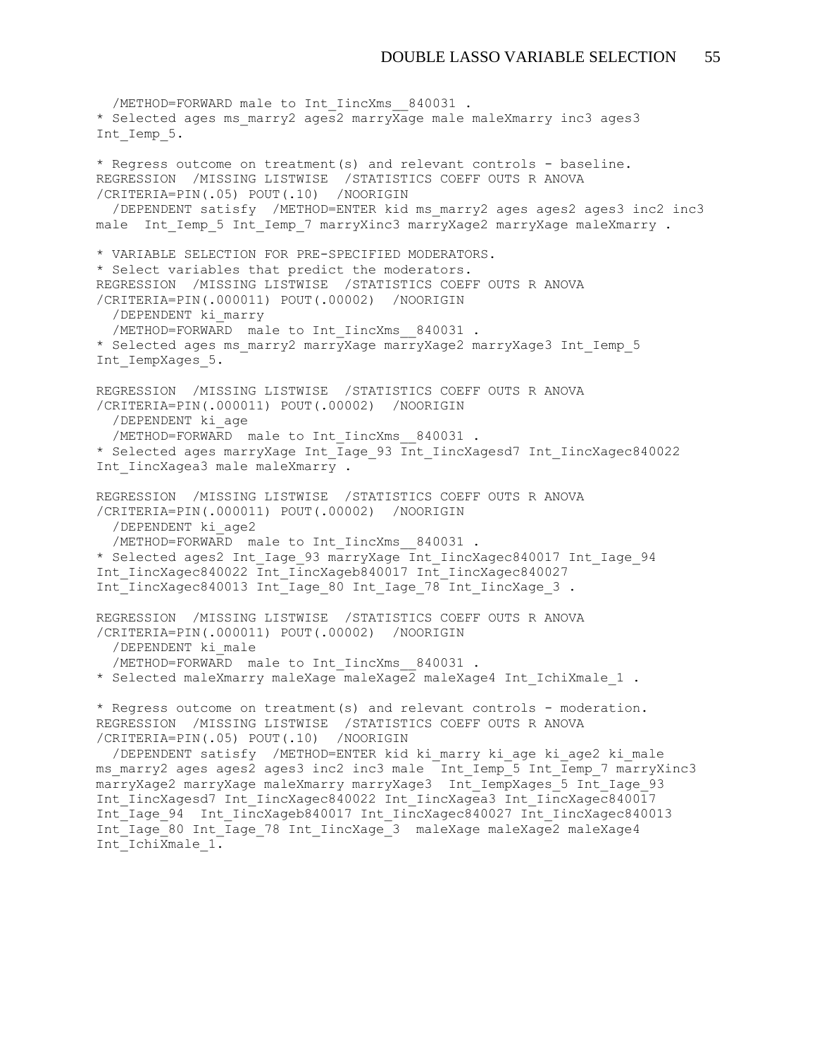```
  /METHOD=FORWARD male to Int_IincXms__840031 .
* Selected ages ms_marry2 ages2 marryXage male maleXmarry inc3 ages3
Int_Iemp_5.

* Regress outcome on treatment(s) and relevant controls - baseline.
REGRESSION  /MISSING LISTWISE  /STATISTICS COEFF OUTS R ANOVA
/CRITERIA=PIN(.05) POUT(.10)  /NOORIGIN
  /DEPENDENT satisfy  /METHOD=ENTER kid ms_marry2 ages ages2 ages3 inc2 inc3
male  Int_Iemp_5 Int_Iemp_7 marryXinc3 marryXage2 marryXage maleXmarry .

* VARIABLE SELECTION FOR PRE-SPECIFIED MODERATORS.
* Select variables that predict the moderators.
REGRESSION  /MISSING LISTWISE  /STATISTICS COEFF OUTS R ANOVA
/CRITERIA=PIN(.000011) POUT(.00002)  /NOORIGIN
  /DEPENDENT ki_marry
  /METHOD=FORWARD  male to Int_IincXms__840031 .
* Selected ages ms_marry2 marryXage marryXage2 marryXage3 Int_Iemp_5
Int_IempXages_5.

REGRESSION  /MISSING LISTWISE  /STATISTICS COEFF OUTS R ANOVA
/CRITERIA=PIN(.000011) POUT(.00002)  /NOORIGIN
  /DEPENDENT ki_age
  /METHOD=FORWARD  male to Int_IincXms__840031 .
* Selected ages marryXage Int_Iage_93 Int_IincXagesd7 Int_IincXagec840022
Int_IincXagea3 male maleXmarry .

REGRESSION  /MISSING LISTWISE  /STATISTICS COEFF OUTS R ANOVA
/CRITERIA=PIN(.000011) POUT(.00002)  /NOORIGIN
  /DEPENDENT ki_age2
  /METHOD=FORWARD  male to Int_IincXms__840031 .
* Selected ages2 Int_Iage_93 marryXage Int_IincXagec840017 Int_Iage_94
Int_IincXagec840022 Int_IincXageb840017 Int_IincXagec840027
Int_IincXagec840013 Int_Iage_80 Int_Iage_78 Int_IincXage_3 .

REGRESSION  /MISSING LISTWISE  /STATISTICS COEFF OUTS R ANOVA
/CRITERIA=PIN(.000011) POUT(.00002)  /NOORIGIN
  /DEPENDENT ki_male
  /METHOD=FORWARD  male to Int_IincXms__840031 .
* Selected maleXmarry maleXage maleXage2 maleXage4 Int_IchiXmale_1 .

* Regress outcome on treatment(s) and relevant controls - moderation.
REGRESSION  /MISSING LISTWISE  /STATISTICS COEFF OUTS R ANOVA
/CRITERIA=PIN(.05) POUT(.10)  /NOORIGIN
  /DEPENDENT satisfy  /METHOD=ENTER kid ki_marry ki_age ki_age2 ki_male
ms_marry2 ages ages2 ages3 inc2 inc3 male  Int_Iemp_5 Int_Iemp_7 marryXinc3
marryXage2 marryXage maleXmarry marryXage3  Int_IempXages_5 Int_Iage_93
Int_IincXagesd7 Int_IincXagec840022 Int_IincXagea3 Int_IincXagec840017
Int_Iage_94  Int_IincXageb840017 Int_IincXagec840027 Int_IincXagec840013
Int_Iage_80 Int_Iage_78 Int_IincXage_3  maleXage maleXage2 maleXage4
Int_IchiXmale_1.
```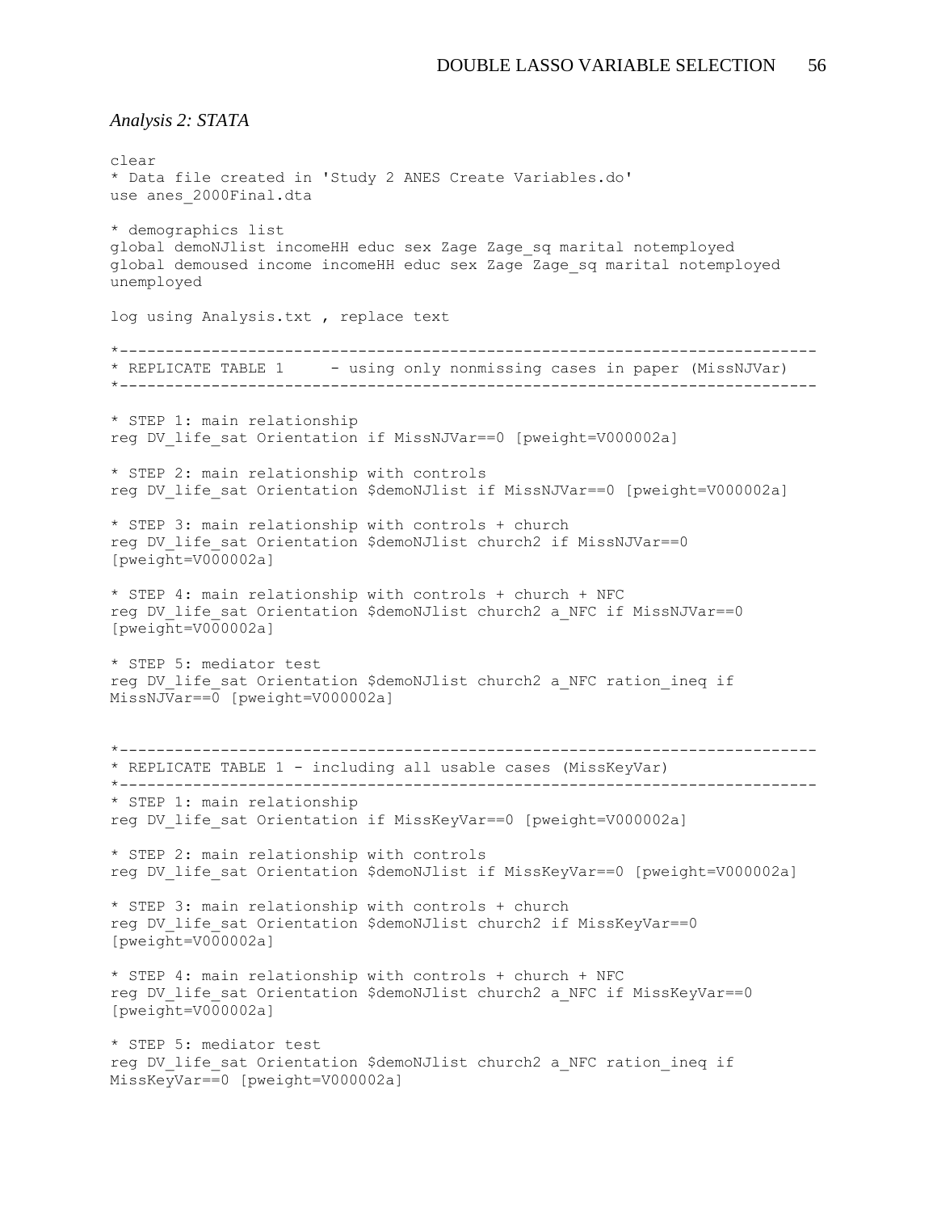*Analysis 2: STATA*

```
clear
* Data file created in 'Study 2 ANES Create Variables.do'
use anes_2000Final.dta

* demographics list
global demoNJlist incomeHH educ sex Zage Zage_sq marital notemployed
global demoused income incomeHH educ sex Zage Zage_sq marital notemployed
unemployed

log using Analysis.txt , replace text

*---------------------------------------------------------------------------
* REPLICATE TABLE 1     - using only nonmissing cases in paper (MissNJVar)
*---------------------------------------------------------------------------

* STEP 1: main relationship
reg DV_life_sat Orientation if MissNJVar==0 [pweight=V000002a]

* STEP 2: main relationship with controls
reg DV_life_sat Orientation $demoNJlist if MissNJVar==0 [pweight=V000002a]

* STEP 3: main relationship with controls + church
reg DV_life_sat Orientation $demoNJlist church2 if MissNJVar==0
[pweight=V000002a]

* STEP 4: main relationship with controls + church + NFC
reg DV_life_sat Orientation $demoNJlist church2 a_NFC if MissNJVar==0
[pweight=V000002a]

* STEP 5: mediator test
reg DV_life_sat Orientation $demoNJlist church2 a_NFC ration_ineq if
MissNJVar==0 [pweight=V000002a]


*---------------------------------------------------------------------------
* REPLICATE TABLE 1 - including all usable cases (MissKeyVar)
*---------------------------------------------------------------------------
* STEP 1: main relationship
reg DV_life_sat Orientation if MissKeyVar==0 [pweight=V000002a]

* STEP 2: main relationship with controls
reg DV_life_sat Orientation $demoNJlist if MissKeyVar==0 [pweight=V000002a]

* STEP 3: main relationship with controls + church
reg DV_life_sat Orientation $demoNJlist church2 if MissKeyVar==0
[pweight=V000002a]

* STEP 4: main relationship with controls + church + NFC
reg DV_life_sat Orientation $demoNJlist church2 a_NFC if MissKeyVar==0
[pweight=V000002a]

* STEP 5: mediator test
reg DV_life_sat Orientation $demoNJlist church2 a_NFC ration_ineq if
MissKeyVar==0 [pweight=V000002a]
```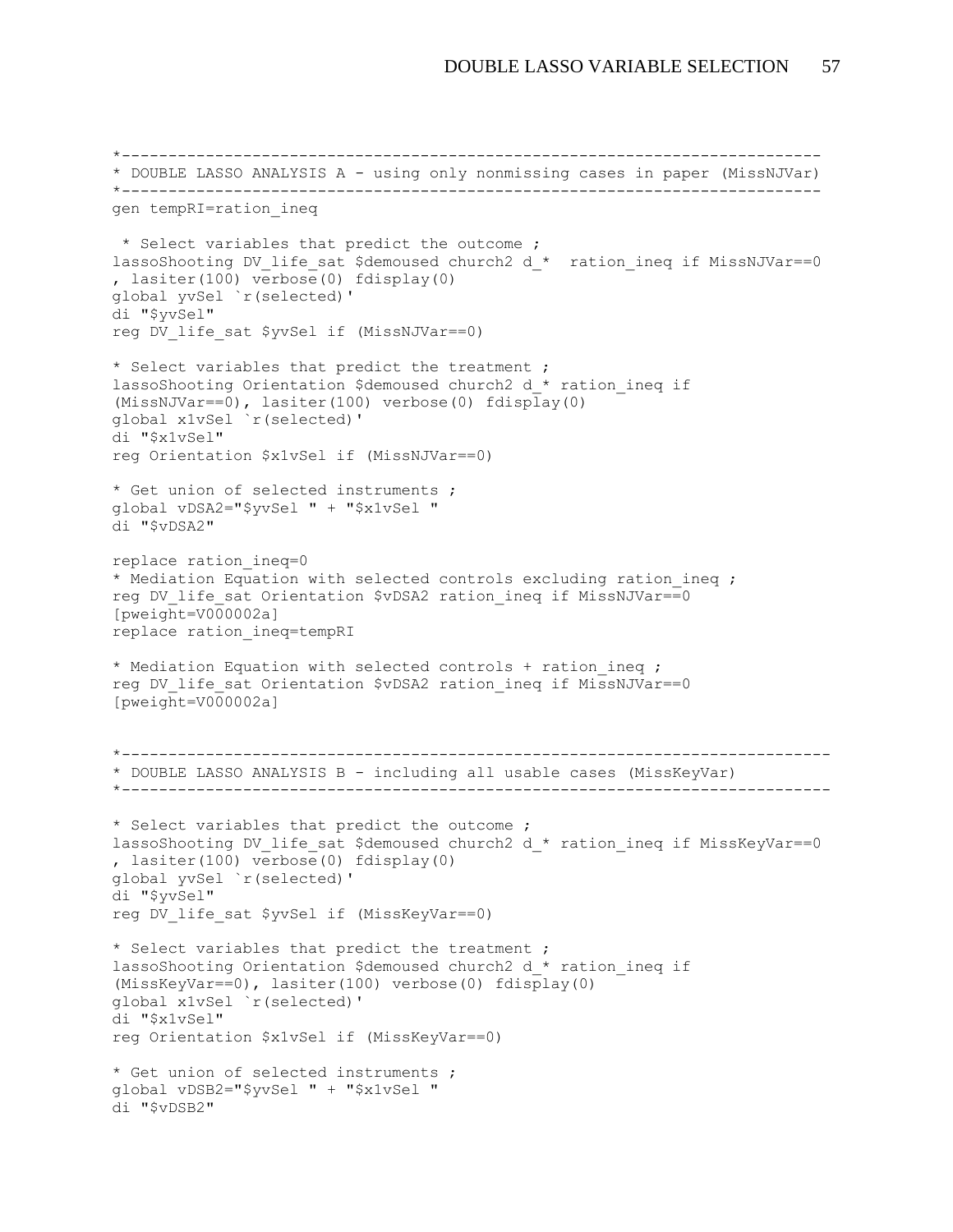```
*------------------------------------------------------------------------
* DOUBLE LASSO ANALYSIS A - using only nonmissing cases in paper (MissNJVar)
*------------------------------------------------------------------------
gen tempRI=ration_ineq

 * Select variables that predict the outcome ;
lassoShooting DV_life_sat $demoused church2 d_*  ration_ineq if MissNJVar==0
, lasiter(100) verbose(0) fdisplay(0)
global yvSel `r(selected)'
di "$yvSel"
reg DV_life_sat $yvSel if (MissNJVar==0)

* Select variables that predict the treatment ;
lassoShooting Orientation $demoused church2 d_* ration_ineq if
(MissNJVar==0), lasiter(100) verbose(0) fdisplay(0)
global x1vSel `r(selected)'
di "$x1vSel"
reg Orientation $x1vSel if (MissNJVar==0)

* Get union of selected instruments ;
global vDSA2="$yvSel " + "$x1vSel "
di "$vDSA2"

replace ration_ineq=0
* Mediation Equation with selected controls excluding ration_ineq ;
reg DV_life_sat Orientation $vDSA2 ration_ineq if MissNJVar==0
[pweight=V000002a]
replace ration_ineq=tempRI

* Mediation Equation with selected controls + ration_ineq ;
reg DV_life_sat Orientation $vDSA2 ration_ineq if MissNJVar==0
[pweight=V000002a]


*-------------------------------------------------------------------------
* DOUBLE LASSO ANALYSIS B - including all usable cases (MissKeyVar)
*-------------------------------------------------------------------------

* Select variables that predict the outcome ;
lassoShooting DV_life_sat $demoused church2 d_* ration_ineq if MissKeyVar==0
, lasiter(100) verbose(0) fdisplay(0)
global yvSel `r(selected)'
di "$yvSel"
reg DV_life_sat $yvSel if (MissKeyVar==0)

* Select variables that predict the treatment ;
lassoShooting Orientation $demoused church2 d_* ration_ineq if
(MissKeyVar==0), lasiter(100) verbose(0) fdisplay(0)
global x1vSel `r(selected)'
di "$x1vSel"
reg Orientation $x1vSel if (MissKeyVar==0)

* Get union of selected instruments ;
global vDSB2="$yvSel " + "$x1vSel "
di "$vDSB2"
```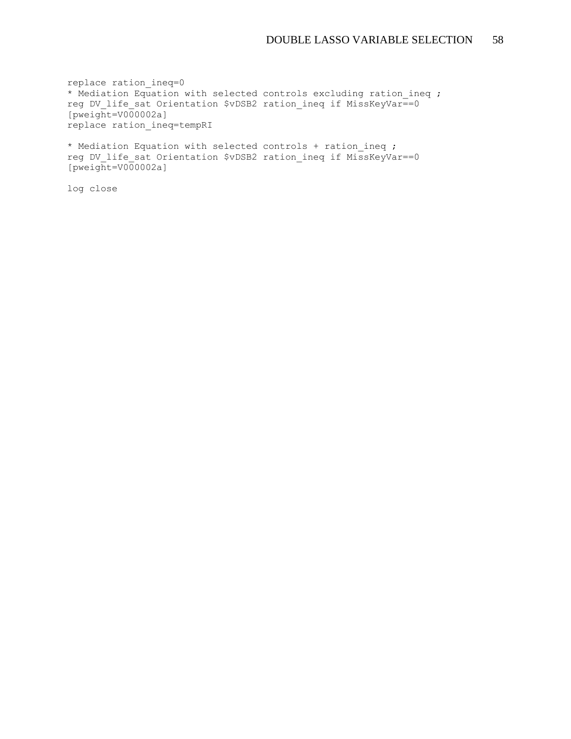```
replace ration_ineq=0
* Mediation Equation with selected controls excluding ration_ineq ;
reg DV_life_sat Orientation $vDSB2 ration_ineq if MissKeyVar==0
[pweight=V000002a]
replace ration_ineq=tempRI

* Mediation Equation with selected controls + ration_ineq ;
reg DV_life_sat Orientation $vDSB2 ration_ineq if MissKeyVar==0
[pweight=V000002a]

log close
```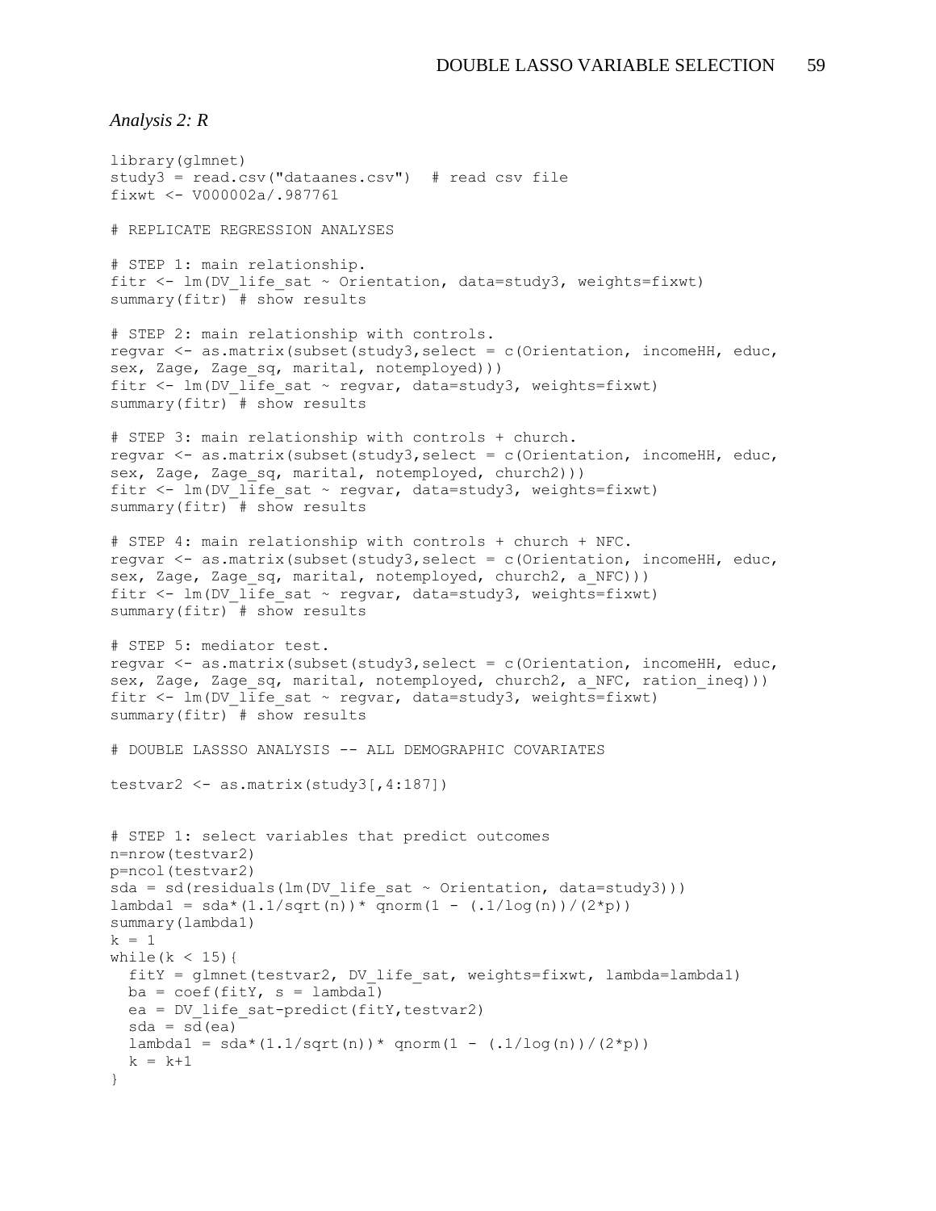*Analysis 2: R*

```
library(glmnet)
study3 = read.csv("dataanes.csv")  # read csv file
fixwt <- V000002a/.987761

# REPLICATE REGRESSION ANALYSES

# STEP 1: main relationship.
fitr <- lm(DV_life_sat ~ Orientation, data=study3, weights=fixwt)
summary(fitr) # show results

# STEP 2: main relationship with controls.
regvar <- as.matrix(subset(study3,select = c(Orientation, incomeHH, educ,
sex, Zage, Zage_sq, marital, notemployed)))
fitr <- lm(DV_life_sat ~ regvar, data=study3, weights=fixwt)
summary(fitr) # show results

# STEP 3: main relationship with controls + church.
regvar <- as.matrix(subset(study3,select = c(Orientation, incomeHH, educ,
sex, Zage, Zage_sq, marital, notemployed, church2)))
fitr <- lm(DV_life_sat ~ regvar, data=study3, weights=fixwt)
summary(fitr) # show results

# STEP 4: main relationship with controls + church + NFC.
regvar <- as.matrix(subset(study3,select = c(Orientation, incomeHH, educ,
sex, Zage, Zage_sq, marital, notemployed, church2, a_NFC)))
fitr <- lm(DV_life_sat ~ regvar, data=study3, weights=fixwt)
summary(fitr) # show results

# STEP 5: mediator test.
regvar <- as.matrix(subset(study3,select = c(Orientation, incomeHH, educ,
sex, Zage, Zage_sq, marital, notemployed, church2, a_NFC, ration_ineq)))
fitr <- lm(DV_life_sat ~ regvar, data=study3, weights=fixwt)
summary(fitr) # show results

# DOUBLE LASSSO ANALYSIS -- ALL DEMOGRAPHIC COVARIATES

testvar2 <- as.matrix(study3[,4:187])


# STEP 1: select variables that predict outcomes
n=nrow(testvar2)
p=ncol(testvar2)
sda = sd(residuals(lm(DV_life_sat ~ Orientation, data=study3)))
lambda1 = sda*(1.1/sqrt(n))* qnorm(1 - (.1/log(n))/(2*p))
summary(lambda1)
k = 1
while(k < 15){
  fitY = glmnet(testvar2, DV_life_sat, weights=fixwt, lambda=lambda1)
  ba = coef(fitY, s = lambda1)
  ea = DV_life_sat-predict(fitY,testvar2)
  sda = sd(ea)
  lambda1 = sda*(1.1/sqrt(n))* qnorm(1 - (.1/log(n))/(2*p))
  k = k+1
}
```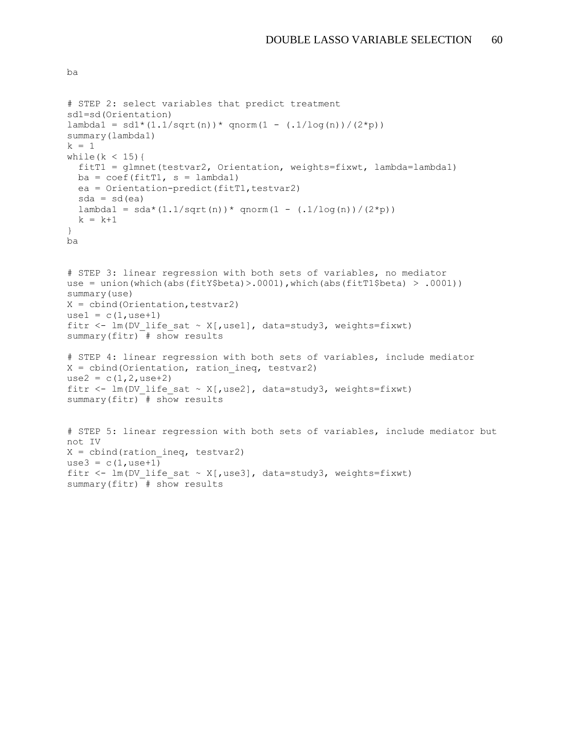```
ba


# STEP 2: select variables that predict treatment
sd1=sd(Orientation)
lambda1 = sd1*(1.1/sqrt(n))* qnorm(1 - (.1/log(n))/(2*p))
summary(lambda1)
k = 1
while(k < 15){
  fitT1 = glmnet(testvar2, Orientation, weights=fixwt, lambda=lambda1)
  ba = coef(fitT1, s = lambda1)
  ea = Orientation-predict(fitT1,testvar2)
  sda = sd(ea)
  lambda1 = sda*(1.1/sqrt(n))* qnorm(1 - (.1/log(n))/(2*p))
  k = k+1
}
ba


# STEP 3: linear regression with both sets of variables, no mediator
use = union(which(abs(fitY$beta)>.0001),which(abs(fitT1$beta) > .0001))
summary(use)
X = cbind(Orientation,testvar2)
use1 = c(1,use+1)
fitr <- lm(DV_life_sat ~ X[,use1], data=study3, weights=fixwt)
summary(fitr) # show results

# STEP 4: linear regression with both sets of variables, include mediator
X = cbind(Orientation, ration_ineq, testvar2)
use2 = c(1,2,use+2)
fitr <- lm(DV_life_sat ~ X[,use2], data=study3, weights=fixwt)
summary(fitr) # show results


# STEP 5: linear regression with both sets of variables, include mediator but
not IV
X = cbind(ration_ineq, testvar2)
use3 = c(1,use+1)
fitr <- lm(DV_life_sat ~ X[,use3], data=study3, weights=fixwt)
summary(fitr) # show results
```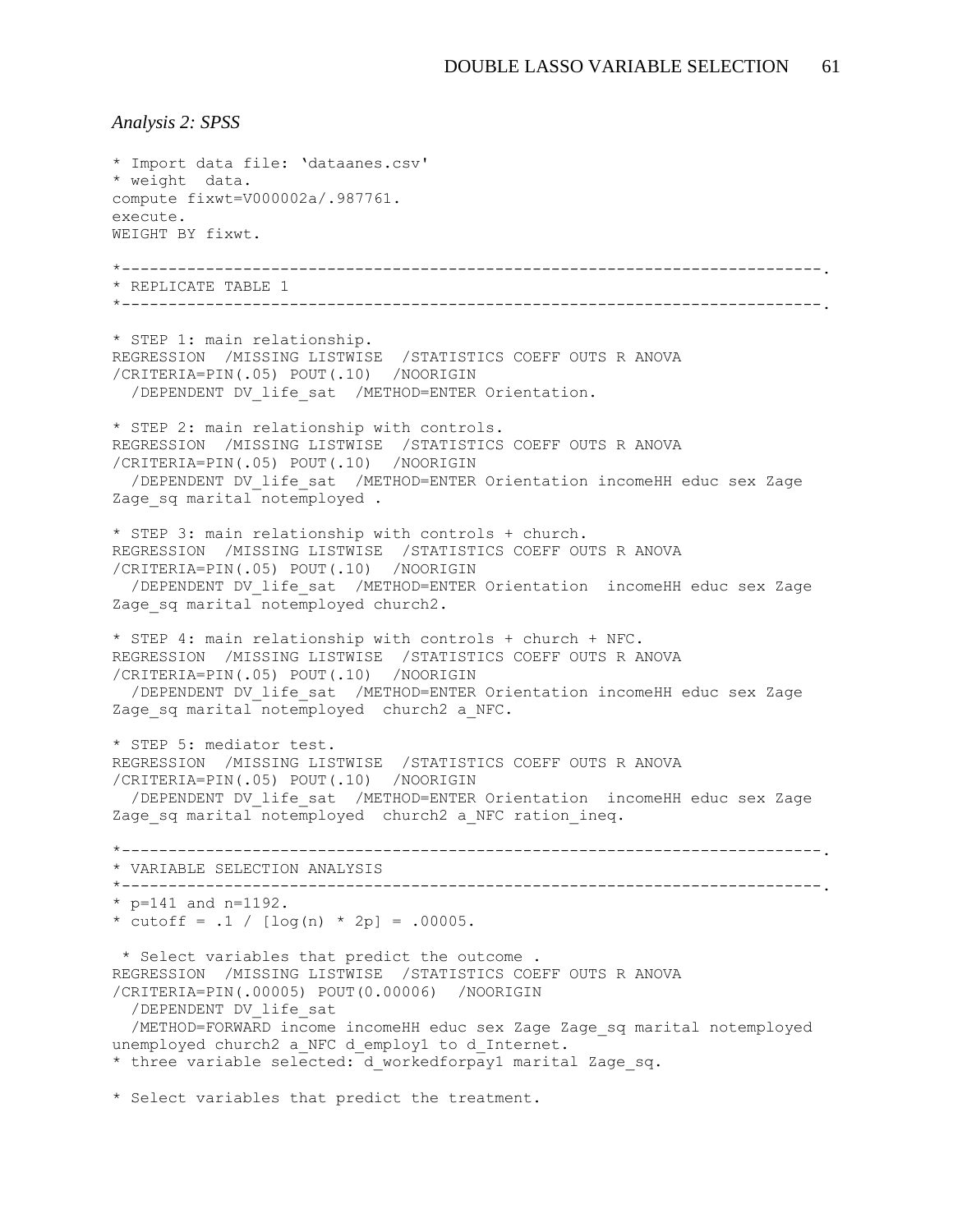*Analysis 2: SPSS*

```
* Import data file: 'dataanes.csv'
* weight  data.
compute fixwt=V000002a/.987761.
execute.
WEIGHT BY fixwt.

*---------------------------------------------------------------------------.
* REPLICATE TABLE 1
*---------------------------------------------------------------------------.

* STEP 1: main relationship.
REGRESSION  /MISSING LISTWISE  /STATISTICS COEFF OUTS R ANOVA
/CRITERIA=PIN(.05) POUT(.10)  /NOORIGIN
  /DEPENDENT DV_life_sat  /METHOD=ENTER Orientation.

* STEP 2: main relationship with controls.
REGRESSION  /MISSING LISTWISE  /STATISTICS COEFF OUTS R ANOVA
/CRITERIA=PIN(.05) POUT(.10)  /NOORIGIN
  /DEPENDENT DV_life_sat  /METHOD=ENTER Orientation incomeHH educ sex Zage
Zage_sq marital notemployed .

* STEP 3: main relationship with controls + church.
REGRESSION  /MISSING LISTWISE  /STATISTICS COEFF OUTS R ANOVA
/CRITERIA=PIN(.05) POUT(.10)  /NOORIGIN
  /DEPENDENT DV_life_sat  /METHOD=ENTER Orientation  incomeHH educ sex Zage
Zage_sq marital notemployed church2.

* STEP 4: main relationship with controls + church + NFC.
REGRESSION  /MISSING LISTWISE  /STATISTICS COEFF OUTS R ANOVA
/CRITERIA=PIN(.05) POUT(.10)  /NOORIGIN
  /DEPENDENT DV_life_sat  /METHOD=ENTER Orientation incomeHH educ sex Zage
Zage_sq marital notemployed  church2 a_NFC.

* STEP 5: mediator test.
REGRESSION  /MISSING LISTWISE  /STATISTICS COEFF OUTS R ANOVA
/CRITERIA=PIN(.05) POUT(.10)  /NOORIGIN
  /DEPENDENT DV_life_sat  /METHOD=ENTER Orientation  incomeHH educ sex Zage
Zage_sq marital notemployed  church2 a_NFC ration_ineq.

*---------------------------------------------------------------------------.
* VARIABLE SELECTION ANALYSIS
*---------------------------------------------------------------------------.
* p=141 and n=1192.
* cutoff = .1 / [log(n) * 2p] = .00005.

 * Select variables that predict the outcome .
REGRESSION  /MISSING LISTWISE  /STATISTICS COEFF OUTS R ANOVA
/CRITERIA=PIN(.00005) POUT(0.00006)  /NOORIGIN
  /DEPENDENT DV_life_sat
  /METHOD=FORWARD income incomeHH educ sex Zage Zage_sq marital notemployed
unemployed church2 a_NFC d_employ1 to d_Internet.
* three variable selected: d_workedforpay1 marital Zage_sq.

* Select variables that predict the treatment.
```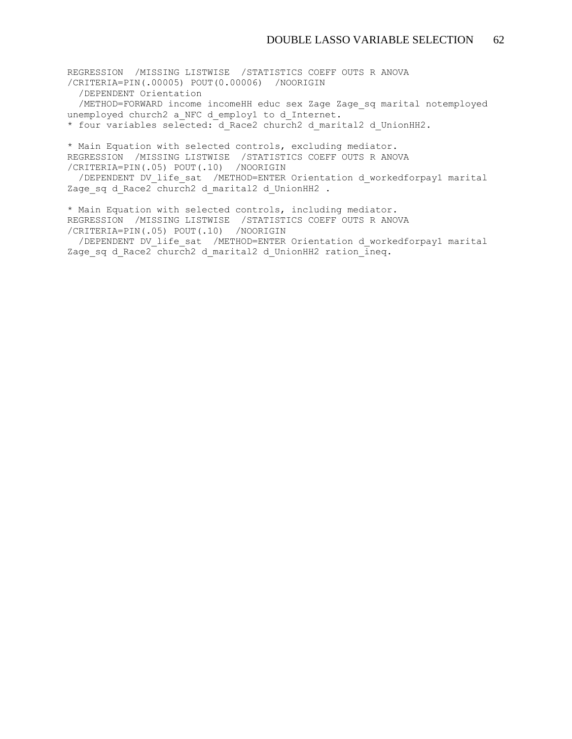```
REGRESSION  /MISSING LISTWISE  /STATISTICS COEFF OUTS R ANOVA
/CRITERIA=PIN(.00005) POUT(0.00006)  /NOORIGIN
  /DEPENDENT Orientation
  /METHOD=FORWARD income incomeHH educ sex Zage Zage_sq marital notemployed
unemployed church2 a_NFC d_employ1 to d_Internet.
* four variables selected: d_Race2 church2 d_marital2 d_UnionHH2.

* Main Equation with selected controls, excluding mediator.
REGRESSION  /MISSING LISTWISE  /STATISTICS COEFF OUTS R ANOVA
/CRITERIA=PIN(.05) POUT(.10)  /NOORIGIN
  /DEPENDENT DV_life_sat  /METHOD=ENTER Orientation d_workedforpay1 marital
Zage_sq d_Race2 church2 d_marital2 d_UnionHH2 .

* Main Equation with selected controls, including mediator.
REGRESSION  /MISSING LISTWISE  /STATISTICS COEFF OUTS R ANOVA
/CRITERIA=PIN(.05) POUT(.10)  /NOORIGIN
  /DEPENDENT DV_life_sat  /METHOD=ENTER Orientation d_workedforpay1 marital
Zage_sq d_Race2 church2 d_marital2 d_UnionHH2 ration_ineq.
```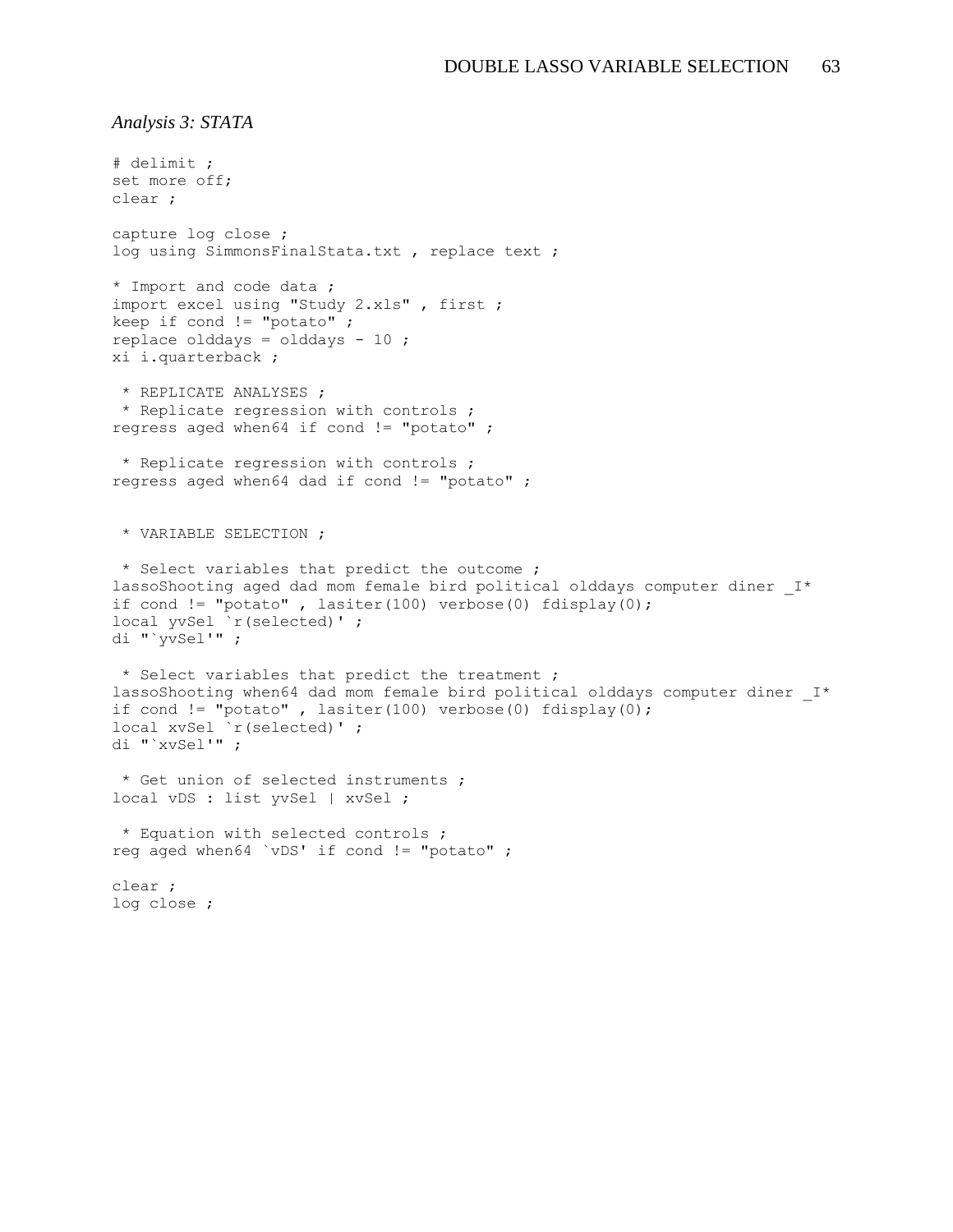*Analysis 3: STATA*

```
# delimit ;
set more off;
clear ;

capture log close ;
log using SimmonsFinalStata.txt , replace text ;

* Import and code data ;
import excel using "Study 2.xls" , first ;
keep if cond != "potato" ;
replace olddays = olddays - 10 ;
xi i.quarterback ;

 * REPLICATE ANALYSES ;
 * Replicate regression with controls ;
regress aged when64 if cond != "potato" ;

 * Replicate regression with controls ;
regress aged when64 dad if cond != "potato" ;


 * VARIABLE SELECTION ;

 * Select variables that predict the outcome ;
lassoShooting aged dad mom female bird political olddays computer diner _I*
if cond != "potato" , lasiter(100) verbose(0) fdisplay(0);
local yvSel `r(selected)' ;
di "`yvSel'" ;

 * Select variables that predict the treatment ;
lassoShooting when64 dad mom female bird political olddays computer diner _I*
if cond != "potato" , lasiter(100) verbose(0) fdisplay(0);
local xvSel `r(selected)' ;
di "`xvSel'" ;

 * Get union of selected instruments ;
local vDS : list yvSel | xvSel ;

 * Equation with selected controls ;
reg aged when64 `vDS' if cond != "potato" ;

clear ;
log close ;
```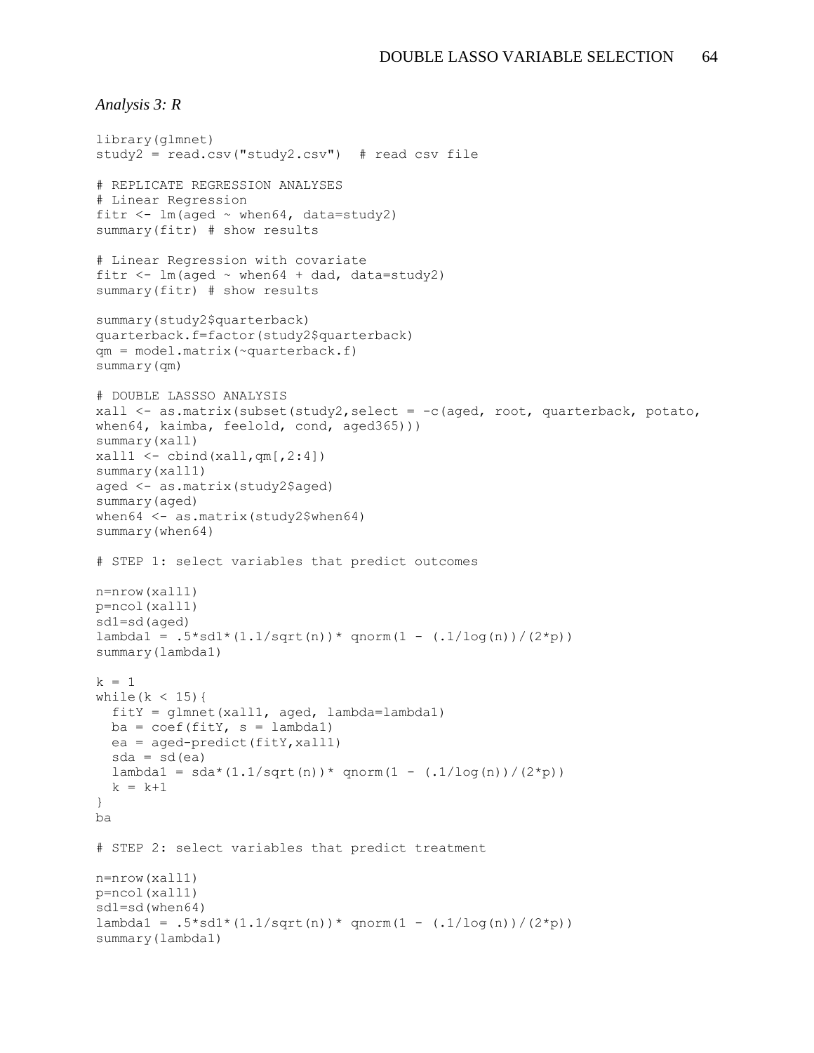*Analysis 3: R*

```
library(glmnet)
study2 = read.csv("study2.csv")  # read csv file

# REPLICATE REGRESSION ANALYSES
# Linear Regression
fitr <- lm(aged ~ when64, data=study2)
summary(fitr) # show results

# Linear Regression with covariate
fitr <- lm(aged ~ when64 + dad, data=study2)
summary(fitr) # show results

summary(study2$quarterback)
quarterback.f=factor(study2$quarterback)
qm = model.matrix(~quarterback.f)
summary(qm)

# DOUBLE LASSSO ANALYSIS
xall <- as.matrix(subset(study2,select = -c(aged, root, quarterback, potato,
when64, kaimba, feelold, cond, aged365)))
summary(xall)
xall1 <- cbind(xall,qm[,2:4])
summary(xall1)
aged <- as.matrix(study2$aged)
summary(aged)
when64 <- as.matrix(study2$when64)
summary(when64)

# STEP 1: select variables that predict outcomes

n=nrow(xall1)
p=ncol(xall1)
sd1=sd(aged)
lambda1 = .5*sd1*(1.1/sqrt(n))* qnorm(1 - (.1/log(n))/(2*p))
summary(lambda1)

k = 1
while(k < 15){
  fitY = glmnet(xall1, aged, lambda=lambda1)
  ba = coef(fitY, s = lambda1)
  ea = aged-predict(fitY,xall1)
  sda = sd(ea)
  lambda1 = sda*(1.1/sqrt(n))* qnorm(1 - (.1/log(n))/(2*p))
  k = k+1
}
ba

# STEP 2: select variables that predict treatment

n=nrow(xall1)
p=ncol(xall1)
sd1=sd(when64)
lambda1 = .5*sd1*(1.1/sqrt(n))* qnorm(1 - (.1/log(n))/(2*p))
summary(lambda1)
```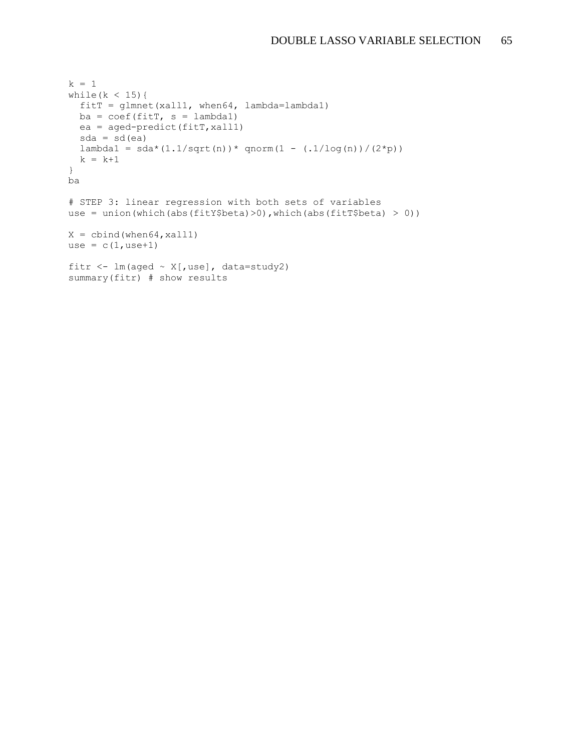```
k = 1
while(k < 15){
  fitT = glmnet(xall1, when64, lambda=lambda1)
  ba = coef(fitT, s = lambda1)
  ea = aged-predict(fitT,xall1)
  sda = sd(ea)
  lambda1 = sda*(1.1/sqrt(n))* qnorm(1 - (.1/log(n))/(2*p))
  k = k+1
}
ba

# STEP 3: linear regression with both sets of variables
use = union(which(abs(fitY$beta)>0),which(abs(fitT$beta) > 0))

X = cbind(when64,xall1)
use = c(1,use+1)

fitr <- lm(aged ~ X[,use], data=study2)
summary(fitr) # show results
```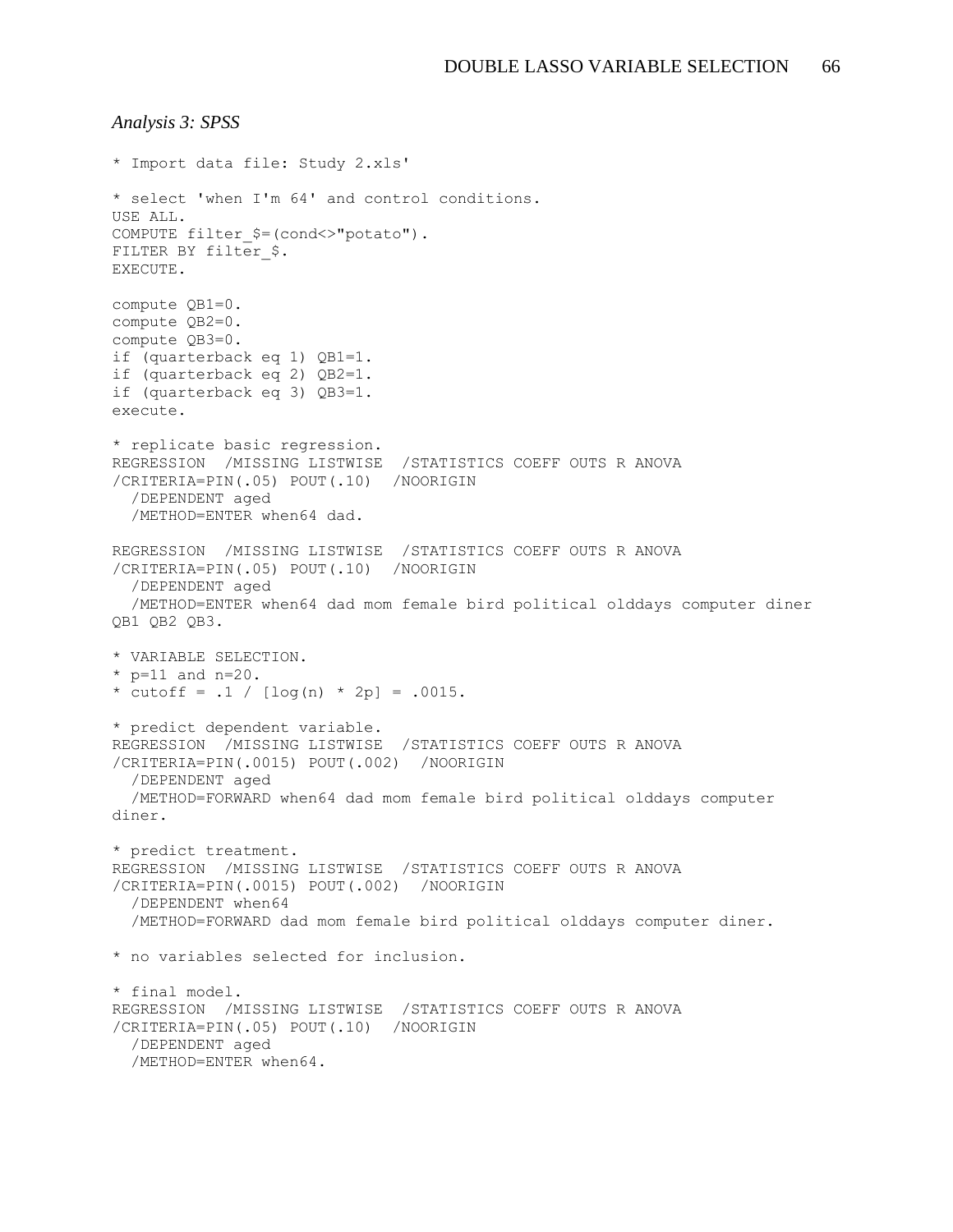*Analysis 3: SPSS*

```
* Import data file: Study 2.xls'

* select 'when I'm 64' and control conditions.
USE ALL.
COMPUTE filter_$=(cond<>"potato").
FILTER BY filter_$.
EXECUTE.

compute QB1=0.
compute QB2=0.
compute QB3=0.
if (quarterback eq 1) QB1=1.
if (quarterback eq 2) QB2=1.
if (quarterback eq 3) QB3=1.
execute.

* replicate basic regression.
REGRESSION  /MISSING LISTWISE  /STATISTICS COEFF OUTS R ANOVA
/CRITERIA=PIN(.05) POUT(.10)  /NOORIGIN
  /DEPENDENT aged
  /METHOD=ENTER when64 dad.

REGRESSION  /MISSING LISTWISE  /STATISTICS COEFF OUTS R ANOVA
/CRITERIA=PIN(.05) POUT(.10)  /NOORIGIN
  /DEPENDENT aged
  /METHOD=ENTER when64 dad mom female bird political olddays computer diner
QB1 QB2 QB3.

* VARIABLE SELECTION.
* p=11 and n=20.
* cutoff = .1 / [log(n) * 2p] = .0015.

* predict dependent variable.
REGRESSION  /MISSING LISTWISE  /STATISTICS COEFF OUTS R ANOVA
/CRITERIA=PIN(.0015) POUT(.002)  /NOORIGIN
  /DEPENDENT aged
  /METHOD=FORWARD when64 dad mom female bird political olddays computer
diner.

* predict treatment.
REGRESSION  /MISSING LISTWISE  /STATISTICS COEFF OUTS R ANOVA
/CRITERIA=PIN(.0015) POUT(.002)  /NOORIGIN
  /DEPENDENT when64
  /METHOD=FORWARD dad mom female bird political olddays computer diner.

* no variables selected for inclusion.

* final model.
REGRESSION  /MISSING LISTWISE  /STATISTICS COEFF OUTS R ANOVA
/CRITERIA=PIN(.05) POUT(.10)  /NOORIGIN
  /DEPENDENT aged
  /METHOD=ENTER when64.
```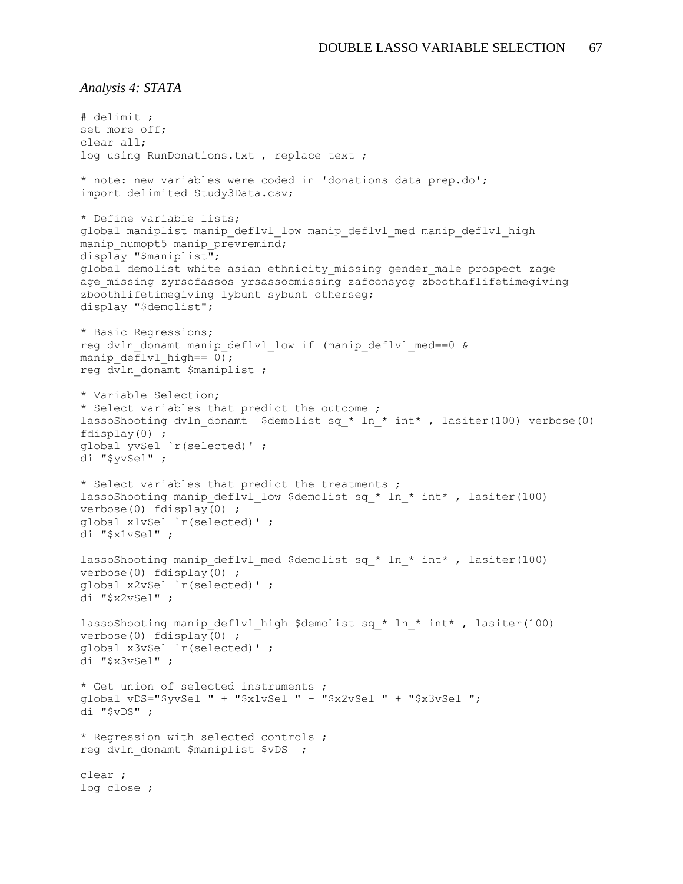*Analysis 4: STATA*

```
# delimit ;
set more off;
clear all;
log using RunDonations.txt , replace text ;

* note: new variables were coded in 'donations data prep.do';
import delimited Study3Data.csv;

* Define variable lists;
global maniplist manip_deflvl_low manip_deflvl_med manip_deflvl_high
manip_numopt5 manip_prevremind;
display "$maniplist";
global demolist white asian ethnicity_missing gender_male prospect zage
age_missing zyrsofassos yrsassocmissing zafconsyog zboothaflifetimegiving
zboothlifetimegiving lybunt sybunt otherseg;
display "$demolist";

* Basic Regressions;
reg dvln_donamt manip_deflvl_low if (manip_deflvl_med==0 &
manip_deflvl_high== 0);
reg dvln_donamt $maniplist ;

* Variable Selection;
* Select variables that predict the outcome ;
lassoShooting dvln_donamt  $demolist sq_* ln_* int* , lasiter(100) verbose(0)
fdisplay(0) ;
global yvSel `r(selected)' ;
di "$yvSel" ;

* Select variables that predict the treatments ;
lassoShooting manip_deflvl_low $demolist sq_* ln_* int* , lasiter(100)
verbose(0) fdisplay(0) ;
global x1vSel `r(selected)' ;
di "$x1vSel" ;

lassoShooting manip_deflvl_med $demolist sq_* ln_* int* , lasiter(100)
verbose(0) fdisplay(0) ;
global x2vSel `r(selected)' ;
di "$x2vSel" ;

lassoShooting manip_deflvl_high $demolist sq_* ln_* int* , lasiter(100)
verbose(0) fdisplay(0) ;
global x3vSel `r(selected)' ;
di "$x3vSel" ;

* Get union of selected instruments ;
global vDS="$yvSel " + "$x1vSel " + "$x2vSel " + "$x3vSel ";
di "$vDS" ;

* Regression with selected controls ;
reg dvln_donamt $maniplist $vDS  ;

clear ;
log close ;
```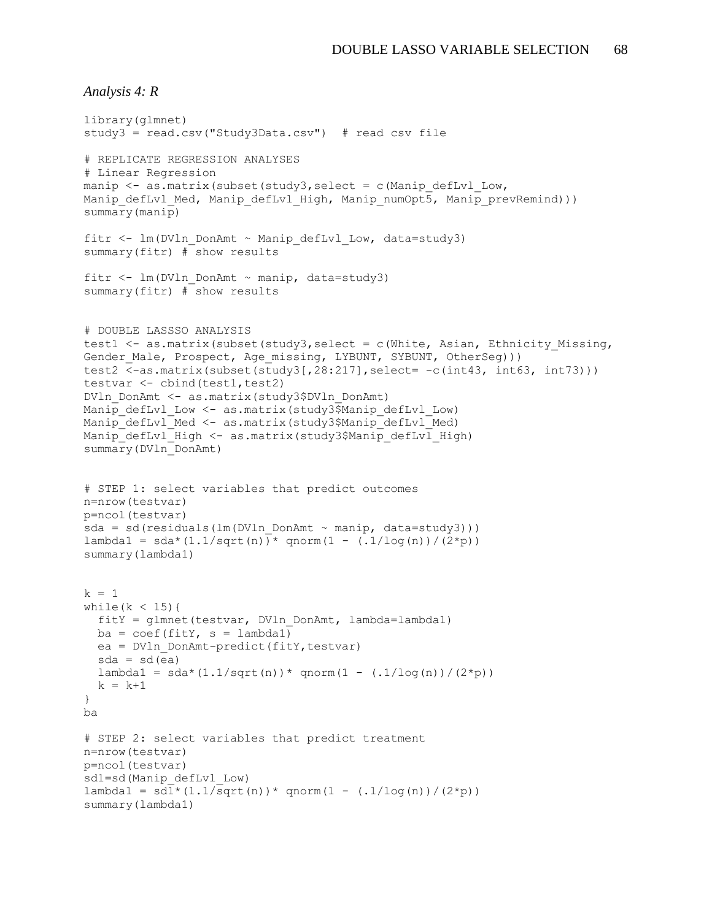*Analysis 4: R*

```
library(glmnet)
study3 = read.csv("Study3Data.csv")  # read csv file

# REPLICATE REGRESSION ANALYSES
# Linear Regression
manip <- as.matrix(subset(study3,select = c(Manip_defLvl_Low,
Manip_defLvl_Med, Manip_defLvl_High, Manip_numOpt5, Manip_prevRemind)))
summary(manip)

fitr <- lm(DVln_DonAmt ~ Manip_defLvl_Low, data=study3)
summary(fitr) # show results

fitr <- lm(DVln_DonAmt ~ manip, data=study3)
summary(fitr) # show results


# DOUBLE LASSSO ANALYSIS
test1 <- as.matrix(subset(study3,select = c(White, Asian, Ethnicity_Missing,
Gender_Male, Prospect, Age_missing, LYBUNT, SYBUNT, OtherSeg)))
test2 <-as.matrix(subset(study3[,28:217],select= -c(int43, int63, int73)))
testvar <- cbind(test1,test2)
DVln_DonAmt <- as.matrix(study3$DVln_DonAmt)
Manip_defLvl_Low <- as.matrix(study3$Manip_defLvl_Low)
Manip_defLvl_Med <- as.matrix(study3$Manip_defLvl_Med)
Manip_defLvl_High <- as.matrix(study3$Manip_defLvl_High)
summary(DVln_DonAmt)


# STEP 1: select variables that predict outcomes
n=nrow(testvar)
p=ncol(testvar)
sda = sd(residuals(lm(DVln_DonAmt ~ manip, data=study3)))
lambda1 = sda*(1.1/sqrt(n))* qnorm(1 - (.1/log(n))/(2*p))
summary(lambda1)


k = 1
while(k < 15){
  fitY = glmnet(testvar, DVln_DonAmt, lambda=lambda1)
  ba = coef(fitY, s = lambda1)
  ea = DVln_DonAmt-predict(fitY,testvar)
  sda = sd(ea)
  lambda1 = sda*(1.1/sqrt(n))* qnorm(1 - (.1/log(n))/(2*p))
  k = k+1
}
ba

# STEP 2: select variables that predict treatment
n=nrow(testvar)
p=ncol(testvar)
sd1=sd(Manip_defLvl_Low)
lambda1 = sd1*(1.1/sqrt(n))* qnorm(1 - (.1/log(n))/(2*p))
summary(lambda1)
```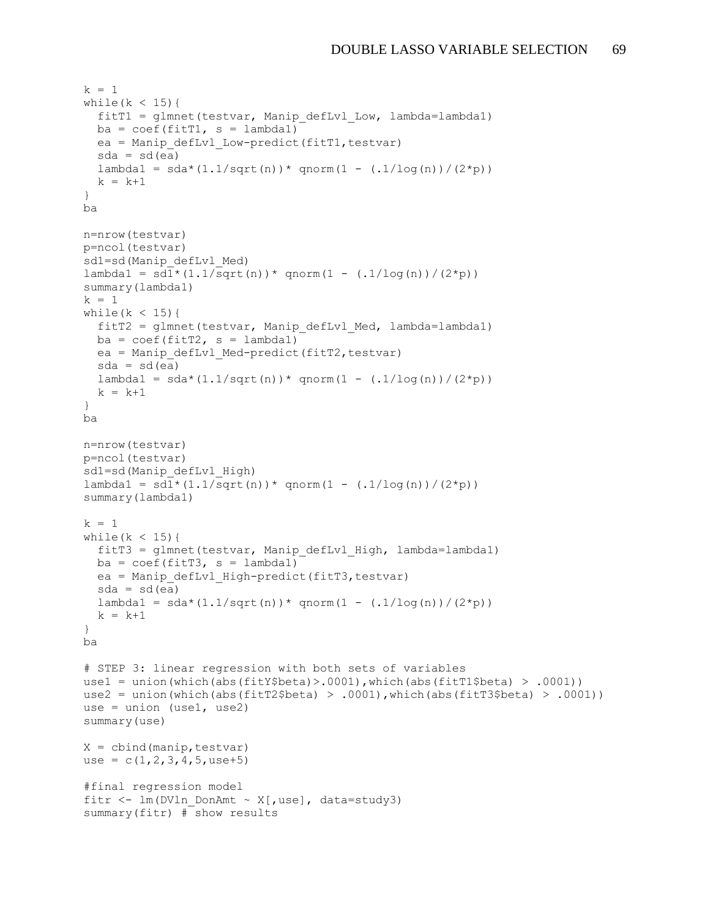```
k = 1
while(k < 15){
  fitT1 = glmnet(testvar, Manip_defLvl_Low, lambda=lambda1)
  ba = coef(fitT1, s = lambda1)
  ea = Manip_defLvl_Low-predict(fitT1,testvar)
  sda = sd(ea)
  lambda1 = sda*(1.1/sqrt(n))* qnorm(1 - (.1/log(n))/(2*p))
  k = k+1
}
ba

n=nrow(testvar)
p=ncol(testvar)
sd1=sd(Manip_defLvl_Med)
lambda1 = sd1*(1.1/sqrt(n))* qnorm(1 - (.1/log(n))/(2*p))
summary(lambda1)
k = 1
while(k < 15){
  fitT2 = glmnet(testvar, Manip_defLvl_Med, lambda=lambda1)
  ba = coef(fitT2, s = lambda1)
  ea = Manip_defLvl_Med-predict(fitT2,testvar)
  sda = sd(ea)
  lambda1 = sda*(1.1/sqrt(n))* qnorm(1 - (.1/log(n))/(2*p))
  k = k+1
}
ba

n=nrow(testvar)
p=ncol(testvar)
sd1=sd(Manip_defLvl_High)
lambda1 = sd1*(1.1/sqrt(n))* qnorm(1 - (.1/log(n))/(2*p))
summary(lambda1)

k = 1
while(k < 15){
  fitT3 = glmnet(testvar, Manip_defLvl_High, lambda=lambda1)
  ba = coef(fitT3, s = lambda1)
  ea = Manip_defLvl_High-predict(fitT3,testvar)
  sda = sd(ea)
  lambda1 = sda*(1.1/sqrt(n))* qnorm(1 - (.1/log(n))/(2*p))
  k = k+1
}
ba

# STEP 3: linear regression with both sets of variables
use1 = union(which(abs(fitY$beta)>.0001),which(abs(fitT1$beta) > .0001))
use2 = union(which(abs(fitT2$beta) > .0001),which(abs(fitT3$beta) > .0001))
use = union (use1, use2)
summary(use)

X = cbind(manip,testvar)
use = c(1,2,3,4,5,use+5)

#final regression model
fitr <- lm(DVln_DonAmt ~ X[,use], data=study3)
summary(fitr) # show results
```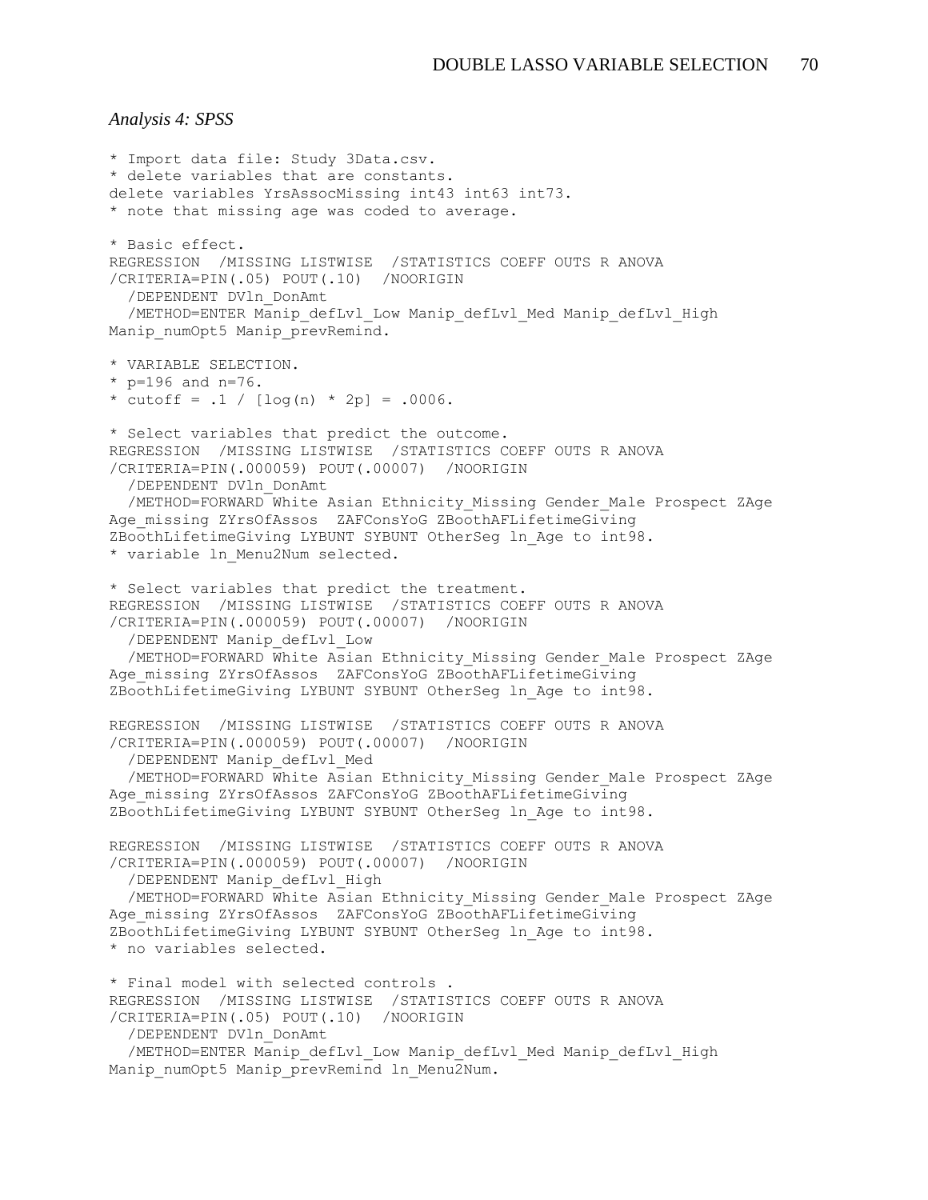*Analysis 4: SPSS*

```
* Import data file: Study 3Data.csv.
* delete variables that are constants.
delete variables YrsAssocMissing int43 int63 int73.
* note that missing age was coded to average.

* Basic effect.
REGRESSION  /MISSING LISTWISE  /STATISTICS COEFF OUTS R ANOVA
/CRITERIA=PIN(.05) POUT(.10)  /NOORIGIN
  /DEPENDENT DVln_DonAmt
  /METHOD=ENTER Manip_defLvl_Low Manip_defLvl_Med Manip_defLvl_High
Manip_numOpt5 Manip_prevRemind.

* VARIABLE SELECTION.
* p=196 and n=76.
* cutoff = .1 / [log(n) * 2p] = .0006.

* Select variables that predict the outcome.
REGRESSION  /MISSING LISTWISE  /STATISTICS COEFF OUTS R ANOVA
/CRITERIA=PIN(.000059) POUT(.00007)  /NOORIGIN
  /DEPENDENT DVln_DonAmt
  /METHOD=FORWARD White Asian Ethnicity_Missing Gender_Male Prospect ZAge
Age_missing ZYrsOfAssos  ZAFConsYoG ZBoothAFLifetimeGiving
ZBoothLifetimeGiving LYBUNT SYBUNT OtherSeg ln_Age to int98.
* variable ln_Menu2Num selected.

* Select variables that predict the treatment.
REGRESSION  /MISSING LISTWISE  /STATISTICS COEFF OUTS R ANOVA
/CRITERIA=PIN(.000059) POUT(.00007)  /NOORIGIN
  /DEPENDENT Manip_defLvl_Low
  /METHOD=FORWARD White Asian Ethnicity_Missing Gender_Male Prospect ZAge
Age_missing ZYrsOfAssos  ZAFConsYoG ZBoothAFLifetimeGiving
ZBoothLifetimeGiving LYBUNT SYBUNT OtherSeg ln_Age to int98.

REGRESSION  /MISSING LISTWISE  /STATISTICS COEFF OUTS R ANOVA
/CRITERIA=PIN(.000059) POUT(.00007)  /NOORIGIN
  /DEPENDENT Manip_defLvl_Med
  /METHOD=FORWARD White Asian Ethnicity_Missing Gender_Male Prospect ZAge
Age_missing ZYrsOfAssos ZAFConsYoG ZBoothAFLifetimeGiving
ZBoothLifetimeGiving LYBUNT SYBUNT OtherSeg ln_Age to int98.

REGRESSION  /MISSING LISTWISE  /STATISTICS COEFF OUTS R ANOVA
/CRITERIA=PIN(.000059) POUT(.00007)  /NOORIGIN
  /DEPENDENT Manip_defLvl_High
  /METHOD=FORWARD White Asian Ethnicity_Missing Gender_Male Prospect ZAge
Age_missing ZYrsOfAssos  ZAFConsYoG ZBoothAFLifetimeGiving
ZBoothLifetimeGiving LYBUNT SYBUNT OtherSeg ln_Age to int98.
* no variables selected.

* Final model with selected controls .
REGRESSION  /MISSING LISTWISE  /STATISTICS COEFF OUTS R ANOVA
/CRITERIA=PIN(.05) POUT(.10)  /NOORIGIN
  /DEPENDENT DVln_DonAmt
  /METHOD=ENTER Manip_defLvl_Low Manip_defLvl_Med Manip_defLvl_High
Manip_numOpt5 Manip_prevRemind ln_Menu2Num.
```